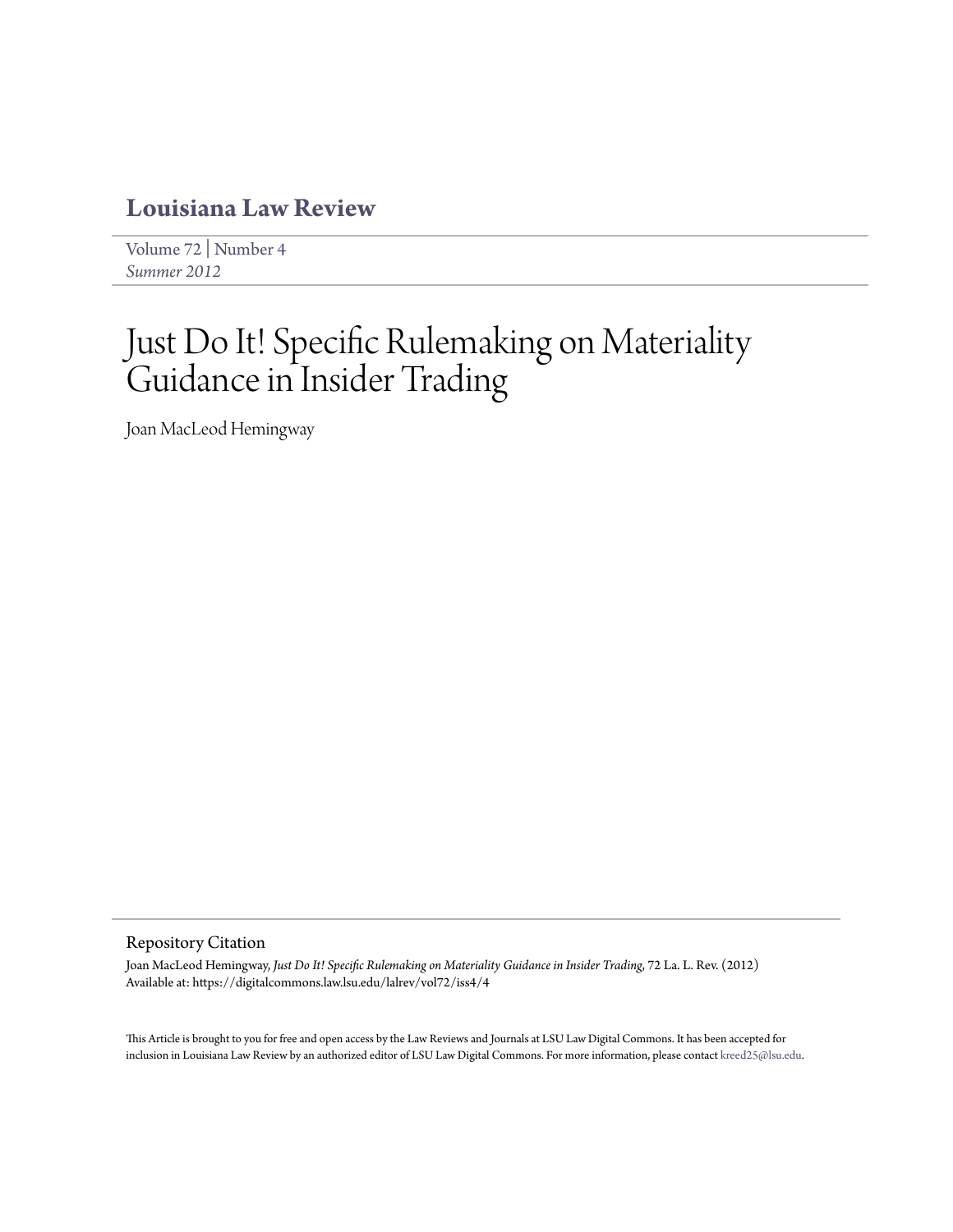# Louisiana Law Review

Volume 72 | Number 4
*Summer 2012*

# Just Do It! Specific Rulemaking on Materiality Guidance in Insider Trading

Joan MacLeod Hemingway

## Repository Citation

Joan MacLeod Hemingway, *Just Do It! Specific Rulemaking on Materiality Guidance in Insider Trading*, 72 La. L. Rev. (2012)
Available at: https://digitalcommons.law.lsu.edu/lalrev/vol72/iss4/4

This Article is brought to you for free and open access by the Law Reviews and Journals at LSU Law Digital Commons. It has been accepted for inclusion in Louisiana Law Review by an authorized editor of LSU Law Digital Commons. For more information, please contact kreed25@lsu.edu.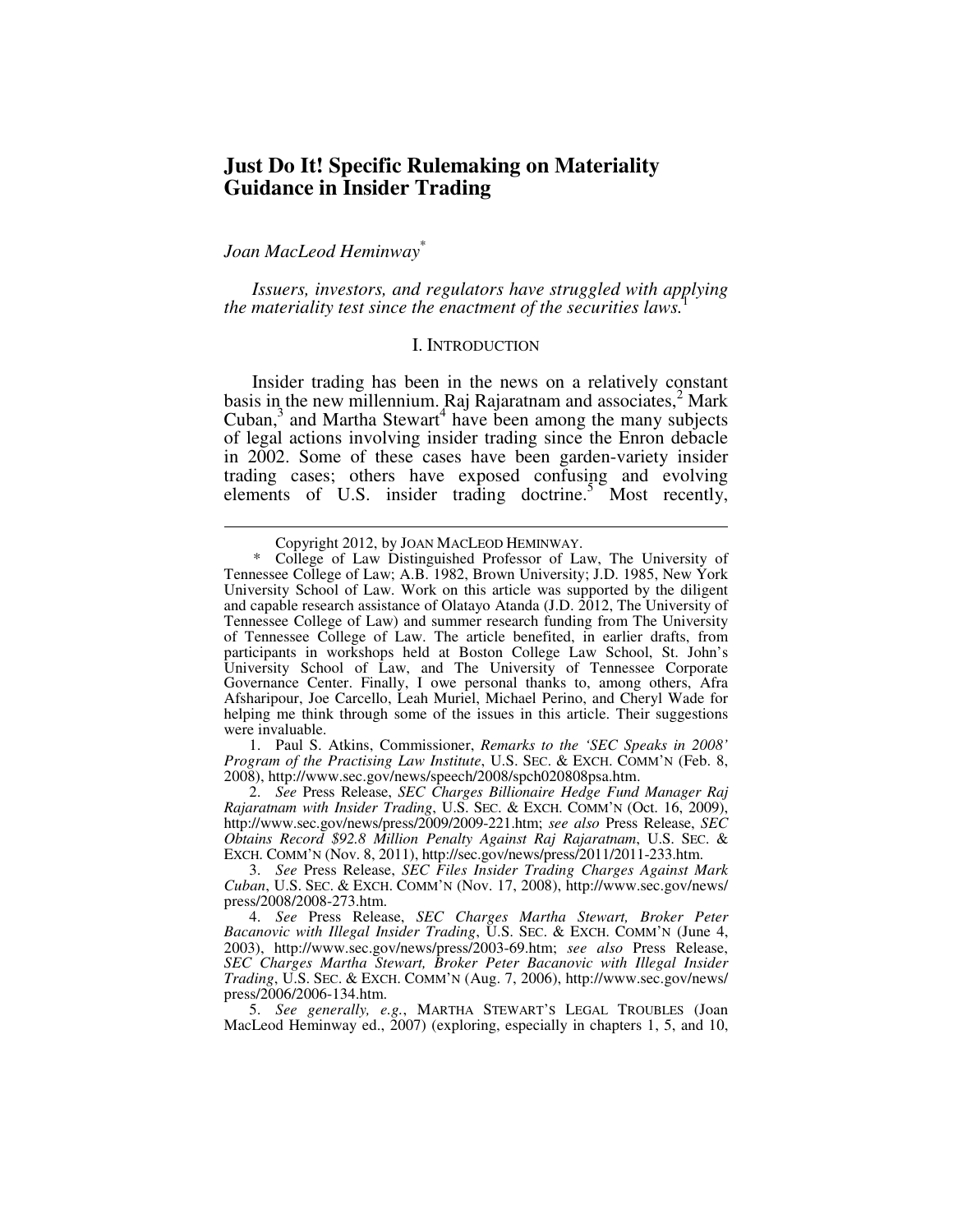# Just Do It! Specific Rulemaking on Materiality Guidance in Insider Trading

*Joan MacLeod Heminway*[*]

*Issues, investors, and regulators have struggled with applying the materiality test since the enactment of the securities laws.*[1]

## I. INTRODUCTION

Insider trading has been in the news on a relatively constant basis in the new millennium. Raj Rajaratnam and associates,[2] Mark Cuban,[3] and Martha Stewart[4] have been among the many subjects of legal actions involving insider trading since the Enron debacle in 2002. Some of these cases have been garden-variety insider trading cases; others have exposed confusing and evolving elements of U.S. insider trading doctrine.[5] Most recently,

---

Copyright 2012, by JOAN MACLEOD HEMINWAY.

\* College of Law Distinguished Professor of Law, The University of Tennessee College of Law; A.B. 1982, Brown University; J.D. 1985, New York University School of Law. Work on this article was supported by the diligent and capable research assistance of Olatayo Atanda (J.D. 2012, The University of Tennessee College of Law) and summer research funding from The University of Tennessee College of Law. The article benefited, in earlier drafts, from participants in workshops held at Boston College Law School, St. John's University School of Law, and The University of Tennessee Corporate Governance Center. Finally, I owe personal thanks to, among others, Afra Afsharipour, Joe Carcello, Leah Muriel, Michael Perino, and Cheryl Wade for helping me think through some of the issues in this article. Their suggestions were invaluable.

1. Paul S. Atkins, Commissioner, *Remarks to the 'SEC Speaks in 2008' Program of the Practising Law Institute*, U.S. SEC. & EXCH. COMM'N (Feb. 8, 2008), http://www.sec.gov/news/speech/2008/spch020808psa.htm.

2. *See* Press Release, *SEC Charges Billionaire Hedge Fund Manager Raj Rajaratnam with Insider Trading*, U.S. SEC. & EXCH. COMM'N (Oct. 16, 2009), http://www.sec.gov/news/press/2009/2009-221.htm; *see also* Press Release, *SEC Obtains Record $92.8 Million Penalty Against Raj Rajaratnam*, U.S. SEC. & EXCH. COMM'N (Nov. 8, 2011), http://sec.gov/news/press/2011/2011-233.htm.

3. *See* Press Release, *SEC Files Insider Trading Charges Against Mark Cuban*, U.S. SEC. & EXCH. COMM'N (Nov. 17, 2008), http://www.sec.gov/news/press/2008/2008-273.htm.

4. *See* Press Release, *SEC Charges Martha Stewart, Broker Peter Bacanovic with Illegal Insider Trading*, U.S. SEC. & EXCH. COMM'N (June 4, 2003), http://www.sec.gov/news/press/2003-69.htm; *see also* Press Release, *SEC Charges Martha Stewart, Broker Peter Bacanovic with Illegal Insider Trading*, U.S. SEC. & EXCH. COMM'N (Aug. 7, 2006), http://www.sec.gov/news/press/2006/2006-134.htm.

5. *See generally, e.g.*, MARTHA STEWART'S LEGAL TROUBLES (Joan MacLeod Heminway ed., 2007) (exploring, especially in chapters 1, 5, and 10,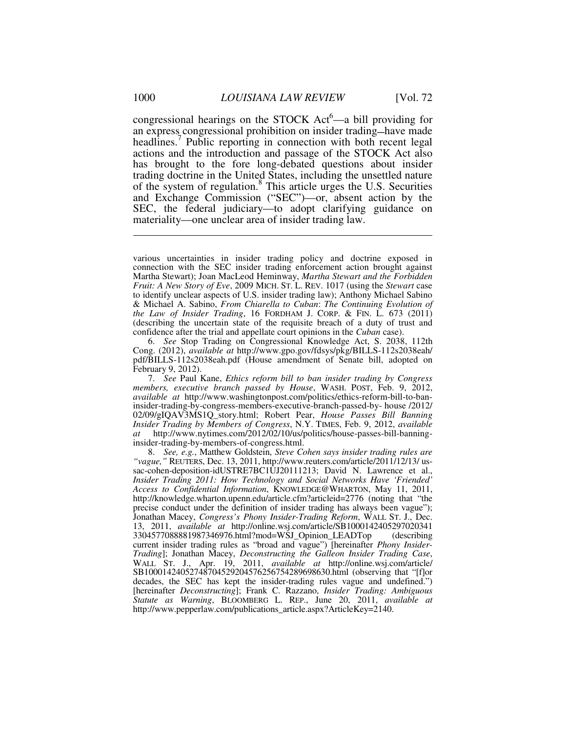congressional hearings on the STOCK Act[6]—a bill providing for an express congressional prohibition on insider trading—have made headlines.[7] Public reporting in connection with both recent legal actions and the introduction and passage of the STOCK Act also has brought to the fore long-debated questions about insider trading doctrine in the United States, including the unsettled nature of the system of regulation.[8] This article urges the U.S. Securities and Exchange Commission ("SEC")—or, absent action by the SEC, the federal judiciary—to adopt clarifying guidance on materiality—one unclear area of insider trading law.

---

various uncertainties in insider trading policy and doctrine exposed in connection with the SEC insider trading enforcement action brought against Martha Stewart); Joan MacLeod Heminway, *Martha Stewart and the Forbidden Fruit: A New Story of Eve*, 2009 MICH. ST. L. REV. 1017 (using the *Stewart* case to identify unclear aspects of U.S. insider trading law); Anthony Michael Sabino & Michael A. Sabino, *From Chiarella to Cuban*: *The Continuing Evolution of the Law of Insider Trading*, 16 FORDHAM J. CORP. & FIN. L. 673 (2011) (describing the uncertain state of the requisite breach of a duty of trust and confidence after the trial and appellate court opinions in the *Cuban* case).

6. *See* Stop Trading on Congressional Knowledge Act, S. 2038, 112th Cong. (2012), *available at* http://www.gpo.gov/fdsys/pkg/BILLS-112s2038eah/pdf/BILLS-112s2038eah.pdf (House amendment of Senate bill, adopted on February 9, 2012).

7. *See* Paul Kane, *Ethics reform bill to ban insider trading by Congress members, executive branch passed by House*, WASH. POST, Feb. 9, 2012, *available at* http://www.washingtonpost.com/politics/ethics-reform-bill-to-ban-insider-trading-by-congress-members-executive-branch-passed-by- house /2012/02/09/gIQAV3MS1Q_story.html; Robert Pear, *House Passes Bill Banning Insider Trading by Members of Congress*, N.Y. TIMES, Feb. 9, 2012, *available at* http://www.nytimes.com/2012/02/10/us/politics/house-passes-bill-banning-insider-trading-by-members-of-congress.html.

8. *See, e.g.*, Matthew Goldstein, *Steve Cohen says insider trading rules are "vague,"* REUTERS, Dec. 13, 2011, http://www.reuters.com/article/2011/12/13/ us-sac-cohen-deposition-idUSTRE7BC1UJ20111213; David N. Lawrence et al., *Insider Trading 2011: How Technology and Social Networks Have 'Friended' Access to Confidential Information*, KNOWLEDGE@WHARTON, May 11, 2011, http://knowledge.wharton.upenn.edu/article.cfm?articleid=2776 (noting that "the precise conduct under the definition of insider trading has always been vague"); Jonathan Macey, *Congress's Phony Insider-Trading Reform*, WALL ST. J., Dec. 13, 2011, *available at* http://online.wsj.com/article/SB10001424052970203413304577088881987346976.html?mod=WSJ_Opinion_LEADTop (describing current insider trading rules as "broad and vague") [hereinafter *Phony Insider-Trading*]; Jonathan Macey, *Deconstructing the Galleon Insider Trading Case*, WALL ST. J., Apr. 19, 2011, *available at* http://online.wsj.com/article/SB10001424052748704529204576256754289698630.html (observing that "[f]or decades, the SEC has kept the insider-trading rules vague and undefined.") [hereinafter *Deconstructing*]; Frank C. Razzano, *Insider Trading: Ambiguous Statute as Warning*, BLOOMBERG L. REP., June 20, 2011, *available at* http://www.pepperlaw.com/publications_article.aspx?ArticleKey=2140.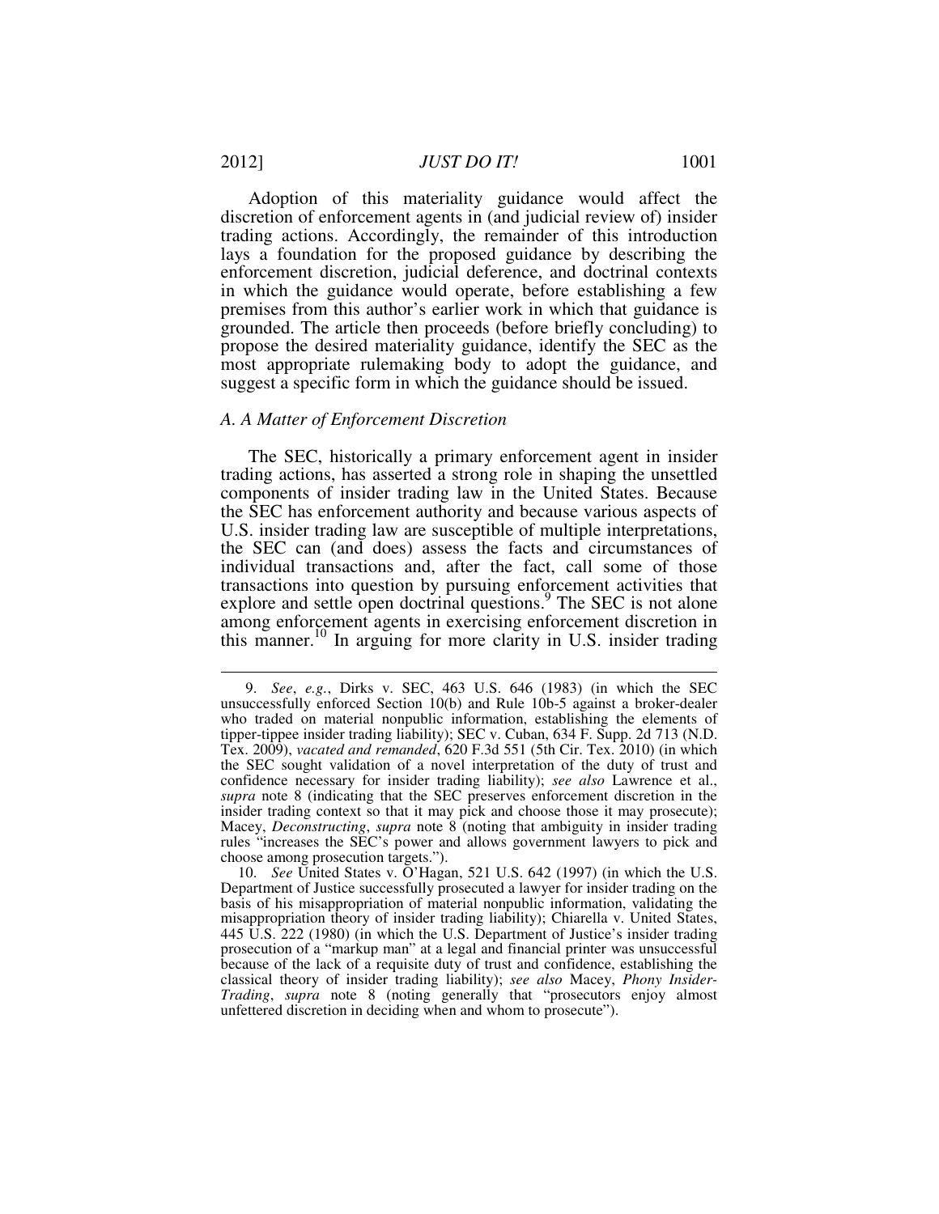Adoption of this materiality guidance would affect the discretion of enforcement agents in (and judicial review of) insider trading actions. Accordingly, the remainder of this introduction lays a foundation for the proposed guidance by describing the enforcement discretion, judicial deference, and doctrinal contexts in which the guidance would operate, before establishing a few premises from this author's earlier work in which that guidance is grounded. The article then proceeds (before briefly concluding) to propose the desired materiality guidance, identify the SEC as the most appropriate rulemaking body to adopt the guidance, and suggest a specific form in which the guidance should be issued.

### *A. A Matter of Enforcement Discretion*

The SEC, historically a primary enforcement agent in insider trading actions, has asserted a strong role in shaping the unsettled components of insider trading law in the United States. Because the SEC has enforcement authority and because various aspects of U.S. insider trading law are susceptible of multiple interpretations, the SEC can (and does) assess the facts and circumstances of individual transactions and, after the fact, call some of those transactions into question by pursuing enforcement activities that explore and settle open doctrinal questions.[9] The SEC is not alone among enforcement agents in exercising enforcement discretion in this manner.[10] In arguing for more clarity in U.S. insider trading

---

9. *See*, *e.g.*, Dirks v. SEC, 463 U.S. 646 (1983) (in which the SEC unsuccessfully enforced Section 10(b) and Rule 10b-5 against a broker-dealer who traded on material nonpublic information, establishing the elements of tipper-tippee insider trading liability); SEC v. Cuban, 634 F. Supp. 2d 713 (N.D. Tex. 2009), *vacated and remanded*, 620 F.3d 551 (5th Cir. Tex. 2010) (in which the SEC sought validation of a novel interpretation of the duty of trust and confidence necessary for insider trading liability); *see also* Lawrence et al., *supra* note 8 (indicating that the SEC preserves enforcement discretion in the insider trading context so that it may pick and choose those it may prosecute); Macey, *Deconstructing*, *supra* note 8 (noting that ambiguity in insider trading rules "increases the SEC's power and allows government lawyers to pick and choose among prosecution targets.").

10. *See* United States v. O'Hagan, 521 U.S. 642 (1997) (in which the U.S. Department of Justice successfully prosecuted a lawyer for insider trading on the basis of his misappropriation of material nonpublic information, validating the misappropriation theory of insider trading liability); Chiarella v. United States, 445 U.S. 222 (1980) (in which the U.S. Department of Justice's insider trading prosecution of a "markup man" at a legal and financial printer was unsuccessful because of the lack of a requisite duty of trust and confidence, establishing the classical theory of insider trading liability); *see also* Macey, *Phony Insider-Trading*, *supra* note 8 (noting generally that "prosecutors enjoy almost unfettered discretion in deciding when and whom to prosecute").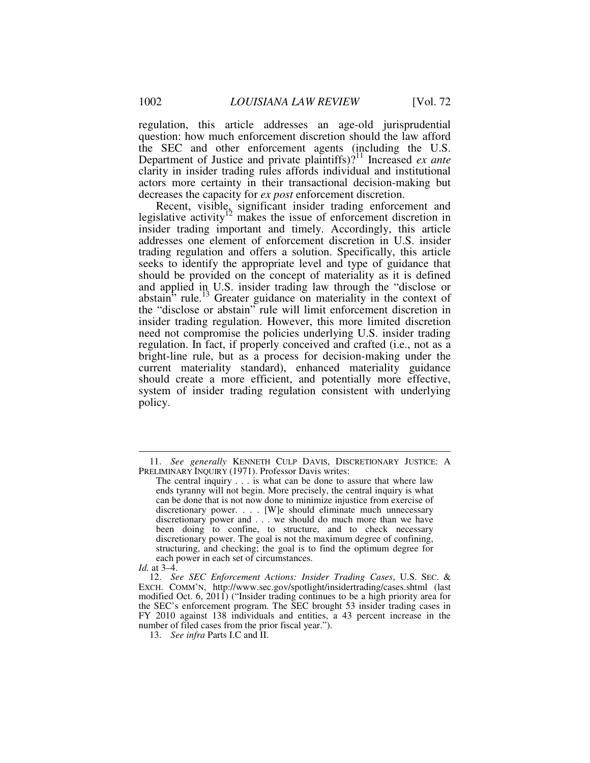regulation, this article addresses an age-old jurisprudential question: how much enforcement discretion should the law afford the SEC and other enforcement agents (including the U.S. Department of Justice and private plaintiffs)?[11] Increased *ex ante* clarity in insider trading rules affords individual and institutional actors more certainty in their transactional decision-making but decreases the capacity for *ex post* enforcement discretion.

Recent, visible, significant insider trading enforcement and legislative activity[12] makes the issue of enforcement discretion in insider trading important and timely. Accordingly, this article addresses one element of enforcement discretion in U.S. insider trading regulation and offers a solution. Specifically, this article seeks to identify the appropriate level and type of guidance that should be provided on the concept of materiality as it is defined and applied in U.S. insider trading law through the "disclose or abstain" rule.[13] Greater guidance on materiality in the context of the "disclose or abstain" rule will limit enforcement discretion in insider trading regulation. However, this more limited discretion need not compromise the policies underlying U.S. insider trading regulation. In fact, if properly conceived and crafted (i.e., not as a bright-line rule, but as a process for decision-making under the current materiality standard), enhanced materiality guidance should create a more efficient, and potentially more effective, system of insider trading regulation consistent with underlying policy.

---

11. *See generally* KENNETH CULP DAVIS, DISCRETIONARY JUSTICE: A PRELIMINARY INQUIRY (1971). Professor Davis writes:

> The central inquiry . . . is what can be done to assure that where law ends tyranny will not begin. More precisely, the central inquiry is what can be done that is not now done to minimize injustice from exercise of discretionary power. . . . [W]e should eliminate much unnecessary discretionary power and . . . we should do much more than we have been doing to confine, to structure, and to check necessary discretionary power. The goal is not the maximum degree of confining, structuring, and checking; the goal is to find the optimum degree for each power in each set of circumstances.

*Id.* at 3–4.

12. *See SEC Enforcement Actions: Insider Trading Cases*, U.S. SEC. & EXCH. COMM'N, http://www.sec.gov/spotlight/insidertrading/cases.shtml (last modified Oct. 6, 2011) ("Insider trading continues to be a high priority area for the SEC's enforcement program. The SEC brought 53 insider trading cases in FY 2010 against 138 individuals and entities, a 43 percent increase in the number of filed cases from the prior fiscal year.").

13. *See infra* Parts I.C and II.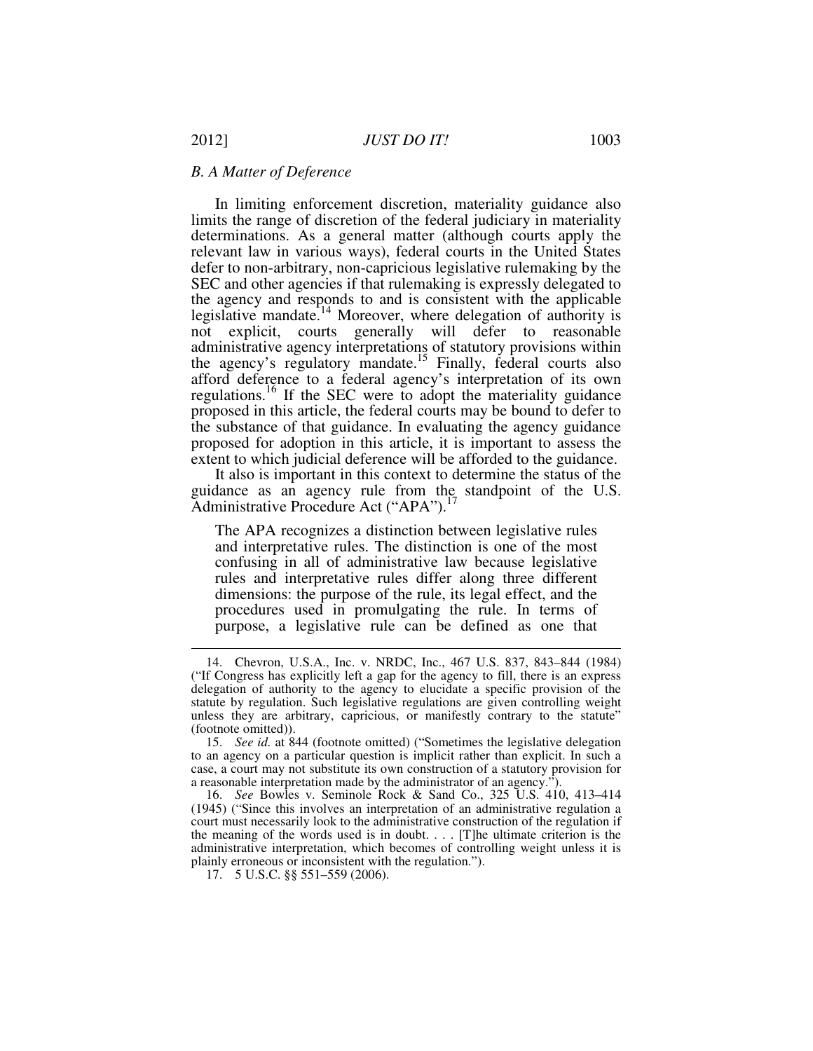### *B. A Matter of Deference*

In limiting enforcement discretion, materiality guidance also limits the range of discretion of the federal judiciary in materiality determinations. As a general matter (although courts apply the relevant law in various ways), federal courts in the United States defer to non-arbitrary, non-capricious legislative rulemaking by the SEC and other agencies if that rulemaking is expressly delegated to the agency and responds to and is consistent with the applicable legislative mandate.[14] Moreover, where delegation of authority is not explicit, courts generally will defer to reasonable administrative agency interpretations of statutory provisions within the agency's regulatory mandate.[15] Finally, federal courts also afford deference to a federal agency's interpretation of its own regulations.[16] If the SEC were to adopt the materiality guidance proposed in this article, the federal courts may be bound to defer to the substance of that guidance. In evaluating the agency guidance proposed for adoption in this article, it is important to assess the extent to which judicial deference will be afforded to the guidance.

It also is important in this context to determine the status of the guidance as an agency rule from the standpoint of the U.S. Administrative Procedure Act ("APA").[17]

> The APA recognizes a distinction between legislative rules and interpretative rules. The distinction is one of the most confusing in all of administrative law because legislative rules and interpretative rules differ along three different dimensions: the purpose of the rule, its legal effect, and the procedures used in promulgating the rule. In terms of purpose, a legislative rule can be defined as one that

---

14. Chevron, U.S.A., Inc. v. NRDC, Inc., 467 U.S. 837, 843–844 (1984) ("If Congress has explicitly left a gap for the agency to fill, there is an express delegation of authority to the agency to elucidate a specific provision of the statute by regulation. Such legislative regulations are given controlling weight unless they are arbitrary, capricious, or manifestly contrary to the statute" (footnote omitted)).

15. *See id.* at 844 (footnote omitted) ("Sometimes the legislative delegation to an agency on a particular question is implicit rather than explicit. In such a case, a court may not substitute its own construction of a statutory provision for a reasonable interpretation made by the administrator of an agency.").

16. *See* Bowles v. Seminole Rock & Sand Co., 325 U.S. 410, 413–414 (1945) ("Since this involves an interpretation of an administrative regulation a court must necessarily look to the administrative construction of the regulation if the meaning of the words used is in doubt. . . . [T]he ultimate criterion is the administrative interpretation, which becomes of controlling weight unless it is plainly erroneous or inconsistent with the regulation.").

17. 5 U.S.C. §§ 551–559 (2006).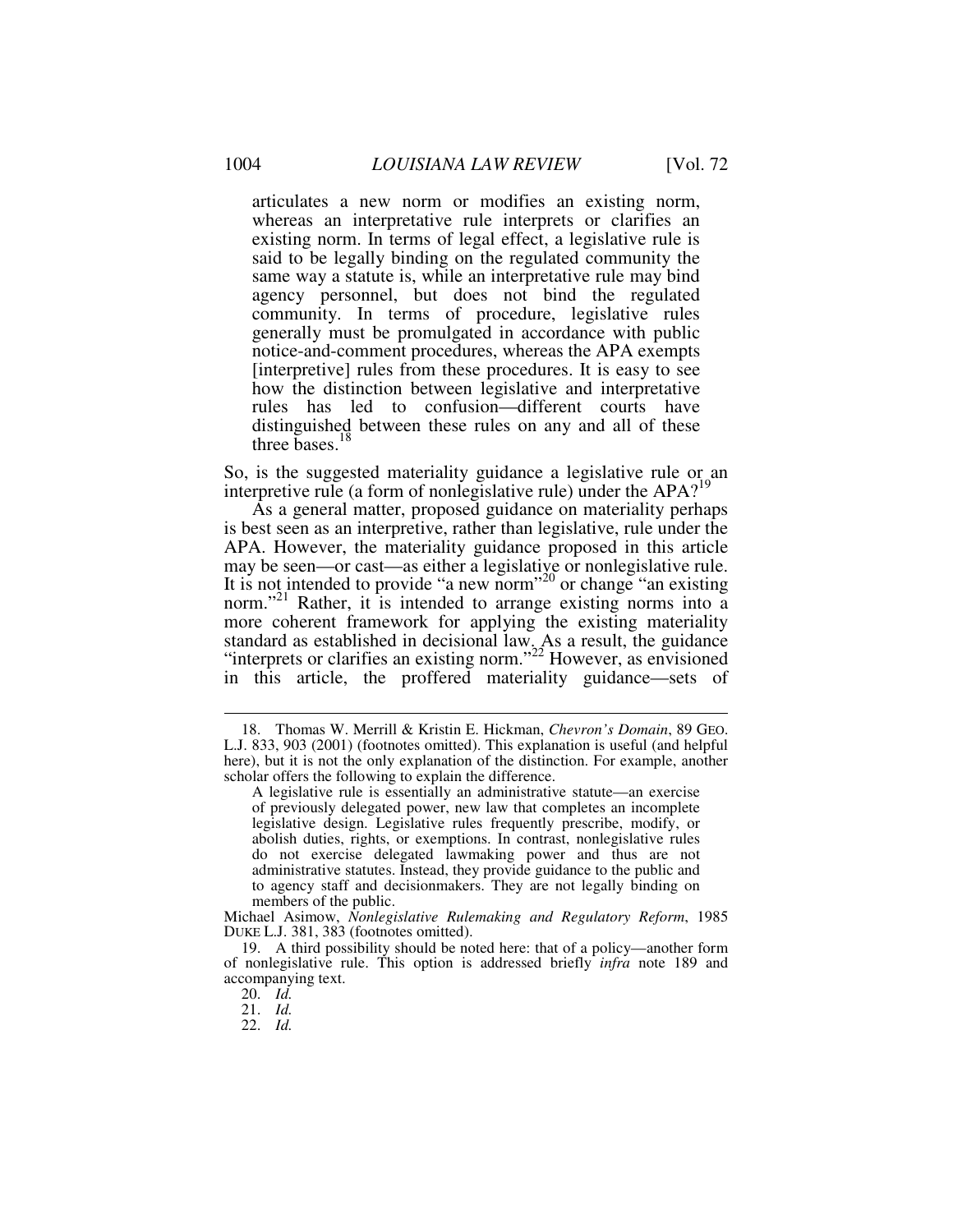> articulates a new norm or modifies an existing norm, whereas an interpretative rule interprets or clarifies an existing norm. In terms of legal effect, a legislative rule is said to be legally binding on the regulated community the same way a statute is, while an interpretative rule may bind agency personnel, but does not bind the regulated community. In terms of procedure, legislative rules generally must be promulgated in accordance with public notice-and-comment procedures, whereas the APA exempts [interpretive] rules from these procedures. It is easy to see how the distinction between legislative and interpretative rules has led to confusion—different courts have distinguished between these rules on any and all of these three bases.[18]

So, is the suggested materiality guidance a legislative rule or an interpretive rule (a form of nonlegislative rule) under the APA?[19]

As a general matter, proposed guidance on materiality perhaps is best seen as an interpretive, rather than legislative, rule under the APA. However, the materiality guidance proposed in this article may be seen—or cast—as either a legislative or nonlegislative rule. It is not intended to provide "a new norm"[20] or change "an existing norm."[21] Rather, it is intended to arrange existing norms into a more coherent framework for applying the existing materiality standard as established in decisional law. As a result, the guidance "interprets or clarifies an existing norm."[22] However, as envisioned in this article, the proffered materiality guidance—sets of

---

18. Thomas W. Merrill & Kristin E. Hickman, *Chevron's Domain*, 89 GEO. L.J. 833, 903 (2001) (footnotes omitted). This explanation is useful (and helpful here), but it is not the only explanation of the distinction. For example, another scholar offers the following to explain the difference.

> A legislative rule is essentially an administrative statute—an exercise of previously delegated power, new law that completes an incomplete legislative design. Legislative rules frequently prescribe, modify, or abolish duties, rights, or exemptions. In contrast, nonlegislative rules do not exercise delegated lawmaking power and thus are not administrative statutes. Instead, they provide guidance to the public and to agency staff and decisionmakers. They are not legally binding on members of the public.

Michael Asimow, *Nonlegislative Rulemaking and Regulatory Reform*, 1985 DUKE L.J. 381, 383 (footnotes omitted).

19. A third possibility should be noted here: that of a policy—another form of nonlegislative rule. This option is addressed briefly *infra* note 189 and accompanying text.

20. *Id.*

21. *Id.*

22. *Id.*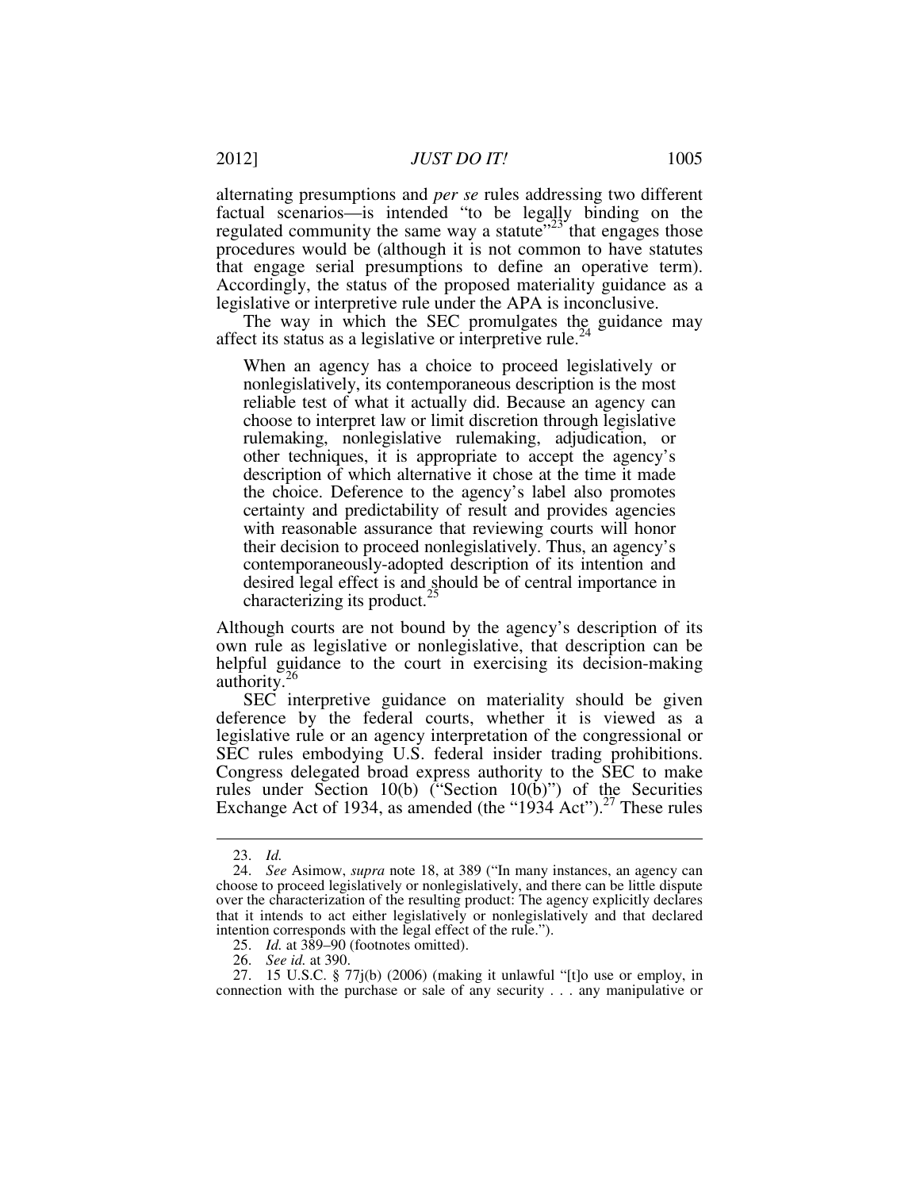alternating presumptions and *per se* rules addressing two different factual scenarios—is intended "to be legally binding on the regulated community the same way a statute"[23] that engages those procedures would be (although it is not common to have statutes that engage serial presumptions to define an operative term). Accordingly, the status of the proposed materiality guidance as a legislative or interpretive rule under the APA is inconclusive.

The way in which the SEC promulgates the guidance may affect its status as a legislative or interpretive rule.[24]

> When an agency has a choice to proceed legislatively or nonlegislatively, its contemporaneous description is the most reliable test of what it actually did. Because an agency can choose to interpret law or limit discretion through legislative rulemaking, nonlegislative rulemaking, adjudication, or other techniques, it is appropriate to accept the agency's description of which alternative it chose at the time it made the choice. Deference to the agency's label also promotes certainty and predictability of result and provides agencies with reasonable assurance that reviewing courts will honor their decision to proceed nonlegislatively. Thus, an agency's contemporaneously-adopted description of its intention and desired legal effect is and should be of central importance in characterizing its product.[25]

Although courts are not bound by the agency's description of its own rule as legislative or nonlegislative, that description can be helpful guidance to the court in exercising its decision-making authority.[26]

SEC interpretive guidance on materiality should be given deference by the federal courts, whether it is viewed as a legislative rule or an agency interpretation of the congressional or SEC rules embodying U.S. federal insider trading prohibitions. Congress delegated broad express authority to the SEC to make rules under Section 10(b) ("Section 10(b)") of the Securities Exchange Act of 1934, as amended (the "1934 Act").[27] These rules

---

23. *Id.*

24. *See* Asimow, *supra* note 18, at 389 ("In many instances, an agency can choose to proceed legislatively or nonlegislatively, and there can be little dispute over the characterization of the resulting product: The agency explicitly declares that it intends to act either legislatively or nonlegislatively and that declared intention corresponds with the legal effect of the rule.").

25. *Id.* at 389–90 (footnotes omitted).

26. *See id.* at 390.

27. 15 U.S.C. § 77j(b) (2006) (making it unlawful "[t]o use or employ, in connection with the purchase or sale of any security . . . any manipulative or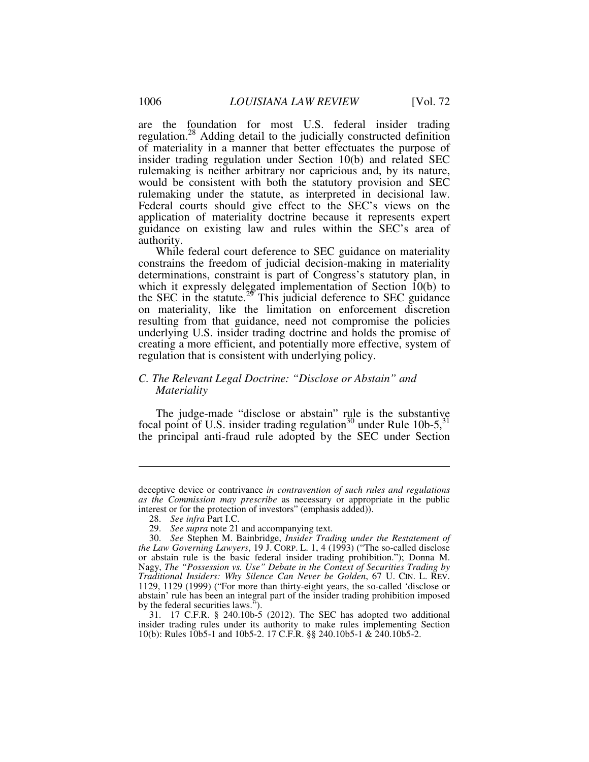are the foundation for most U.S. federal insider trading regulation.[28] Adding detail to the judicially constructed definition of materiality in a manner that better effectuates the purpose of insider trading regulation under Section 10(b) and related SEC rulemaking is neither arbitrary nor capricious and, by its nature, would be consistent with both the statutory provision and SEC rulemaking under the statute, as interpreted in decisional law. Federal courts should give effect to the SEC's views on the application of materiality doctrine because it represents expert guidance on existing law and rules within the SEC's area of authority.

While federal court deference to SEC guidance on materiality constrains the freedom of judicial decision-making in materiality determinations, constraint is part of Congress's statutory plan, in which it expressly delegated implementation of Section 10(b) to the SEC in the statute.[29] This judicial deference to SEC guidance on materiality, like the limitation on enforcement discretion resulting from that guidance, need not compromise the policies underlying U.S. insider trading doctrine and holds the promise of creating a more efficient, and potentially more effective, system of regulation that is consistent with underlying policy.

### *C. The Relevant Legal Doctrine: "Disclose or Abstain" and Materiality*

The judge-made "disclose or abstain" rule is the substantive focal point of U.S. insider trading regulation[30] under Rule 10b-5,[31] the principal anti-fraud rule adopted by the SEC under Section

---

deceptive device or contrivance *in contravention of such rules and regulations as the Commission may prescribe* as necessary or appropriate in the public interest or for the protection of investors" (emphasis added)).

28. *See infra* Part I.C.

29. *See supra* note 21 and accompanying text.

30. *See* Stephen M. Bainbridge, *Insider Trading under the Restatement of the Law Governing Lawyers*, 19 J. CORP. L. 1, 4 (1993) ("The so-called disclose or abstain rule is the basic federal insider trading prohibition."); Donna M. Nagy, *The "Possession vs. Use" Debate in the Context of Securities Trading by Traditional Insiders: Why Silence Can Never be Golden*, 67 U. CIN. L. REV. 1129, 1129 (1999) ("For more than thirty-eight years, the so-called 'disclose or abstain' rule has been an integral part of the insider trading prohibition imposed by the federal securities laws.").

31. 17 C.F.R. § 240.10b-5 (2012). The SEC has adopted two additional insider trading rules under its authority to make rules implementing Section 10(b): Rules 10b5-1 and 10b5-2. 17 C.F.R. §§ 240.10b5-1 & 240.10b5-2.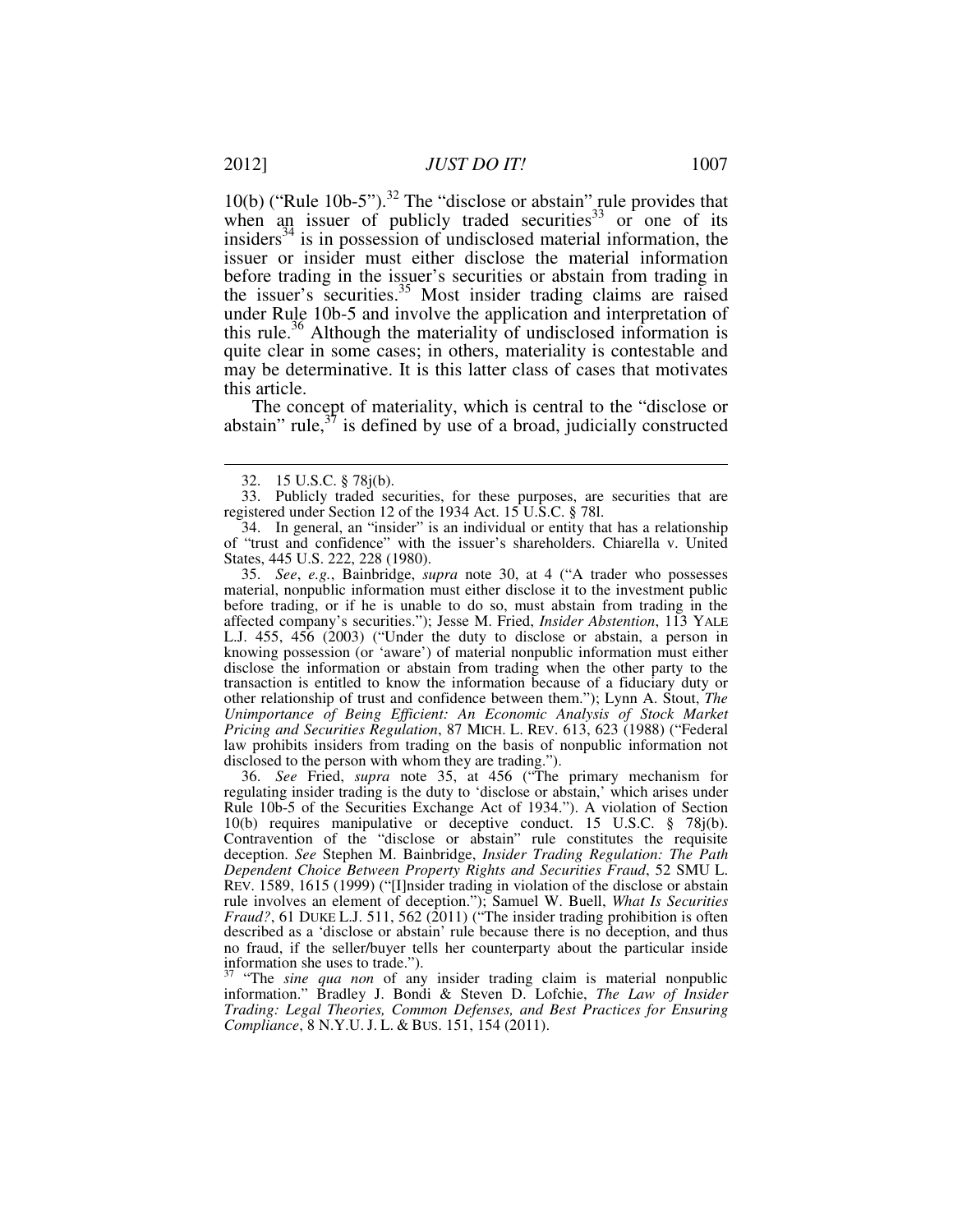10(b) ("Rule 10b-5").[32] The "disclose or abstain" rule provides that when an issuer of publicly traded securities[33] or one of its insiders[34] is in possession of undisclosed material information, the issuer or insider must either disclose the material information before trading in the issuer's securities or abstain from trading in the issuer's securities.[35] Most insider trading claims are raised under Rule 10b-5 and involve the application and interpretation of this rule.[36] Although the materiality of undisclosed information is quite clear in some cases; in others, materiality is contestable and may be determinative. It is this latter class of cases that motivates this article.

The concept of materiality, which is central to the "disclose or abstain" rule,[37] is defined by use of a broad, judicially constructed

---

32. 15 U.S.C. § 78j(b).

33. Publicly traded securities, for these purposes, are securities that are registered under Section 12 of the 1934 Act. 15 U.S.C. § 78l.

34. In general, an "insider" is an individual or entity that has a relationship of "trust and confidence" with the issuer's shareholders. Chiarella v. United States, 445 U.S. 222, 228 (1980).

35. *See*, *e.g.*, Bainbridge, *supra* note 30, at 4 ("A trader who possesses material, nonpublic information must either disclose it to the investment public before trading, or if he is unable to do so, must abstain from trading in the affected company's securities."); Jesse M. Fried, *Insider Abstention*, 113 YALE L.J. 455, 456 (2003) ("Under the duty to disclose or abstain, a person in knowing possession (or 'aware') of material nonpublic information must either disclose the information or abstain from trading when the other party to the transaction is entitled to know the information because of a fiduciary duty or other relationship of trust and confidence between them."); Lynn A. Stout, *The Unimportance of Being Efficient: An Economic Analysis of Stock Market Pricing and Securities Regulation*, 87 MICH. L. REV. 613, 623 (1988) ("Federal law prohibits insiders from trading on the basis of nonpublic information not disclosed to the person with whom they are trading.").

36. *See* Fried, *supra* note 35, at 456 ("The primary mechanism for regulating insider trading is the duty to 'disclose or abstain,' which arises under Rule 10b-5 of the Securities Exchange Act of 1934."). A violation of Section 10(b) requires manipulative or deceptive conduct. 15 U.S.C. § 78j(b). Contravention of the "disclose or abstain" rule constitutes the requisite deception. *See* Stephen M. Bainbridge, *Insider Trading Regulation: The Path Dependent Choice Between Property Rights and Securities Fraud*, 52 SMU L. REV. 1589, 1615 (1999) ("[I]nsider trading in violation of the disclose or abstain rule involves an element of deception."); Samuel W. Buell, *What Is Securities Fraud?*, 61 DUKE L.J. 511, 562 (2011) ("The insider trading prohibition is often described as a 'disclose or abstain' rule because there is no deception, and thus no fraud, if the seller/buyer tells her counterparty about the particular inside information she uses to trade.").

37. "The *sine qua non* of any insider trading claim is material nonpublic information." Bradley J. Bondi & Steven D. Lofchie, *The Law of Insider Trading: Legal Theories, Common Defenses, and Best Practices for Ensuring Compliance*, 8 N.Y.U. J. L. & BUS. 151, 154 (2011).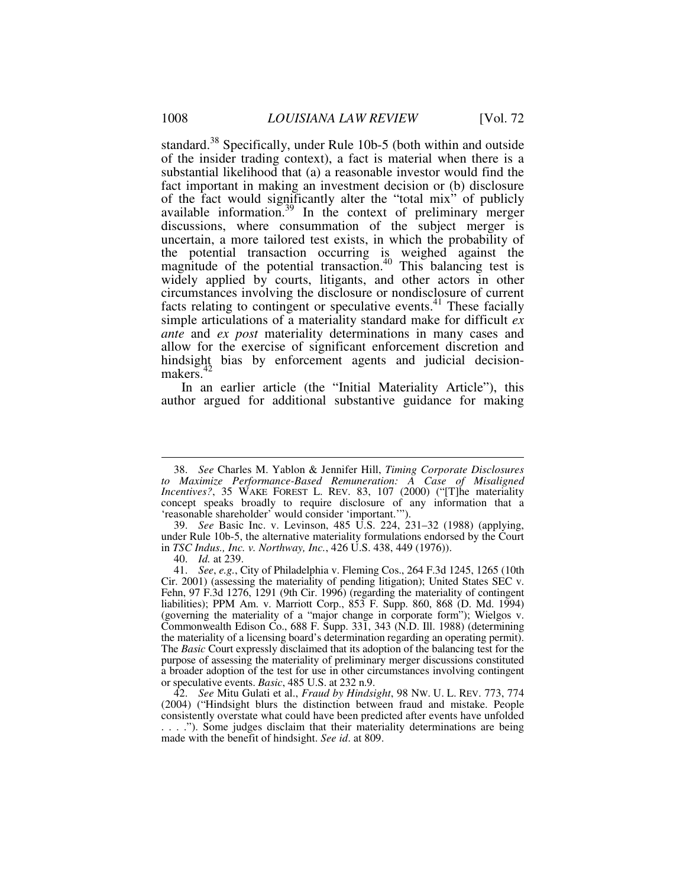standard.[38] Specifically, under Rule 10b-5 (both within and outside of the insider trading context), a fact is material when there is a substantial likelihood that (a) a reasonable investor would find the fact important in making an investment decision or (b) disclosure of the fact would significantly alter the "total mix" of publicly available information.[39] In the context of preliminary merger discussions, where consummation of the subject merger is uncertain, a more tailored test exists, in which the probability of the potential transaction occurring is weighed against the magnitude of the potential transaction.[40] This balancing test is widely applied by courts, litigants, and other actors in other circumstances involving the disclosure or nondisclosure of current facts relating to contingent or speculative events.[41] These facially simple articulations of a materiality standard make for difficult *ex ante* and *ex post* materiality determinations in many cases and allow for the exercise of significant enforcement discretion and hindsight bias by enforcement agents and judicial decision-makers.[42]

In an earlier article (the "Initial Materiality Article"), this author argued for additional substantive guidance for making

---

38. *See* Charles M. Yablon & Jennifer Hill, *Timing Corporate Disclosures to Maximize Performance-Based Remuneration: A Case of Misaligned Incentives?*, 35 WAKE FOREST L. REV. 83, 107 (2000) ("[T]he materiality concept speaks broadly to require disclosure of any information that a 'reasonable shareholder' would consider 'important.'").

39. *See* Basic Inc. v. Levinson, 485 U.S. 224, 231–32 (1988) (applying, under Rule 10b-5, the alternative materiality formulations endorsed by the Court in *TSC Indus., Inc. v. Northway, Inc.*, 426 U.S. 438, 449 (1976)).

40. *Id.* at 239.

41. *See*, *e.g.*, City of Philadelphia v. Fleming Cos., 264 F.3d 1245, 1265 (10th Cir. 2001) (assessing the materiality of pending litigation); United States SEC v. Fehn, 97 F.3d 1276, 1291 (9th Cir. 1996) (regarding the materiality of contingent liabilities); PPM Am. v. Marriott Corp., 853 F. Supp. 860, 868 (D. Md. 1994) (governing the materiality of a "major change in corporate form"); Wielgos v. Commonwealth Edison Co., 688 F. Supp. 331, 343 (N.D. Ill. 1988) (determining the materiality of a licensing board's determination regarding an operating permit). The *Basic* Court expressly disclaimed that its adoption of the balancing test for the purpose of assessing the materiality of preliminary merger discussions constituted a broader adoption of the test for use in other circumstances involving contingent or speculative events. *Basic*, 485 U.S. at 232 n.9.

42. *See* Mitu Gulati et al., *Fraud by Hindsight*, 98 NW. U. L. REV. 773, 774 (2004) ("Hindsight blurs the distinction between fraud and mistake. People consistently overstate what could have been predicted after events have unfolded . . . ."). Some judges disclaim that their materiality determinations are being made with the benefit of hindsight. *See id*. at 809.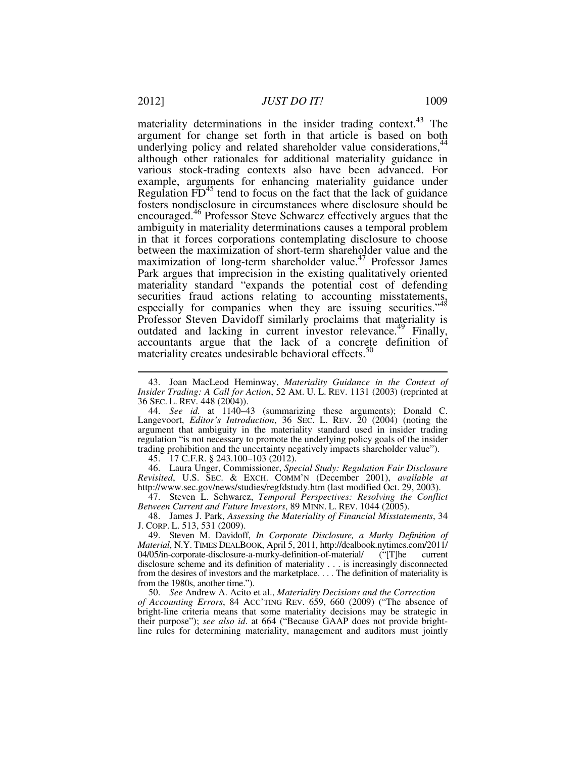materiality determinations in the insider trading context.[43] The argument for change set forth in that article is based on both underlying policy and related shareholder value considerations,[44] although other rationales for additional materiality guidance in various stock-trading contexts also have been advanced. For example, arguments for enhancing materiality guidance under Regulation FD[45] tend to focus on the fact that the lack of guidance fosters nondisclosure in circumstances where disclosure should be encouraged.[46] Professor Steve Schwarcz effectively argues that the ambiguity in materiality determinations causes a temporal problem in that it forces corporations contemplating disclosure to choose between the maximization of short-term shareholder value and the maximization of long-term shareholder value.[47] Professor James Park argues that imprecision in the existing qualitatively oriented materiality standard "expands the potential cost of defending securities fraud actions relating to accounting misstatements, especially for companies when they are issuing securities."[48] Professor Steven Davidoff similarly proclaims that materiality is outdated and lacking in current investor relevance.[49] Finally, accountants argue that the lack of a concrete definition of materiality creates undesirable behavioral effects.[50]

---

43. Joan MacLeod Heminway, *Materiality Guidance in the Context of Insider Trading: A Call for Action*, 52 AM. U. L. REV. 1131 (2003) (reprinted at 36 SEC. L. REV. 448 (2004)).

44. *See id.* at 1140–43 (summarizing these arguments); Donald C. Langevoort, *Editor's Introduction*, 36 SEC. L. REV. 20 (2004) (noting the argument that ambiguity in the materiality standard used in insider trading regulation "is not necessary to promote the underlying policy goals of the insider trading prohibition and the uncertainty negatively impacts shareholder value").

45. 17 C.F.R. § 243.100–103 (2012).

46. Laura Unger, Commissioner, *Special Study: Regulation Fair Disclosure Revisited*, U.S. SEC. & EXCH. COMM'N (December 2001), *available at* http://www.sec.gov/news/studies/regfdstudy.htm (last modified Oct. 29, 2003).

47. Steven L. Schwarcz, *Temporal Perspectives: Resolving the Conflict Between Current and Future Investors*, 89 MINN. L. REV. 1044 (2005).

48. James J. Park, *Assessing the Materiality of Financial Misstatements*, 34 J. CORP. L. 513, 531 (2009).

49. Steven M. Davidoff, *In Corporate Disclosure, a Murky Definition of Material*, N.Y. TIMES DEALBOOK, April 5, 2011, http://dealbook.nytimes.com/2011/04/05/in-corporate-disclosure-a-murky-definition-of-material/ ("[T]he current disclosure scheme and its definition of materiality . . . is increasingly disconnected from the desires of investors and the marketplace. . . . The definition of materiality is from the 1980s, another time.").

50. *See* Andrew A. Acito et al., *Materiality Decisions and the Correction of Accounting Errors*, 84 ACC'TING REV. 659, 660 (2009) ("The absence of bright-line criteria means that some materiality decisions may be strategic in their purpose"); *see also id*. at 664 ("Because GAAP does not provide bright-line rules for determining materiality, management and auditors must jointly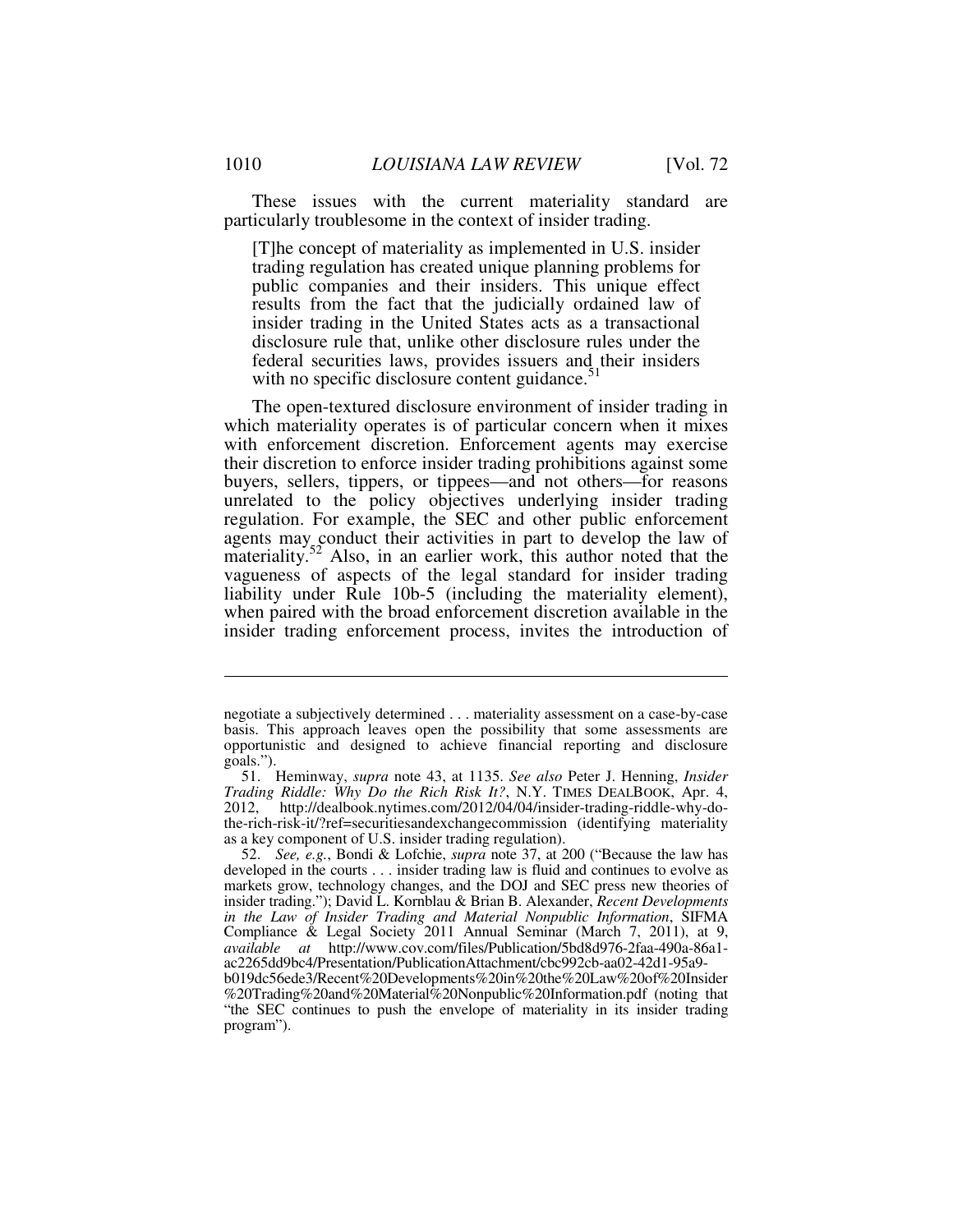These issues with the current materiality standard are particularly troublesome in the context of insider trading.

> [T]he concept of materiality as implemented in U.S. insider trading regulation has created unique planning problems for public companies and their insiders. This unique effect results from the fact that the judicially ordained law of insider trading in the United States acts as a transactional disclosure rule that, unlike other disclosure rules under the federal securities laws, provides issuers and their insiders with no specific disclosure content guidance.[51]

The open-textured disclosure environment of insider trading in which materiality operates is of particular concern when it mixes with enforcement discretion. Enforcement agents may exercise their discretion to enforce insider trading prohibitions against some buyers, sellers, tippers, or tippees—and not others—for reasons unrelated to the policy objectives underlying insider trading regulation. For example, the SEC and other public enforcement agents may conduct their activities in part to develop the law of materiality.[52] Also, in an earlier work, this author noted that the vagueness of aspects of the legal standard for insider trading liability under Rule 10b-5 (including the materiality element), when paired with the broad enforcement discretion available in the insider trading enforcement process, invites the introduction of

---

negotiate a subjectively determined . . . materiality assessment on a case-by-case basis. This approach leaves open the possibility that some assessments are opportunistic and designed to achieve financial reporting and disclosure goals.").

51. Heminway, *supra* note 43, at 1135. *See also* Peter J. Henning, *Insider Trading Riddle: Why Do the Rich Risk It?*, N.Y. TIMES DEALBOOK, Apr. 4, 2012, http://dealbook.nytimes.com/2012/04/04/insider-trading-riddle-why-do-the-rich-risk-it/?ref=securitiesandexchangecommission (identifying materiality as a key component of U.S. insider trading regulation).

52. *See, e.g.*, Bondi & Lofchie, *supra* note 37, at 200 ("Because the law has developed in the courts . . . insider trading law is fluid and continues to evolve as markets grow, technology changes, and the DOJ and SEC press new theories of insider trading."); David L. Kornblau & Brian B. Alexander, *Recent Developments in the Law of Insider Trading and Material Nonpublic Information*, SIFMA Compliance & Legal Society 2011 Annual Seminar (March 7, 2011), at 9, *available at* http://www.cov.com/files/Publication/5bd8d976-2faa-490a-86a1-ac2265dd9bc4/Presentation/PublicationAttachment/cbc992cb-aa02-42d1-95a9-b019dc56ede3/Recent%20Developments%20in%20the%20Law%20of%20Insider%20Trading%20and%20Material%20Nonpublic%20Information.pdf (noting that "the SEC continues to push the envelope of materiality in its insider trading program").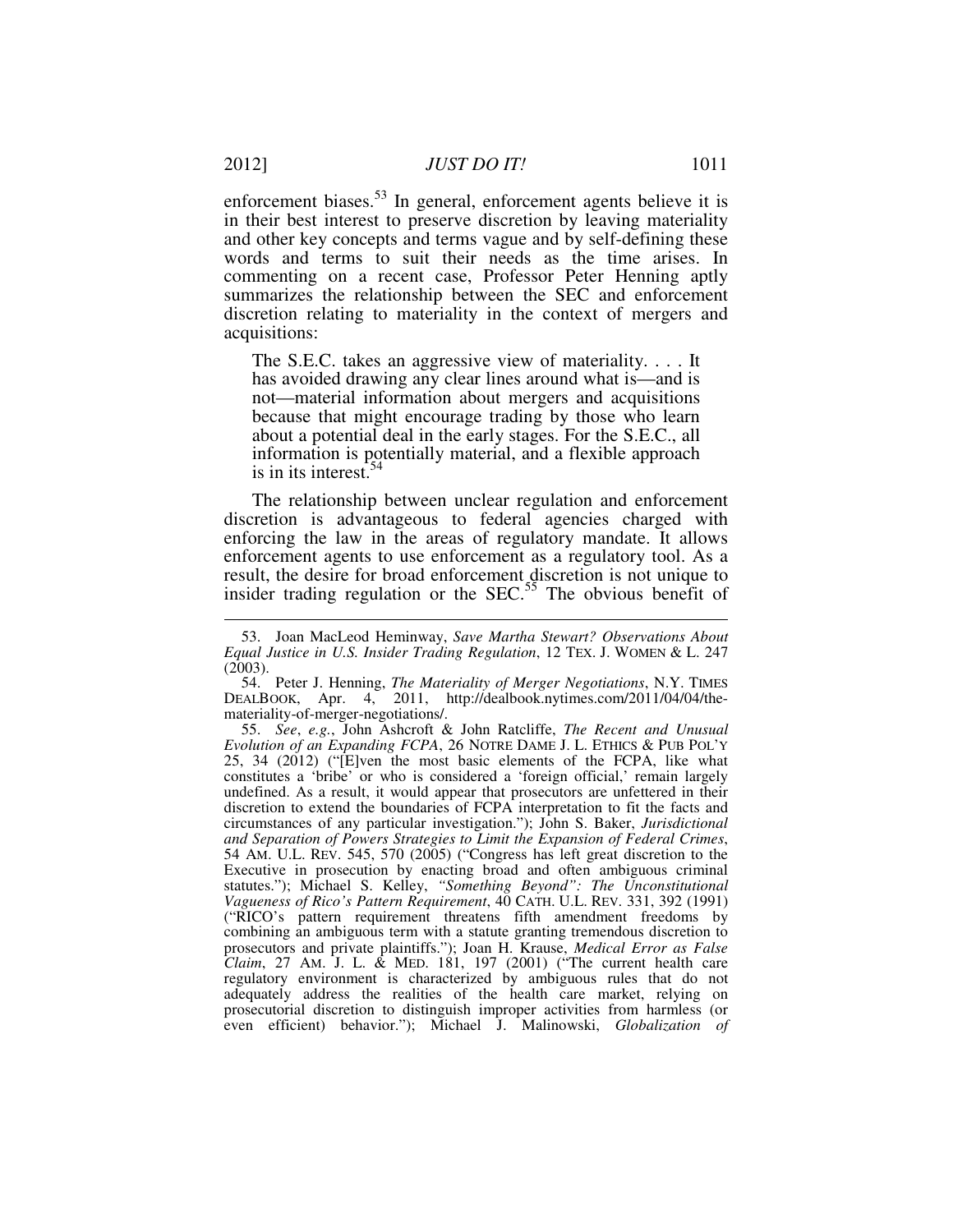enforcement biases.[53] In general, enforcement agents believe it is in their best interest to preserve discretion by leaving materiality and other key concepts and terms vague and by self-defining these words and terms to suit their needs as the time arises. In commenting on a recent case, Professor Peter Henning aptly summarizes the relationship between the SEC and enforcement discretion relating to materiality in the context of mergers and acquisitions:

> The S.E.C. takes an aggressive view of materiality. . . . It has avoided drawing any clear lines around what is—and is not—material information about mergers and acquisitions because that might encourage trading by those who learn about a potential deal in the early stages. For the S.E.C., all information is potentially material, and a flexible approach is in its interest.[54]

The relationship between unclear regulation and enforcement discretion is advantageous to federal agencies charged with enforcing the law in the areas of regulatory mandate. It allows enforcement agents to use enforcement as a regulatory tool. As a result, the desire for broad enforcement discretion is not unique to insider trading regulation or the SEC.[55] The obvious benefit of

---

53. Joan MacLeod Heminway, *Save Martha Stewart? Observations About Equal Justice in U.S. Insider Trading Regulation*, 12 TEX. J. WOMEN & L. 247 (2003).

54. Peter J. Henning, *The Materiality of Merger Negotiations*, N.Y. TIMES DEALBOOK, Apr. 4, 2011, http://dealbook.nytimes.com/2011/04/04/the-materiality-of-merger-negotiations/.

55. *See*, *e.g.*, John Ashcroft & John Ratcliffe, *The Recent and Unusual Evolution of an Expanding FCPA*, 26 NOTRE DAME J. L. ETHICS & PUB POL'Y 25, 34 (2012) ("[E]ven the most basic elements of the FCPA, like what constitutes a 'bribe' or who is considered a 'foreign official,' remain largely undefined. As a result, it would appear that prosecutors are unfettered in their discretion to extend the boundaries of FCPA interpretation to fit the facts and circumstances of any particular investigation."); John S. Baker, *Jurisdictional and Separation of Powers Strategies to Limit the Expansion of Federal Crimes*, 54 AM. U.L. REV. 545, 570 (2005) ("Congress has left great discretion to the Executive in prosecution by enacting broad and often ambiguous criminal statutes."); Michael S. Kelley, *"Something Beyond": The Unconstitutional Vagueness of Rico's Pattern Requirement*, 40 CATH. U.L. REV. 331, 392 (1991) ("RICO's pattern requirement threatens fifth amendment freedoms by combining an ambiguous term with a statute granting tremendous discretion to prosecutors and private plaintiffs."); Joan H. Krause, *Medical Error as False Claim*, 27 AM. J. L. & MED. 181, 197 (2001) ("The current health care regulatory environment is characterized by ambiguous rules that do not adequately address the realities of the health care market, relying on prosecutorial discretion to distinguish improper activities from harmless (or even efficient) behavior."); Michael J. Malinowski, *Globalization of*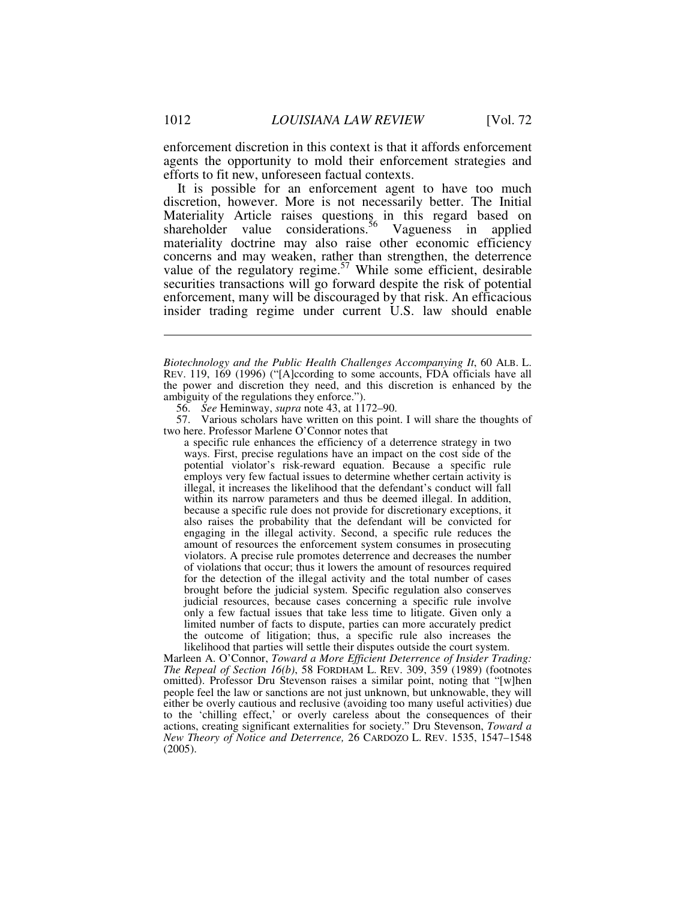enforcement discretion in this context is that it affords enforcement agents the opportunity to mold their enforcement strategies and efforts to fit new, unforeseen factual contexts.

It is possible for an enforcement agent to have too much discretion, however. More is not necessarily better. The Initial Materiality Article raises questions in this regard based on shareholder value considerations.[56] Vagueness in applied materiality doctrine may also raise other economic efficiency concerns and may weaken, rather than strengthen, the deterrence value of the regulatory regime.[57] While some efficient, desirable securities transactions will go forward despite the risk of potential enforcement, many will be discouraged by that risk. An efficacious insider trading regime under current U.S. law should enable

---

*Biotechnology and the Public Health Challenges Accompanying It*, 60 ALB. L. REV. 119, 169 (1996) ("[A]ccording to some accounts, FDA officials have all the power and discretion they need, and this discretion is enhanced by the ambiguity of the regulations they enforce.").

56. *See* Heminway, *supra* note 43, at 1172–90.

57. Various scholars have written on this point. I will share the thoughts of two here. Professor Marlene O'Connor notes that

> a specific rule enhances the efficiency of a deterrence strategy in two ways. First, precise regulations have an impact on the cost side of the potential violator's risk-reward equation. Because a specific rule employs very few factual issues to determine whether certain activity is illegal, it increases the likelihood that the defendant's conduct will fall within its narrow parameters and thus be deemed illegal. In addition, because a specific rule does not provide for discretionary exceptions, it also raises the probability that the defendant will be convicted for engaging in the illegal activity. Second, a specific rule reduces the amount of resources the enforcement system consumes in prosecuting violators. A precise rule promotes deterrence and decreases the number of violations that occur; thus it lowers the amount of resources required for the detection of the illegal activity and the total number of cases brought before the judicial system. Specific regulation also conserves judicial resources, because cases concerning a specific rule involve only a few factual issues that take less time to litigate. Given only a limited number of facts to dispute, parties can more accurately predict the outcome of litigation; thus, a specific rule also increases the likelihood that parties will settle their disputes outside the court system.

Marleen A. O'Connor, *Toward a More Efficient Deterrence of Insider Trading: The Repeal of Section 16(b)*, 58 FORDHAM L. REV. 309, 359 (1989) (footnotes omitted). Professor Dru Stevenson raises a similar point, noting that "[w]hen people feel the law or sanctions are not just unknown, but unknowable, they will either be overly cautious and reclusive (avoiding too many useful activities) due to the 'chilling effect,' or overly careless about the consequences of their actions, creating significant externalities for society." Dru Stevenson, *Toward a New Theory of Notice and Deterrence,* 26 CARDOZO L. REV. 1535, 1547–1548 (2005).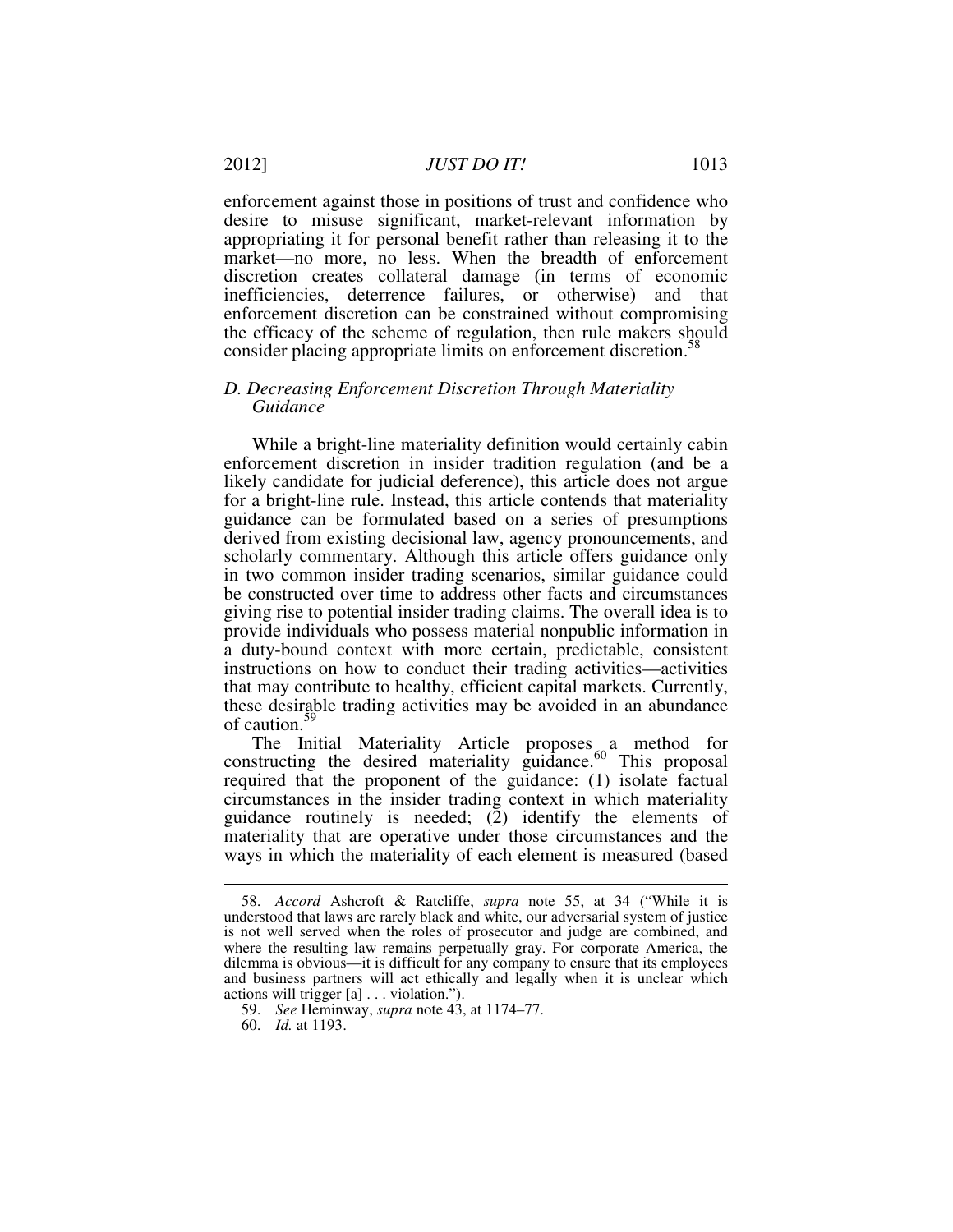enforcement against those in positions of trust and confidence who desire to misuse significant, market-relevant information by appropriating it for personal benefit rather than releasing it to the market—no more, no less. When the breadth of enforcement discretion creates collateral damage (in terms of economic inefficiencies, deterrence failures, or otherwise) and that enforcement discretion can be constrained without compromising the efficacy of the scheme of regulation, then rule makers should consider placing appropriate limits on enforcement discretion.[58]

### *D. Decreasing Enforcement Discretion Through Materiality Guidance*

While a bright-line materiality definition would certainly cabin enforcement discretion in insider tradition regulation (and be a likely candidate for judicial deference), this article does not argue for a bright-line rule. Instead, this article contends that materiality guidance can be formulated based on a series of presumptions derived from existing decisional law, agency pronouncements, and scholarly commentary. Although this article offers guidance only in two common insider trading scenarios, similar guidance could be constructed over time to address other facts and circumstances giving rise to potential insider trading claims. The overall idea is to provide individuals who possess material nonpublic information in a duty-bound context with more certain, predictable, consistent instructions on how to conduct their trading activities—activities that may contribute to healthy, efficient capital markets. Currently, these desirable trading activities may be avoided in an abundance of caution.[59]

The Initial Materiality Article proposes a method for constructing the desired materiality guidance.[60] This proposal required that the proponent of the guidance: (1) isolate factual circumstances in the insider trading context in which materiality guidance routinely is needed; (2) identify the elements of materiality that are operative under those circumstances and the ways in which the materiality of each element is measured (based

---

58. *Accord* Ashcroft & Ratcliffe, *supra* note 55, at 34 ("While it is understood that laws are rarely black and white, our adversarial system of justice is not well served when the roles of prosecutor and judge are combined, and where the resulting law remains perpetually gray. For corporate America, the dilemma is obvious—it is difficult for any company to ensure that its employees and business partners will act ethically and legally when it is unclear which actions will trigger [a] . . . violation.").

59. *See* Heminway, *supra* note 43, at 1174–77.

60. *Id.* at 1193.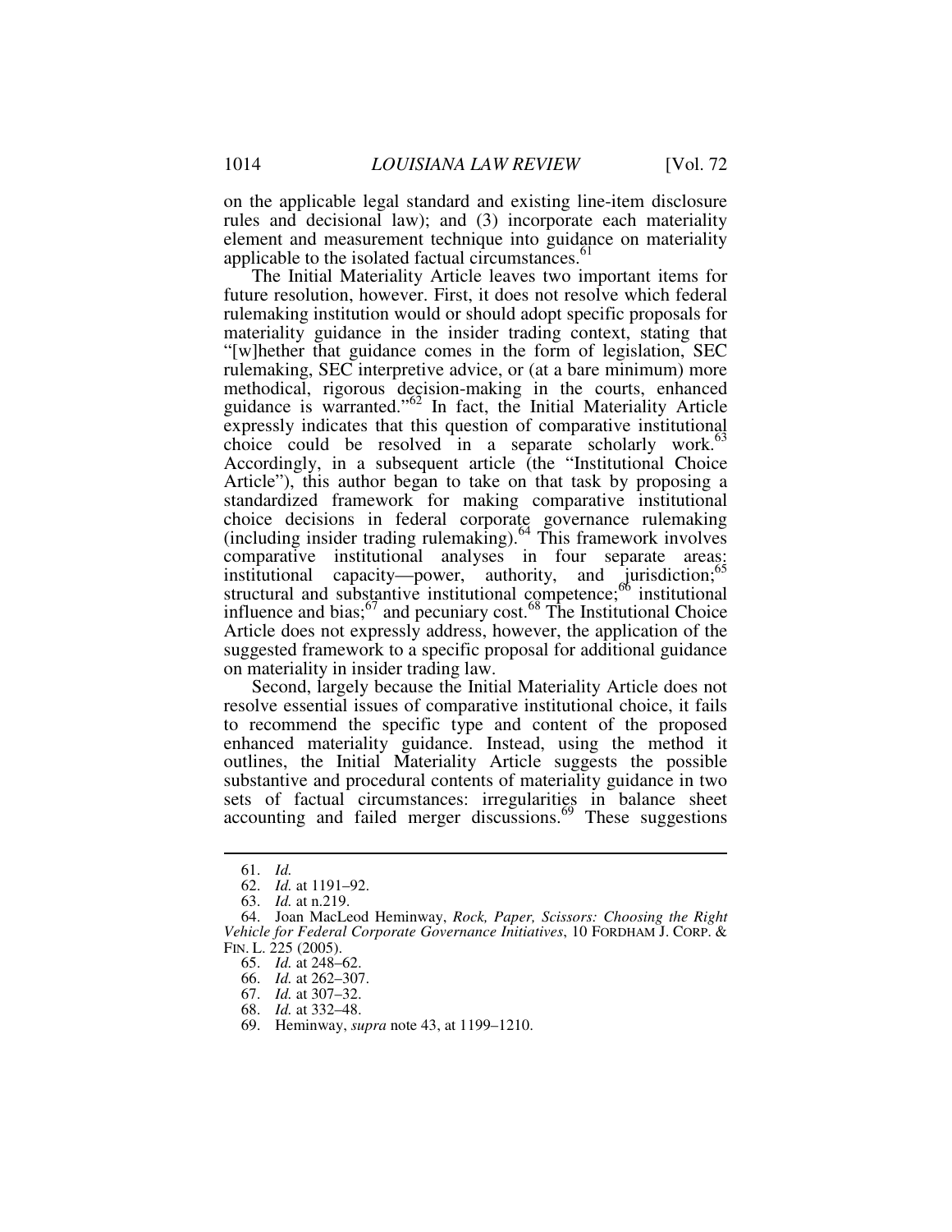on the applicable legal standard and existing line-item disclosure rules and decisional law); and (3) incorporate each materiality element and measurement technique into guidance on materiality applicable to the isolated factual circumstances.[61]

The Initial Materiality Article leaves two important items for future resolution, however. First, it does not resolve which federal rulemaking institution would or should adopt specific proposals for materiality guidance in the insider trading context, stating that "[w]hether that guidance comes in the form of legislation, SEC rulemaking, SEC interpretive advice, or (at a bare minimum) more methodical, rigorous decision-making in the courts, enhanced guidance is warranted."[62] In fact, the Initial Materiality Article expressly indicates that this question of comparative institutional choice could be resolved in a separate scholarly work.[63] Accordingly, in a subsequent article (the "Institutional Choice Article"), this author began to take on that task by proposing a standardized framework for making comparative institutional choice decisions in federal corporate governance rulemaking (including insider trading rulemaking).[64] This framework involves comparative institutional analyses in four separate areas: institutional capacity—power, authority, and jurisdiction;[65] structural and substantive institutional competence;[66] institutional influence and bias;[67] and pecuniary cost.[68] The Institutional Choice Article does not expressly address, however, the application of the suggested framework to a specific proposal for additional guidance on materiality in insider trading law.

Second, largely because the Initial Materiality Article does not resolve essential issues of comparative institutional choice, it fails to recommend the specific type and content of the proposed enhanced materiality guidance. Instead, using the method it outlines, the Initial Materiality Article suggests the possible substantive and procedural contents of materiality guidance in two sets of factual circumstances: irregularities in balance sheet accounting and failed merger discussions.[69] These suggestions

---

61. *Id.*

62. *Id.* at 1191–92.

63. *Id.* at n.219.

64. Joan MacLeod Heminway, *Rock, Paper, Scissors: Choosing the Right Vehicle for Federal Corporate Governance Initiatives*, 10 FORDHAM J. CORP. & FIN. L. 225 (2005).

65. *Id.* at 248–62.

66. *Id.* at 262–307.

67. *Id.* at 307–32.

68. *Id.* at 332–48.

69. Heminway, *supra* note 43, at 1199–1210.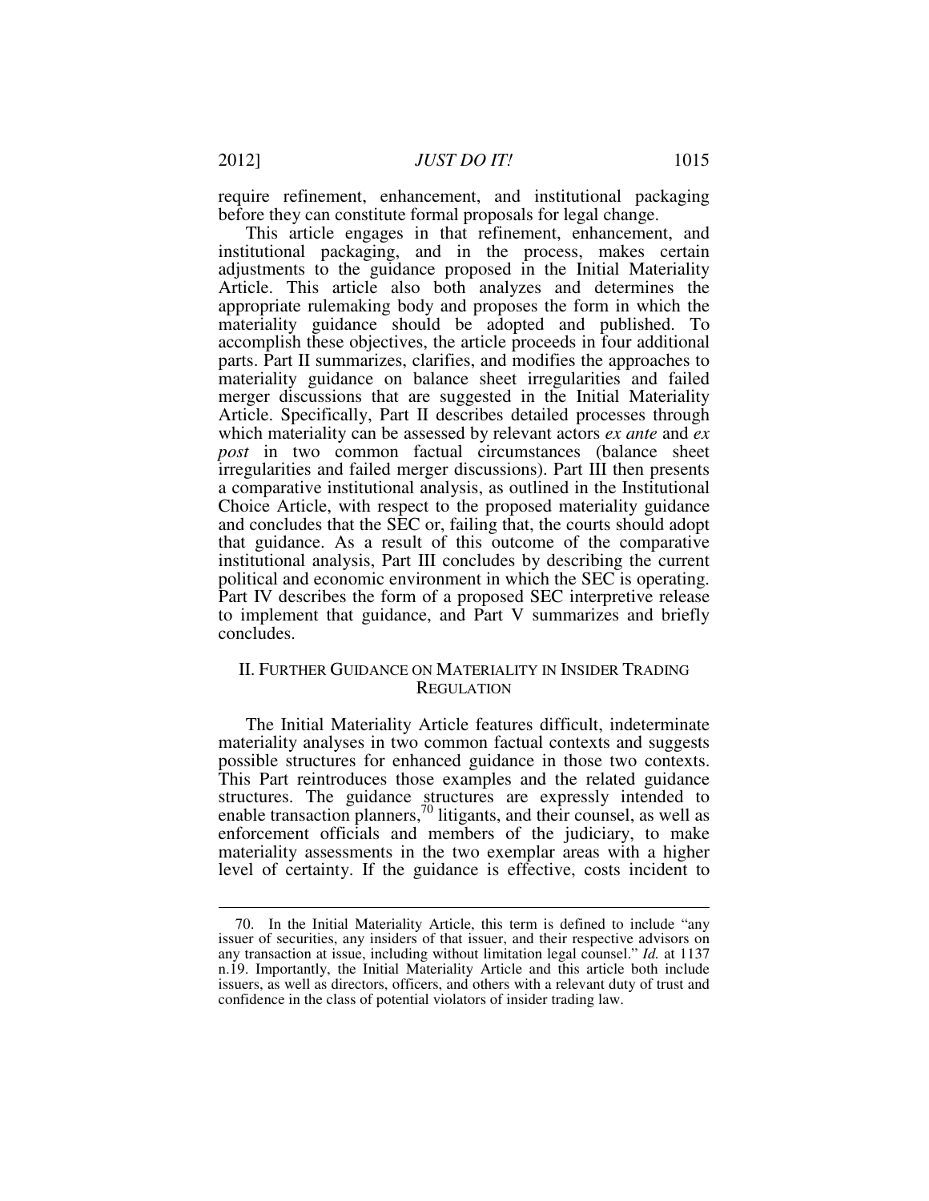require refinement, enhancement, and institutional packaging before they can constitute formal proposals for legal change.

This article engages in that refinement, enhancement, and institutional packaging, and in the process, makes certain adjustments to the guidance proposed in the Initial Materiality Article. This article also both analyzes and determines the appropriate rulemaking body and proposes the form in which the materiality guidance should be adopted and published. To accomplish these objectives, the article proceeds in four additional parts. Part II summarizes, clarifies, and modifies the approaches to materiality guidance on balance sheet irregularities and failed merger discussions that are suggested in the Initial Materiality Article. Specifically, Part II describes detailed processes through which materiality can be assessed by relevant actors *ex ante* and *ex post* in two common factual circumstances (balance sheet irregularities and failed merger discussions). Part III then presents a comparative institutional analysis, as outlined in the Institutional Choice Article, with respect to the proposed materiality guidance and concludes that the SEC or, failing that, the courts should adopt that guidance. As a result of this outcome of the comparative institutional analysis, Part III concludes by describing the current political and economic environment in which the SEC is operating. Part IV describes the form of a proposed SEC interpretive release to implement that guidance, and Part V summarizes and briefly concludes.

## II. Further Guidance on Materiality in Insider Trading Regulation

The Initial Materiality Article features difficult, indeterminate materiality analyses in two common factual contexts and suggests possible structures for enhanced guidance in those two contexts. This Part reintroduces those examples and the related guidance structures. The guidance structures are expressly intended to enable transaction planners,[70] litigants, and their counsel, as well as enforcement officials and members of the judiciary, to make materiality assessments in the two exemplar areas with a higher level of certainty. If the guidance is effective, costs incident to

---

70. In the Initial Materiality Article, this term is defined to include "any issuer of securities, any insiders of that issuer, and their respective advisors on any transaction at issue, including without limitation legal counsel." *Id.* at 1137 n.19. Importantly, the Initial Materiality Article and this article both include issuers, as well as directors, officers, and others with a relevant duty of trust and confidence in the class of potential violators of insider trading law.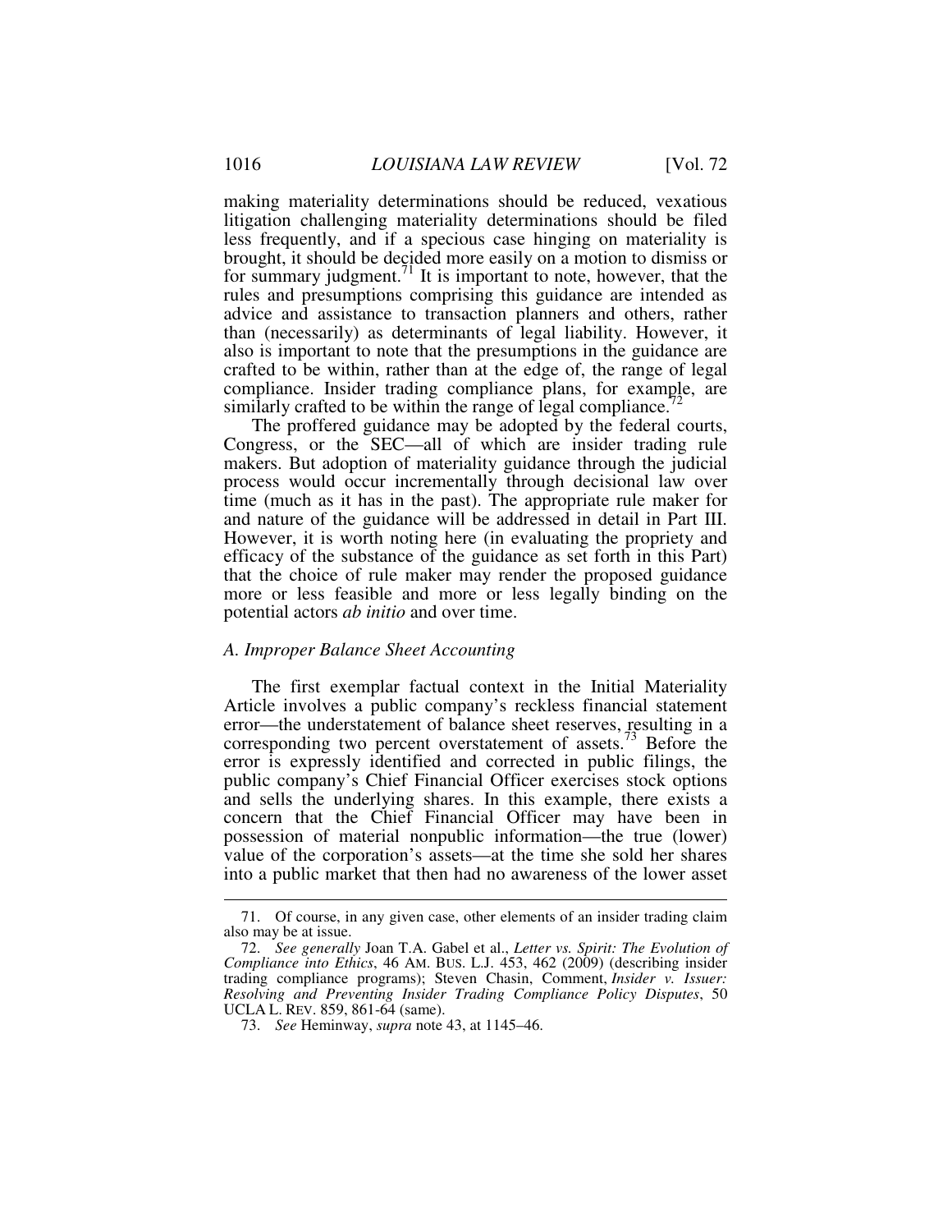making materiality determinations should be reduced, vexatious litigation challenging materiality determinations should be filed less frequently, and if a specious case hinging on materiality is brought, it should be decided more easily on a motion to dismiss or for summary judgment.[71] It is important to note, however, that the rules and presumptions comprising this guidance are intended as advice and assistance to transaction planners and others, rather than (necessarily) as determinants of legal liability. However, it also is important to note that the presumptions in the guidance are crafted to be within, rather than at the edge of, the range of legal compliance. Insider trading compliance plans, for example, are similarly crafted to be within the range of legal compliance.[72]

The proffered guidance may be adopted by the federal courts, Congress, or the SEC—all of which are insider trading rule makers. But adoption of materiality guidance through the judicial process would occur incrementally through decisional law over time (much as it has in the past). The appropriate rule maker for and nature of the guidance will be addressed in detail in Part III. However, it is worth noting here (in evaluating the propriety and efficacy of the substance of the guidance as set forth in this Part) that the choice of rule maker may render the proposed guidance more or less feasible and more or less legally binding on the potential actors *ab initio* and over time.

### *A. Improper Balance Sheet Accounting*

The first exemplar factual context in the Initial Materiality Article involves a public company's reckless financial statement error—the understatement of balance sheet reserves, resulting in a corresponding two percent overstatement of assets.[73] Before the error is expressly identified and corrected in public filings, the public company's Chief Financial Officer exercises stock options and sells the underlying shares. In this example, there exists a concern that the Chief Financial Officer may have been in possession of material nonpublic information—the true (lower) value of the corporation's assets—at the time she sold her shares into a public market that then had no awareness of the lower asset

---

71. Of course, in any given case, other elements of an insider trading claim also may be at issue.

72. *See generally* Joan T.A. Gabel et al., *Letter vs. Spirit: The Evolution of Compliance into Ethics*, 46 AM. BUS. L.J. 453, 462 (2009) (describing insider trading compliance programs); Steven Chasin, Comment, *Insider v. Issuer: Resolving and Preventing Insider Trading Compliance Policy Disputes*, 50 UCLA L. REV. 859, 861-64 (same).

73. *See* Heminway, *supra* note 43, at 1145–46.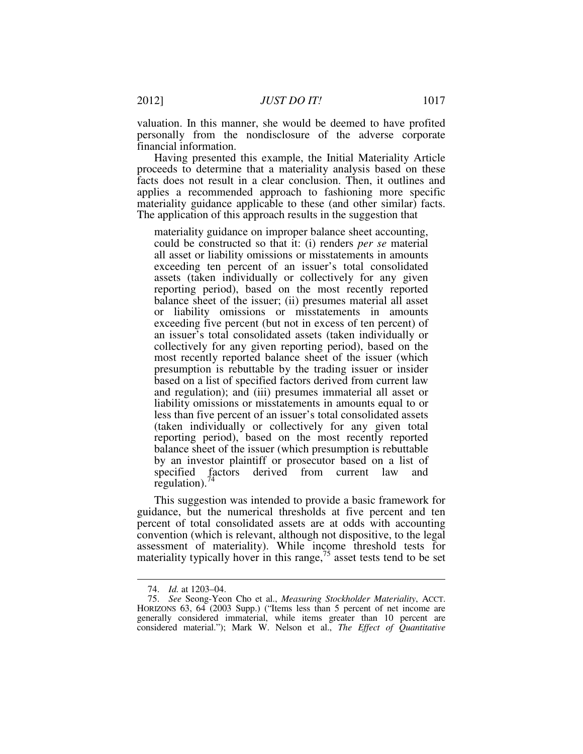valuation. In this manner, she would be deemed to have profited personally from the nondisclosure of the adverse corporate financial information.

Having presented this example, the Initial Materiality Article proceeds to determine that a materiality analysis based on these facts does not result in a clear conclusion. Then, it outlines and applies a recommended approach to fashioning more specific materiality guidance applicable to these (and other similar) facts. The application of this approach results in the suggestion that

> materiality guidance on improper balance sheet accounting, could be constructed so that it: (i) renders *per se* material all asset or liability omissions or misstatements in amounts exceeding ten percent of an issuer's total consolidated assets (taken individually or collectively for any given reporting period), based on the most recently reported balance sheet of the issuer; (ii) presumes material all asset or liability omissions or misstatements in amounts exceeding five percent (but not in excess of ten percent) of an issuer's total consolidated assets (taken individually or collectively for any given reporting period), based on the most recently reported balance sheet of the issuer (which presumption is rebuttable by the trading issuer or insider based on a list of specified factors derived from current law and regulation); and (iii) presumes immaterial all asset or liability omissions or misstatements in amounts equal to or less than five percent of an issuer's total consolidated assets (taken individually or collectively for any given total reporting period), based on the most recently reported balance sheet of the issuer (which presumption is rebuttable by an investor plaintiff or prosecutor based on a list of specified factors derived from current law and regulation).[74]

This suggestion was intended to provide a basic framework for guidance, but the numerical thresholds at five percent and ten percent of total consolidated assets are at odds with accounting convention (which is relevant, although not dispositive, to the legal assessment of materiality). While income threshold tests for materiality typically hover in this range,[75] asset tests tend to be set

---

74. *Id.* at 1203–04.

75. *See* Seong-Yeon Cho et al., *Measuring Stockholder Materiality*, ACCT. HORIZONS 63, 64 (2003 Supp.) ("Items less than 5 percent of net income are generally considered immaterial, while items greater than 10 percent are considered material."); Mark W. Nelson et al., *The Effect of Quantitative*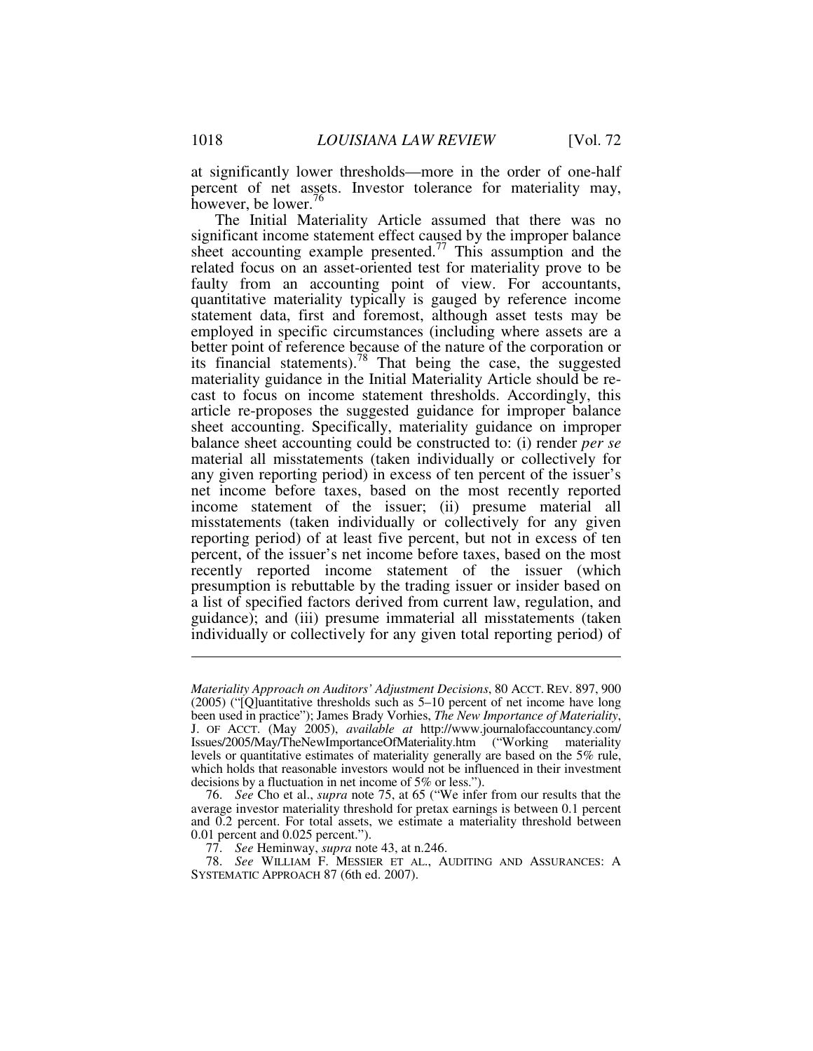at significantly lower thresholds—more in the order of one-half percent of net assets. Investor tolerance for materiality may, however, be lower.[76]

The Initial Materiality Article assumed that there was no significant income statement effect caused by the improper balance sheet accounting example presented.[77] This assumption and the related focus on an asset-oriented test for materiality prove to be faulty from an accounting point of view. For accountants, quantitative materiality typically is gauged by reference income statement data, first and foremost, although asset tests may be employed in specific circumstances (including where assets are a better point of reference because of the nature of the corporation or its financial statements).[78] That being the case, the suggested materiality guidance in the Initial Materiality Article should be re-cast to focus on income statement thresholds. Accordingly, this article re-proposes the suggested guidance for improper balance sheet accounting. Specifically, materiality guidance on improper balance sheet accounting could be constructed to: (i) render *per se* material all misstatements (taken individually or collectively for any given reporting period) in excess of ten percent of the issuer's net income before taxes, based on the most recently reported income statement of the issuer; (ii) presume material all misstatements (taken individually or collectively for any given reporting period) of at least five percent, but not in excess of ten percent, of the issuer's net income before taxes, based on the most recently reported income statement of the issuer (which presumption is rebuttable by the trading issuer or insider based on a list of specified factors derived from current law, regulation, and guidance); and (iii) presume immaterial all misstatements (taken individually or collectively for any given total reporting period) of

---

*Materiality Approach on Auditors' Adjustment Decisions*, 80 ACCT. REV. 897, 900 (2005) ("[Q]uantitative thresholds such as 5–10 percent of net income have long been used in practice"); James Brady Vorhies, *The New Importance of Materiality*, J. OF ACCT. (May 2005), *available at* http://www.journalofaccountancy.com/Issues/2005/May/TheNewImportanceOfMateriality.htm ("Working materiality levels or quantitative estimates of materiality generally are based on the 5% rule, which holds that reasonable investors would not be influenced in their investment decisions by a fluctuation in net income of 5% or less.").

76. *See* Cho et al., *supra* note 75, at 65 ("We infer from our results that the average investor materiality threshold for pretax earnings is between 0.1 percent and 0.2 percent. For total assets, we estimate a materiality threshold between 0.01 percent and 0.025 percent.").

77. *See* Heminway, *supra* note 43, at n.246.

78. *See* WILLIAM F. MESSIER ET AL., AUDITING AND ASSURANCES: A SYSTEMATIC APPROACH 87 (6th ed. 2007).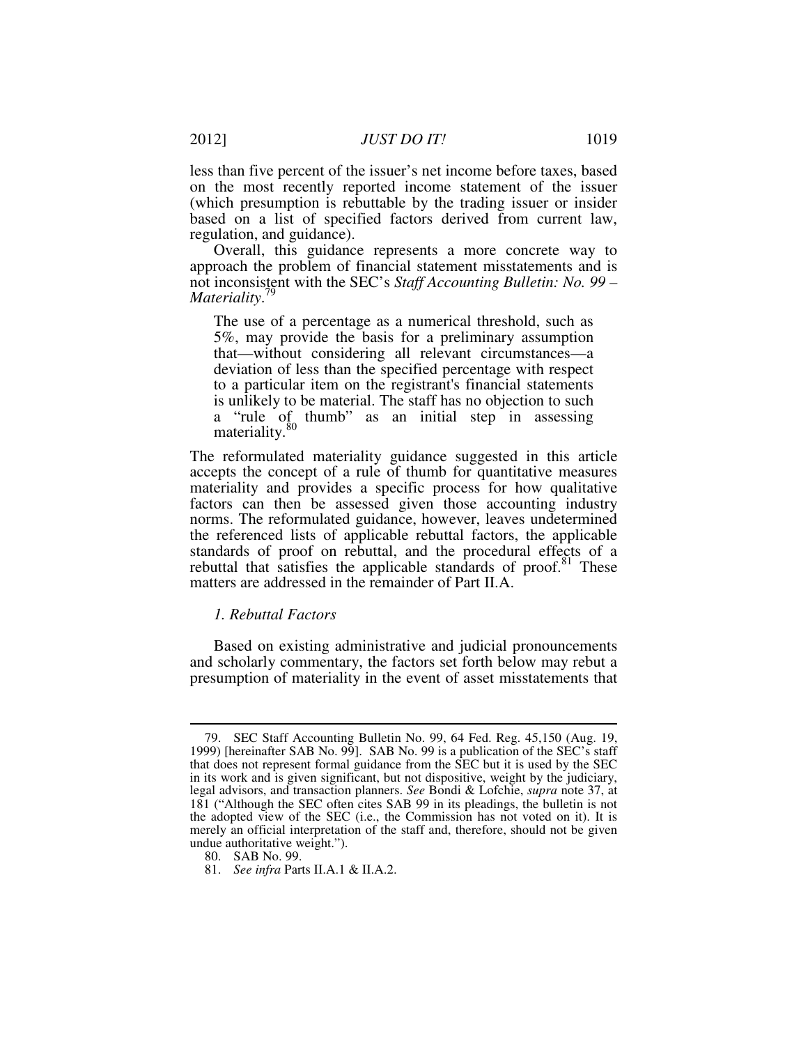less than five percent of the issuer's net income before taxes, based on the most recently reported income statement of the issuer (which presumption is rebuttable by the trading issuer or insider based on a list of specified factors derived from current law, regulation, and guidance).

Overall, this guidance represents a more concrete way to approach the problem of financial statement misstatements and is not inconsistent with the SEC's *Staff Accounting Bulletin: No. 99 – Materiality*.[79]

> The use of a percentage as a numerical threshold, such as 5%, may provide the basis for a preliminary assumption that—without considering all relevant circumstances—a deviation of less than the specified percentage with respect to a particular item on the registrant's financial statements is unlikely to be material. The staff has no objection to such a "rule of thumb" as an initial step in assessing materiality.[80]

The reformulated materiality guidance suggested in this article accepts the concept of a rule of thumb for quantitative measures materiality and provides a specific process for how qualitative factors can then be assessed given those accounting industry norms. The reformulated guidance, however, leaves undetermined the referenced lists of applicable rebuttal factors, the applicable standards of proof on rebuttal, and the procedural effects of a rebuttal that satisfies the applicable standards of proof.[81] These matters are addressed in the remainder of Part II.A.

### *1. Rebuttal Factors*

Based on existing administrative and judicial pronouncements and scholarly commentary, the factors set forth below may rebut a presumption of materiality in the event of asset misstatements that

---

79. SEC Staff Accounting Bulletin No. 99, 64 Fed. Reg. 45,150 (Aug. 19, 1999) [hereinafter SAB No. 99]. SAB No. 99 is a publication of the SEC's staff that does not represent formal guidance from the SEC but it is used by the SEC in its work and is given significant, but not dispositive, weight by the judiciary, legal advisors, and transaction planners. *See* Bondi & Lofchie, *supra* note 37, at 181 ("Although the SEC often cites SAB 99 in its pleadings, the bulletin is not the adopted view of the SEC (i.e., the Commission has not voted on it). It is merely an official interpretation of the staff and, therefore, should not be given undue authoritative weight.").

80. SAB No. 99.

81. *See infra* Parts II.A.1 & II.A.2.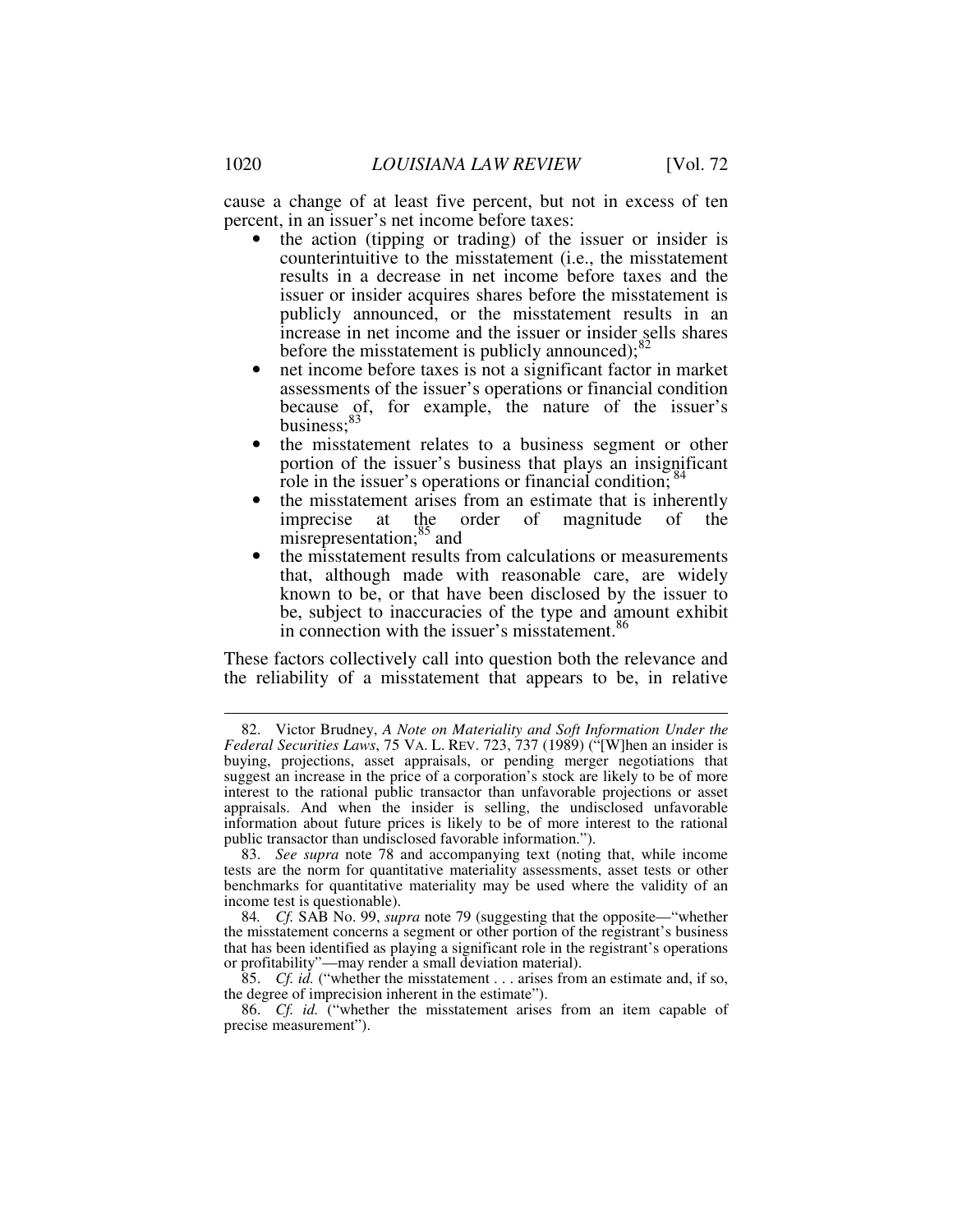cause a change of at least five percent, but not in excess of ten percent, in an issuer's net income before taxes:

- the action (tipping or trading) of the issuer or insider is counterintuitive to the misstatement (i.e., the misstatement results in a decrease in net income before taxes and the issuer or insider acquires shares before the misstatement is publicly announced, or the misstatement results in an increase in net income and the issuer or insider sells shares before the misstatement is publicly announced);[82]
- net income before taxes is not a significant factor in market assessments of the issuer's operations or financial condition because of, for example, the nature of the issuer's business;[83]
- the misstatement relates to a business segment or other portion of the issuer's business that plays an insignificant role in the issuer's operations or financial condition;[84]
- the misstatement arises from an estimate that is inherently imprecise at the order of magnitude of the misrepresentation;[85] and
- the misstatement results from calculations or measurements that, although made with reasonable care, are widely known to be, or that have been disclosed by the issuer to be, subject to inaccuracies of the type and amount exhibit in connection with the issuer's misstatement.[86]

These factors collectively call into question both the relevance and the reliability of a misstatement that appears to be, in relative

---

82. Victor Brudney, *A Note on Materiality and Soft Information Under the Federal Securities Laws*, 75 VA. L. REV. 723, 737 (1989) ("[W]hen an insider is buying, projections, asset appraisals, or pending merger negotiations that suggest an increase in the price of a corporation's stock are likely to be of more interest to the rational public transactor than unfavorable projections or asset appraisals. And when the insider is selling, the undisclosed unfavorable information about future prices is likely to be of more interest to the rational public transactor than undisclosed favorable information.").

83. *See supra* note 78 and accompanying text (noting that, while income tests are the norm for quantitative materiality assessments, asset tests or other benchmarks for quantitative materiality may be used where the validity of an income test is questionable).

84. *Cf.* SAB No. 99, *supra* note 79 (suggesting that the opposite—"whether the misstatement concerns a segment or other portion of the registrant's business that has been identified as playing a significant role in the registrant's operations or profitability"—may render a small deviation material).

85. *Cf. id.* ("whether the misstatement . . . arises from an estimate and, if so, the degree of imprecision inherent in the estimate").

86. *Cf. id.* ("whether the misstatement arises from an item capable of precise measurement").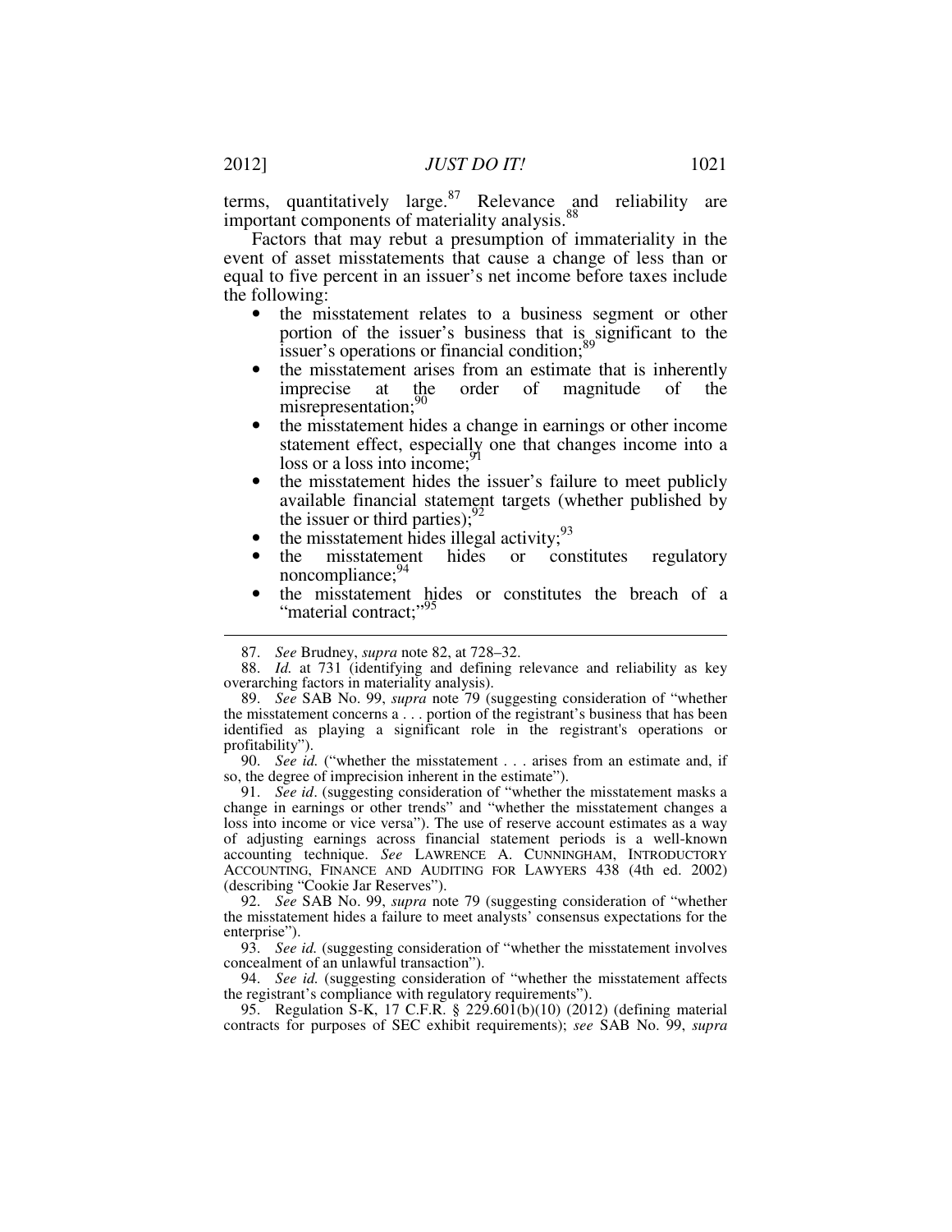terms, quantitatively large.[87] Relevance and reliability are important components of materiality analysis.[88]

Factors that may rebut a presumption of immateriality in the event of asset misstatements that cause a change of less than or equal to five percent in an issuer's net income before taxes include the following:

- the misstatement relates to a business segment or other portion of the issuer's business that is significant to the issuer's operations or financial condition;[89]
- the misstatement arises from an estimate that is inherently imprecise at the order of magnitude of the misrepresentation;[90]
- the misstatement hides a change in earnings or other income statement effect, especially one that changes income into a loss or a loss into income;[91]
- the misstatement hides the issuer's failure to meet publicly available financial statement targets (whether published by the issuer or third parties);[92]
- the misstatement hides illegal activity;[93]
- the misstatement hides or constitutes regulatory noncompliance;[94]
- the misstatement hides or constitutes the breach of a "material contract;"[95]

---

87. *See* Brudney, *supra* note 82, at 728–32.

88. *Id.* at 731 (identifying and defining relevance and reliability as key overarching factors in materiality analysis).

89. *See* SAB No. 99, *supra* note 79 (suggesting consideration of "whether the misstatement concerns a . . . portion of the registrant's business that has been identified as playing a significant role in the registrant's operations or profitability").

90. *See id.* ("whether the misstatement . . . arises from an estimate and, if so, the degree of imprecision inherent in the estimate").

91. *See id*. (suggesting consideration of "whether the misstatement masks a change in earnings or other trends" and "whether the misstatement changes a loss into income or vice versa"). The use of reserve account estimates as a way of adjusting earnings across financial statement periods is a well-known accounting technique. *See* LAWRENCE A. CUNNINGHAM, INTRODUCTORY ACCOUNTING, FINANCE AND AUDITING FOR LAWYERS 438 (4th ed. 2002) (describing "Cookie Jar Reserves").

92. *See* SAB No. 99, *supra* note 79 (suggesting consideration of "whether the misstatement hides a failure to meet analysts' consensus expectations for the enterprise").

93. *See id.* (suggesting consideration of "whether the misstatement involves concealment of an unlawful transaction").

94. *See id.* (suggesting consideration of "whether the misstatement affects the registrant's compliance with regulatory requirements").

95. Regulation S-K, 17 C.F.R. § 229.601(b)(10) (2012) (defining material contracts for purposes of SEC exhibit requirements); *see* SAB No. 99, *supra*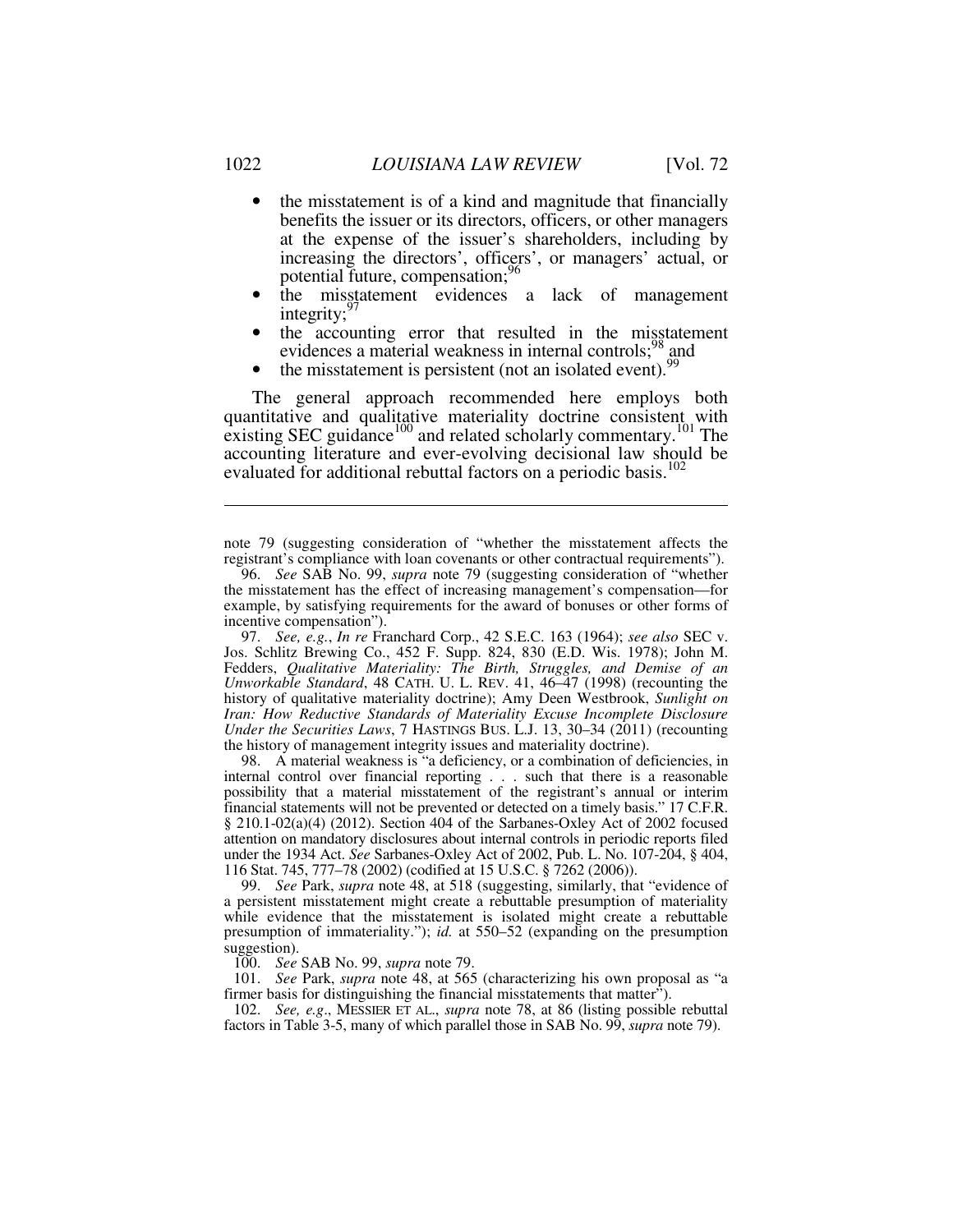- the misstatement is of a kind and magnitude that financially benefits the issuer or its directors, officers, or other managers at the expense of the issuer's shareholders, including by increasing the directors', officers', or managers' actual, or potential future, compensation;[96]
- the misstatement evidences a lack of management integrity;[97]
- the accounting error that resulted in the misstatement evidences a material weakness in internal controls;[98] and
- the misstatement is persistent (not an isolated event).[99]

The general approach recommended here employs both quantitative and qualitative materiality doctrine consistent with existing SEC guidance[100] and related scholarly commentary.[101] The accounting literature and ever-evolving decisional law should be evaluated for additional rebuttal factors on a periodic basis.[102]

---

note 79 (suggesting consideration of "whether the misstatement affects the registrant's compliance with loan covenants or other contractual requirements").

96. *See* SAB No. 99, *supra* note 79 (suggesting consideration of "whether the misstatement has the effect of increasing management's compensation—for example, by satisfying requirements for the award of bonuses or other forms of incentive compensation").

97. *See, e.g.*, *In re* Franchard Corp., 42 S.E.C. 163 (1964); *see also* SEC v. Jos. Schlitz Brewing Co., 452 F. Supp. 824, 830 (E.D. Wis. 1978); John M. Fedders, *Qualitative Materiality: The Birth, Struggles, and Demise of an Unworkable Standard*, 48 CATH. U. L. REV. 41, 46–47 (1998) (recounting the history of qualitative materiality doctrine); Amy Deen Westbrook, *Sunlight on Iran: How Reductive Standards of Materiality Excuse Incomplete Disclosure Under the Securities Laws*, 7 HASTINGS BUS. L.J. 13, 30–34 (2011) (recounting the history of management integrity issues and materiality doctrine).

98. A material weakness is "a deficiency, or a combination of deficiencies, in internal control over financial reporting . . . such that there is a reasonable possibility that a material misstatement of the registrant's annual or interim financial statements will not be prevented or detected on a timely basis." 17 C.F.R. § 210.1-02(a)(4) (2012). Section 404 of the Sarbanes-Oxley Act of 2002 focused attention on mandatory disclosures about internal controls in periodic reports filed under the 1934 Act. *See* Sarbanes-Oxley Act of 2002, Pub. L. No. 107-204, § 404, 116 Stat. 745, 777–78 (2002) (codified at 15 U.S.C. § 7262 (2006)).

99. *See* Park, *supra* note 48, at 518 (suggesting, similarly, that "evidence of a persistent misstatement might create a rebuttable presumption of materiality while evidence that the misstatement is isolated might create a rebuttable presumption of immateriality."); *id.* at 550–52 (expanding on the presumption suggestion).

100. *See* SAB No. 99, *supra* note 79.

101. *See* Park, *supra* note 48, at 565 (characterizing his own proposal as "a firmer basis for distinguishing the financial misstatements that matter").

102. *See, e.g.*, MESSIER ET AL., *supra* note 78, at 86 (listing possible rebuttal factors in Table 3-5, many of which parallel those in SAB No. 99, *supra* note 79).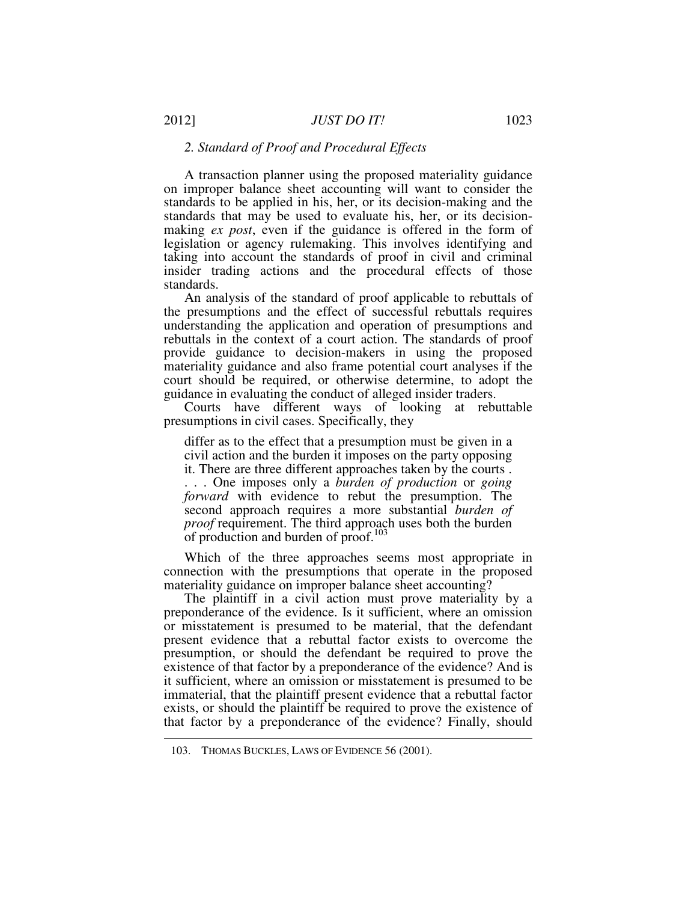### *2. Standard of Proof and Procedural Effects*

A transaction planner using the proposed materiality guidance on improper balance sheet accounting will want to consider the standards to be applied in his, her, or its decision-making and the standards that may be used to evaluate his, her, or its decision-making *ex post*, even if the guidance is offered in the form of legislation or agency rulemaking. This involves identifying and taking into account the standards of proof in civil and criminal insider trading actions and the procedural effects of those standards.

An analysis of the standard of proof applicable to rebuttals of the presumptions and the effect of successful rebuttals requires understanding the application and operation of presumptions and rebuttals in the context of a court action. The standards of proof provide guidance to decision-makers in using the proposed materiality guidance and also frame potential court analyses if the court should be required, or otherwise determine, to adopt the guidance in evaluating the conduct of alleged insider traders.

Courts have different ways of looking at rebuttable presumptions in civil cases. Specifically, they

> differ as to the effect that a presumption must be given in a civil action and the burden it imposes on the party opposing it. There are three different approaches taken by the courts . . . . One imposes only a *burden of production* or *going forward* with evidence to rebut the presumption. The second approach requires a more substantial *burden of proof* requirement. The third approach uses both the burden of production and burden of proof.[103]

Which of the three approaches seems most appropriate in connection with the presumptions that operate in the proposed materiality guidance on improper balance sheet accounting?

The plaintiff in a civil action must prove materiality by a preponderance of the evidence. Is it sufficient, where an omission or misstatement is presumed to be material, that the defendant present evidence that a rebuttal factor exists to overcome the presumption, or should the defendant be required to prove the existence of that factor by a preponderance of the evidence? And is it sufficient, where an omission or misstatement is presumed to be immaterial, that the plaintiff present evidence that a rebuttal factor exists, or should the plaintiff be required to prove the existence of that factor by a preponderance of the evidence? Finally, should

---

103. THOMAS BUCKLES, LAWS OF EVIDENCE 56 (2001).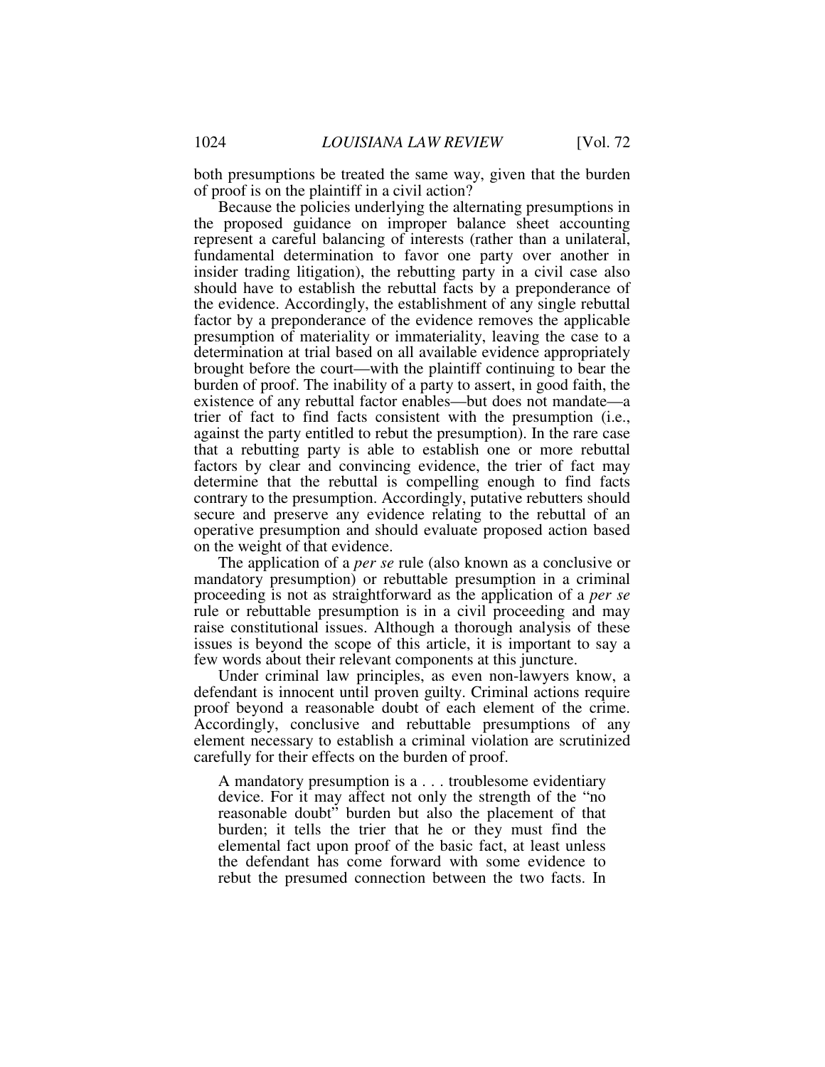both presumptions be treated the same way, given that the burden of proof is on the plaintiff in a civil action?

Because the policies underlying the alternating presumptions in the proposed guidance on improper balance sheet accounting represent a careful balancing of interests (rather than a unilateral, fundamental determination to favor one party over another in insider trading litigation), the rebutting party in a civil case also should have to establish the rebuttal facts by a preponderance of the evidence. Accordingly, the establishment of any single rebuttal factor by a preponderance of the evidence removes the applicable presumption of materiality or immateriality, leaving the case to a determination at trial based on all available evidence appropriately brought before the court—with the plaintiff continuing to bear the burden of proof. The inability of a party to assert, in good faith, the existence of any rebuttal factor enables—but does not mandate—a trier of fact to find facts consistent with the presumption (i.e., against the party entitled to rebut the presumption). In the rare case that a rebutting party is able to establish one or more rebuttal factors by clear and convincing evidence, the trier of fact may determine that the rebuttal is compelling enough to find facts contrary to the presumption. Accordingly, putative rebutters should secure and preserve any evidence relating to the rebuttal of an operative presumption and should evaluate proposed action based on the weight of that evidence.

The application of a *per se* rule (also known as a conclusive or mandatory presumption) or rebuttable presumption in a criminal proceeding is not as straightforward as the application of a *per se* rule or rebuttable presumption is in a civil proceeding and may raise constitutional issues. Although a thorough analysis of these issues is beyond the scope of this article, it is important to say a few words about their relevant components at this juncture.

Under criminal law principles, as even non-lawyers know, a defendant is innocent until proven guilty. Criminal actions require proof beyond a reasonable doubt of each element of the crime. Accordingly, conclusive and rebuttable presumptions of any element necessary to establish a criminal violation are scrutinized carefully for their effects on the burden of proof.

> A mandatory presumption is a . . . troublesome evidentiary device. For it may affect not only the strength of the "no reasonable doubt" burden but also the placement of that burden; it tells the trier that he or they must find the elemental fact upon proof of the basic fact, at least unless the defendant has come forward with some evidence to rebut the presumed connection between the two facts. In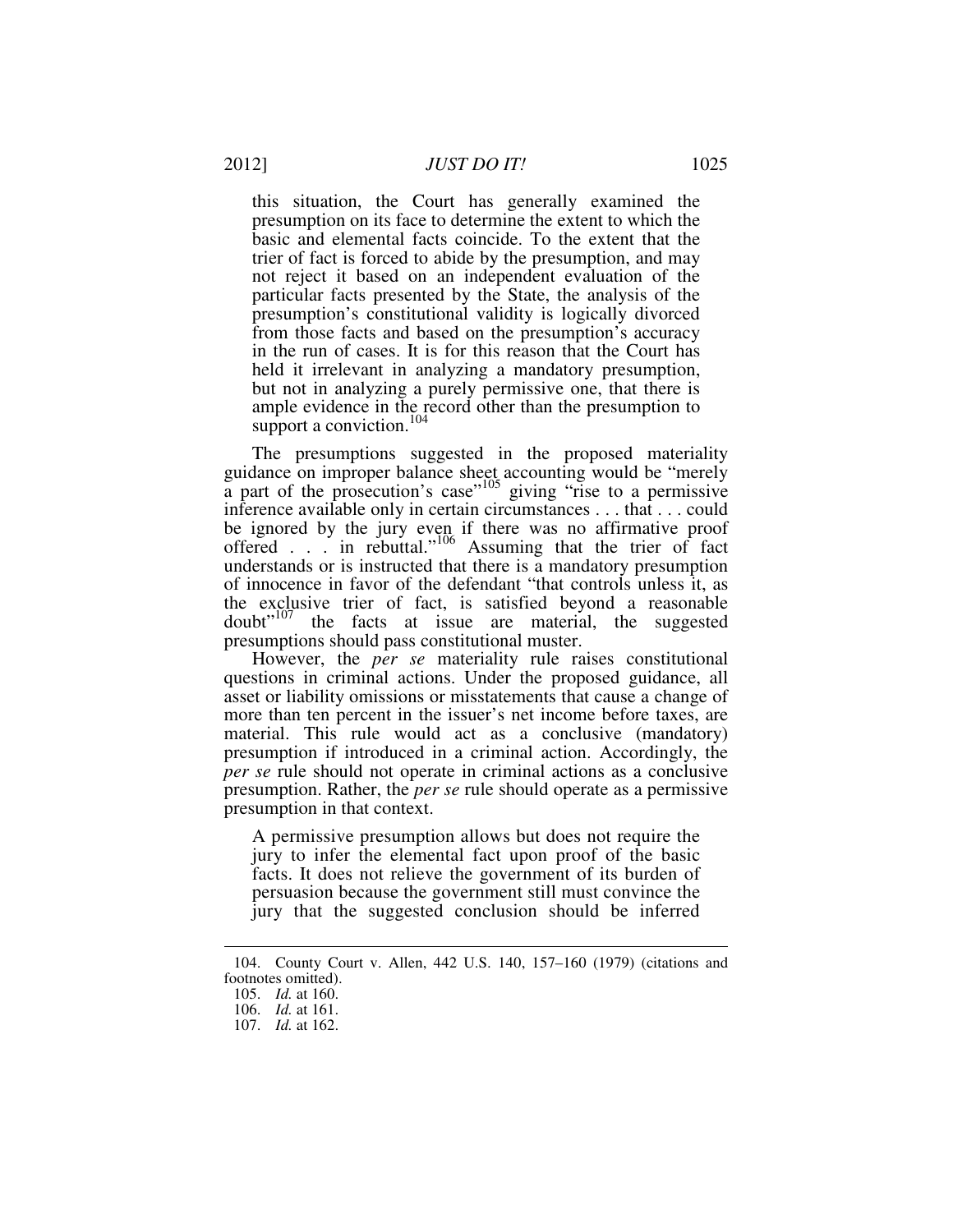> this situation, the Court has generally examined the presumption on its face to determine the extent to which the basic and elemental facts coincide. To the extent that the trier of fact is forced to abide by the presumption, and may not reject it based on an independent evaluation of the particular facts presented by the State, the analysis of the presumption's constitutional validity is logically divorced from those facts and based on the presumption's accuracy in the run of cases. It is for this reason that the Court has held it irrelevant in analyzing a mandatory presumption, but not in analyzing a purely permissive one, that there is ample evidence in the record other than the presumption to support a conviction.[104]

The presumptions suggested in the proposed materiality guidance on improper balance sheet accounting would be "merely a part of the prosecution's case"[105] giving "rise to a permissive inference available only in certain circumstances . . . that . . . could be ignored by the jury even if there was no affirmative proof offered . . . in rebuttal."[106] Assuming that the trier of fact understands or is instructed that there is a mandatory presumption of innocence in favor of the defendant "that controls unless it, as the exclusive trier of fact, is satisfied beyond a reasonable doubt"[107] the facts at issue are material, the suggested presumptions should pass constitutional muster.

However, the *per se* materiality rule raises constitutional questions in criminal actions. Under the proposed guidance, all asset or liability omissions or misstatements that cause a change of more than ten percent in the issuer's net income before taxes, are material. This rule would act as a conclusive (mandatory) presumption if introduced in a criminal action. Accordingly, the *per se* rule should not operate in criminal actions as a conclusive presumption. Rather, the *per se* rule should operate as a permissive presumption in that context.

> A permissive presumption allows but does not require the jury to infer the elemental fact upon proof of the basic facts. It does not relieve the government of its burden of persuasion because the government still must convince the jury that the suggested conclusion should be inferred

---

104. County Court v. Allen, 442 U.S. 140, 157–160 (1979) (citations and footnotes omitted).

105. *Id.* at 160.

106. *Id.* at 161.

107. *Id.* at 162.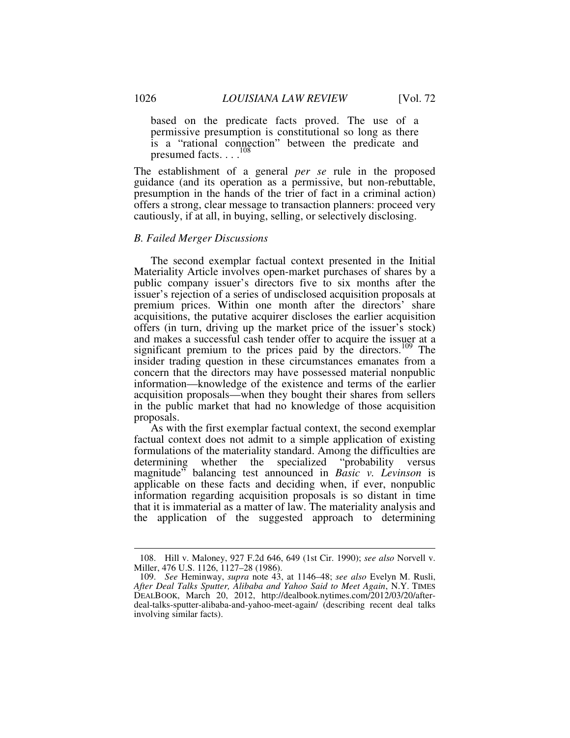based on the predicate facts proved. The use of a permissive presumption is constitutional so long as there is a "rational connection" between the predicate and presumed facts. . . .[108]

The establishment of a general *per se* rule in the proposed guidance (and its operation as a permissive, but non-rebuttable, presumption in the hands of the trier of fact in a criminal action) offers a strong, clear message to transaction planners: proceed very cautiously, if at all, in buying, selling, or selectively disclosing.

### *B. Failed Merger Discussions*

The second exemplar factual context presented in the Initial Materiality Article involves open-market purchases of shares by a public company issuer's directors five to six months after the issuer's rejection of a series of undisclosed acquisition proposals at premium prices. Within one month after the directors' share acquisitions, the putative acquirer discloses the earlier acquisition offers (in turn, driving up the market price of the issuer's stock) and makes a successful cash tender offer to acquire the issuer at a significant premium to the prices paid by the directors.[109] The insider trading question in these circumstances emanates from a concern that the directors may have possessed material nonpublic information—knowledge of the existence and terms of the earlier acquisition proposals—when they bought their shares from sellers in the public market that had no knowledge of those acquisition proposals.

As with the first exemplar factual context, the second exemplar factual context does not admit to a simple application of existing formulations of the materiality standard. Among the difficulties are determining whether the specialized "probability versus magnitude" balancing test announced in *Basic v. Levinson* is applicable on these facts and deciding when, if ever, nonpublic information regarding acquisition proposals is so distant in time that it is immaterial as a matter of law. The materiality analysis and the application of the suggested approach to determining

---

108. Hill v. Maloney, 927 F.2d 646, 649 (1st Cir. 1990); *see also* Norvell v. Miller, 476 U.S. 1126, 1127–28 (1986).

109. *See* Heminway, *supra* note 43, at 1146–48; *see also* Evelyn M. Rusli, *After Deal Talks Sputter, Alibaba and Yahoo Said to Meet Again*, N.Y. TIMES DEALBOOK, March 20, 2012, http://dealbook.nytimes.com/2012/03/20/after-deal-talks-sputter-alibaba-and-yahoo-meet-again/ (describing recent deal talks involving similar facts).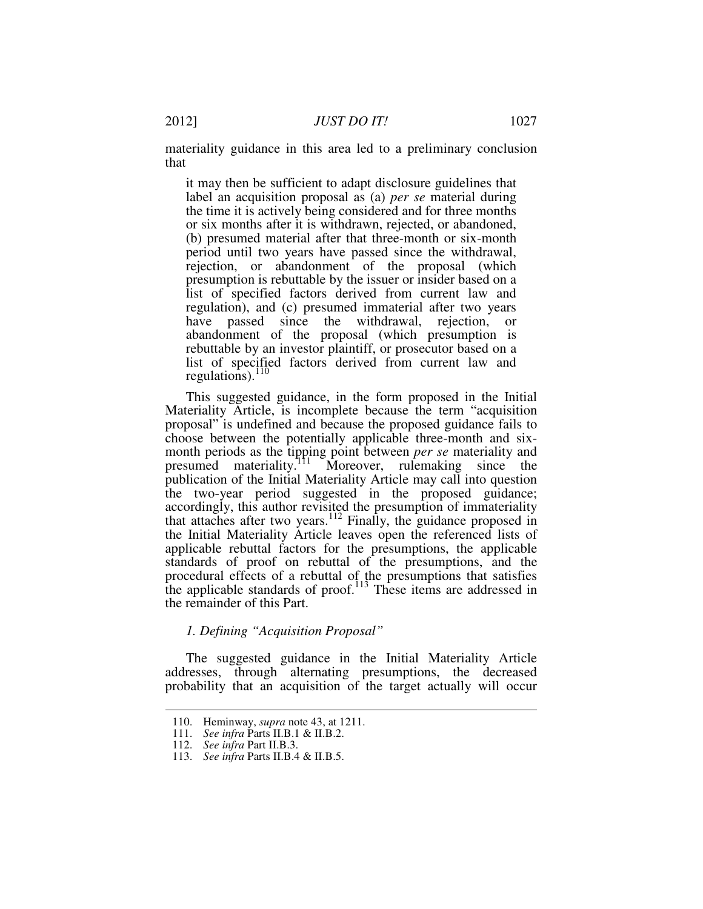materiality guidance in this area led to a preliminary conclusion that

> it may then be sufficient to adapt disclosure guidelines that label an acquisition proposal as (a) *per se* material during the time it is actively being considered and for three months or six months after it is withdrawn, rejected, or abandoned, (b) presumed material after that three-month or six-month period until two years have passed since the withdrawal, rejection, or abandonment of the proposal (which presumption is rebuttable by the issuer or insider based on a list of specified factors derived from current law and regulation), and (c) presumed immaterial after two years have passed since the withdrawal, rejection, or abandonment of the proposal (which presumption is rebuttable by an investor plaintiff, or prosecutor based on a list of specified factors derived from current law and regulations).[110]

This suggested guidance, in the form proposed in the Initial Materiality Article, is incomplete because the term "acquisition proposal" is undefined and because the proposed guidance fails to choose between the potentially applicable three-month and six-month periods as the tipping point between *per se* materiality and presumed materiality.[111] Moreover, rulemaking since the publication of the Initial Materiality Article may call into question the two-year period suggested in the proposed guidance; accordingly, this author revisited the presumption of immateriality that attaches after two years.[112] Finally, the guidance proposed in the Initial Materiality Article leaves open the referenced lists of applicable rebuttal factors for the presumptions, the applicable standards of proof on rebuttal of the presumptions, and the procedural effects of a rebuttal of the presumptions that satisfies the applicable standards of proof.[113] These items are addressed in the remainder of this Part.

### *1. Defining "Acquisition Proposal"*

The suggested guidance in the Initial Materiality Article addresses, through alternating presumptions, the decreased probability that an acquisition of the target actually will occur

---

110. Heminway, *supra* note 43, at 1211.

111. *See infra* Parts II.B.1 & II.B.2.

112. *See infra* Part II.B.3.

113. *See infra* Parts II.B.4 & II.B.5.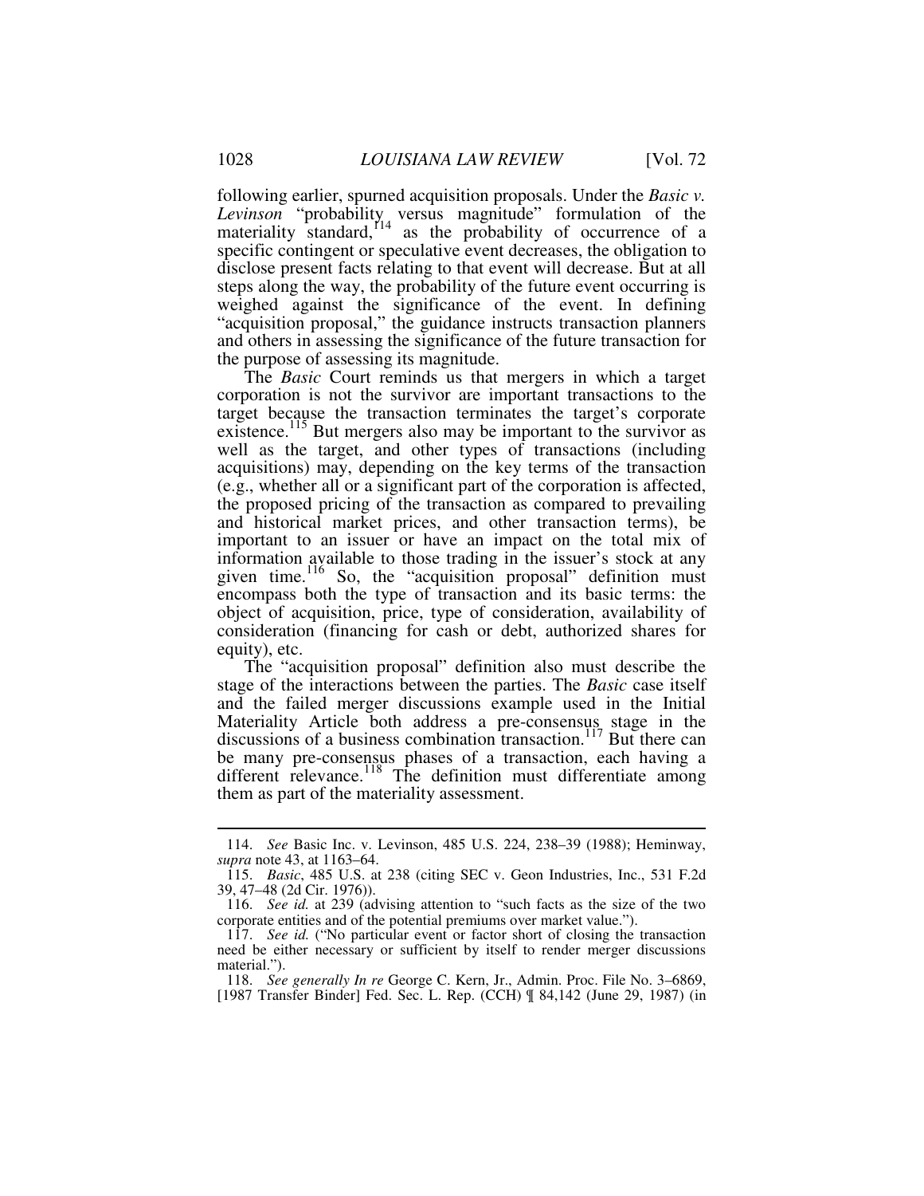following earlier, spurned acquisition proposals. Under the *Basic v. Levinson* "probability versus magnitude" formulation of the materiality standard,[114] as the probability of occurrence of a specific contingent or speculative event decreases, the obligation to disclose present facts relating to that event will decrease. But at all steps along the way, the probability of the future event occurring is weighed against the significance of the event. In defining "acquisition proposal," the guidance instructs transaction planners and others in assessing the significance of the future transaction for the purpose of assessing its magnitude.

The *Basic* Court reminds us that mergers in which a target corporation is not the survivor are important transactions to the target because the transaction terminates the target's corporate existence.[115] But mergers also may be important to the survivor as well as the target, and other types of transactions (including acquisitions) may, depending on the key terms of the transaction (e.g., whether all or a significant part of the corporation is affected, the proposed pricing of the transaction as compared to prevailing and historical market prices, and other transaction terms), be important to an issuer or have an impact on the total mix of information available to those trading in the issuer's stock at any given time.[116] So, the "acquisition proposal" definition must encompass both the type of transaction and its basic terms: the object of acquisition, price, type of consideration, availability of consideration (financing for cash or debt, authorized shares for equity), etc.

The "acquisition proposal" definition also must describe the stage of the interactions between the parties. The *Basic* case itself and the failed merger discussions example used in the Initial Materiality Article both address a pre-consensus stage in the discussions of a business combination transaction.[117] But there can be many pre-consensus phases of a transaction, each having a different relevance.[118] The definition must differentiate among them as part of the materiality assessment.

---

114. *See* Basic Inc. v. Levinson, 485 U.S. 224, 238–39 (1988); Heminway, *supra* note 43, at 1163–64.

115. *Basic*, 485 U.S. at 238 (citing SEC v. Geon Industries, Inc., 531 F.2d 39, 47–48 (2d Cir. 1976)).

116. *See id.* at 239 (advising attention to "such facts as the size of the two corporate entities and of the potential premiums over market value.").

117. *See id.* ("No particular event or factor short of closing the transaction need be either necessary or sufficient by itself to render merger discussions material.").

118. *See generally In re* George C. Kern, Jr., Admin. Proc. File No. 3–6869, [1987 Transfer Binder] Fed. Sec. L. Rep. (CCH) ¶ 84,142 (June 29, 1987) (in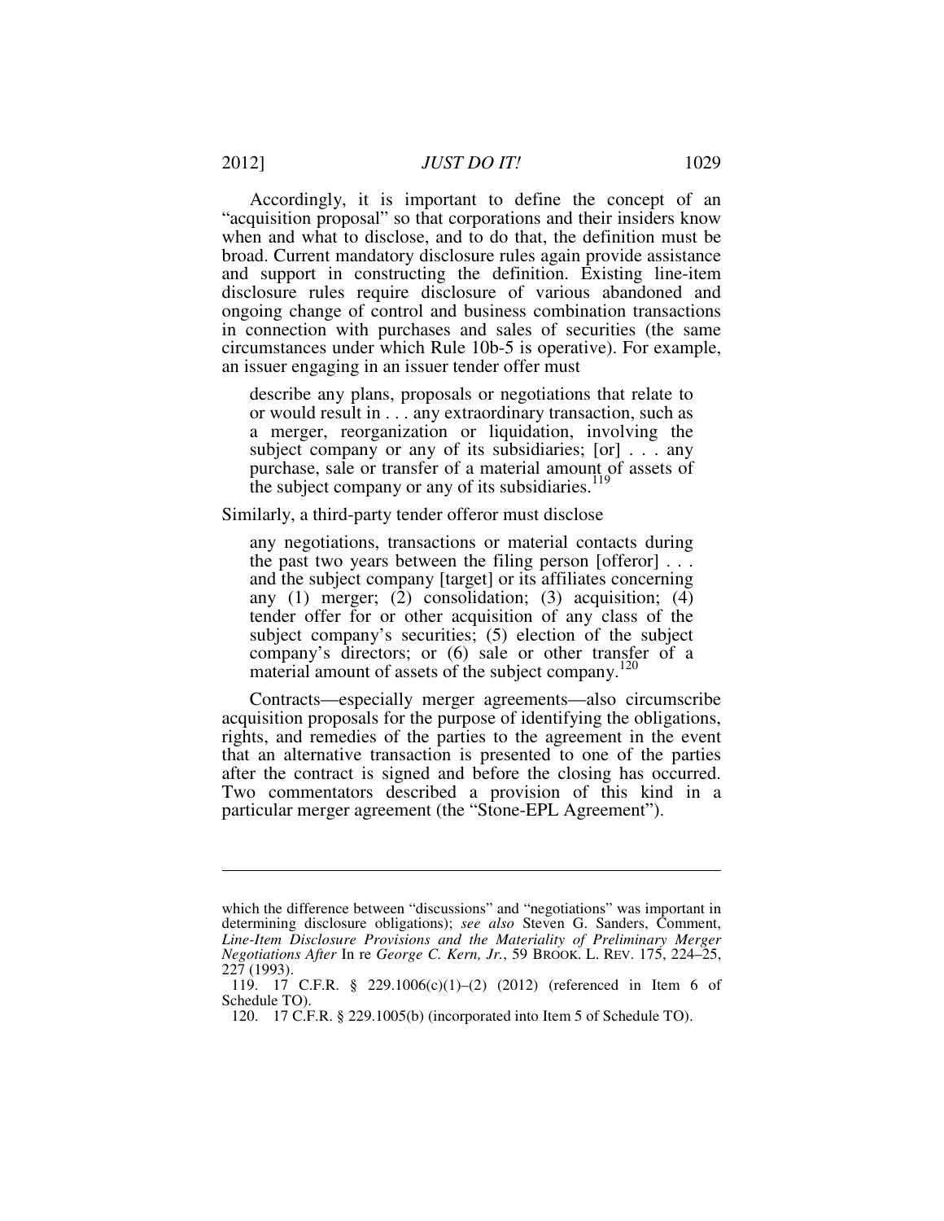Accordingly, it is important to define the concept of an "acquisition proposal" so that corporations and their insiders know when and what to disclose, and to do that, the definition must be broad. Current mandatory disclosure rules again provide assistance and support in constructing the definition. Existing line-item disclosure rules require disclosure of various abandoned and ongoing change of control and business combination transactions in connection with purchases and sales of securities (the same circumstances under which Rule 10b-5 is operative). For example, an issuer engaging in an issuer tender offer must

> describe any plans, proposals or negotiations that relate to or would result in . . . any extraordinary transaction, such as a merger, reorganization or liquidation, involving the subject company or any of its subsidiaries; [or] . . . any purchase, sale or transfer of a material amount of assets of the subject company or any of its subsidiaries.[119]

Similarly, a third-party tender offeror must disclose

> any negotiations, transactions or material contacts during the past two years between the filing person [offeror] . . . and the subject company [target] or its affiliates concerning any (1) merger; (2) consolidation; (3) acquisition; (4) tender offer for or other acquisition of any class of the subject company's securities; (5) election of the subject company's directors; or (6) sale or other transfer of a material amount of assets of the subject company.[120]

Contracts—especially merger agreements—also circumscribe acquisition proposals for the purpose of identifying the obligations, rights, and remedies of the parties to the agreement in the event that an alternative transaction is presented to one of the parties after the contract is signed and before the closing has occurred. Two commentators described a provision of this kind in a particular merger agreement (the "Stone-EPL Agreement").

---

which the difference between "discussions" and "negotiations" was important in determining disclosure obligations); *see also* Steven G. Sanders, Comment, *Line-Item Disclosure Provisions and the Materiality of Preliminary Merger Negotiations After* In re *George C. Kern, Jr.*, 59 BROOK. L. REV. 175, 224–25, 227 (1993).

119. 17 C.F.R. § 229.1006(c)(1)–(2) (2012) (referenced in Item 6 of Schedule TO).

120. 17 C.F.R. § 229.1005(b) (incorporated into Item 5 of Schedule TO).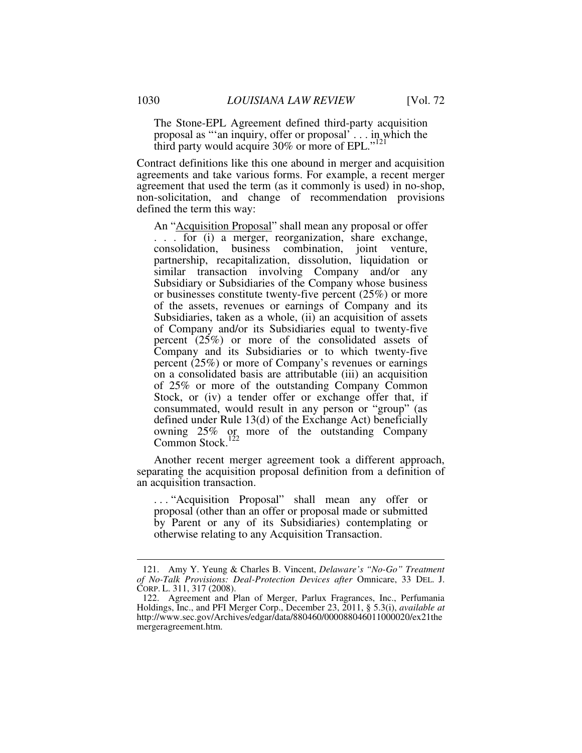> The Stone-EPL Agreement defined third-party acquisition proposal as "'an inquiry, offer or proposal' . . . in which the third party would acquire 30% or more of EPL."[121]

Contract definitions like this one abound in merger and acquisition agreements and take various forms. For example, a recent merger agreement that used the term (as it commonly is used) in no-shop, non-solicitation, and change of recommendation provisions defined the term this way:

> An "Acquisition Proposal" shall mean any proposal or offer . . . for (i) a merger, reorganization, share exchange, consolidation, business combination, joint venture, partnership, recapitalization, dissolution, liquidation or similar transaction involving Company and/or any Subsidiary or Subsidiaries of the Company whose business or businesses constitute twenty-five percent (25%) or more of the assets, revenues or earnings of Company and its Subsidiaries, taken as a whole, (ii) an acquisition of assets of Company and/or its Subsidiaries equal to twenty-five percent (25%) or more of the consolidated assets of Company and its Subsidiaries or to which twenty-five percent (25%) or more of Company's revenues or earnings on a consolidated basis are attributable (iii) an acquisition of 25% or more of the outstanding Company Common Stock, or (iv) a tender offer or exchange offer that, if consummated, would result in any person or "group" (as defined under Rule 13(d) of the Exchange Act) beneficially owning 25% or more of the outstanding Company Common Stock.[122]

Another recent merger agreement took a different approach, separating the acquisition proposal definition from a definition of an acquisition transaction.

> . . . "Acquisition Proposal" shall mean any offer or proposal (other than an offer or proposal made or submitted by Parent or any of its Subsidiaries) contemplating or otherwise relating to any Acquisition Transaction.

---

121. Amy Y. Yeung & Charles B. Vincent, *Delaware's "No-Go" Treatment of No-Talk Provisions: Deal-Protection Devices after* Omnicare, 33 DEL. J. CORP. L. 311, 317 (2008).

122. Agreement and Plan of Merger, Parlux Fragrances, Inc., Perfumania Holdings, Inc., and PFI Merger Corp., December 23, 2011, § 5.3(i), *available at* http://www.sec.gov/Archives/edgar/data/880460/000088046011000020/ex21themergeragreement.htm.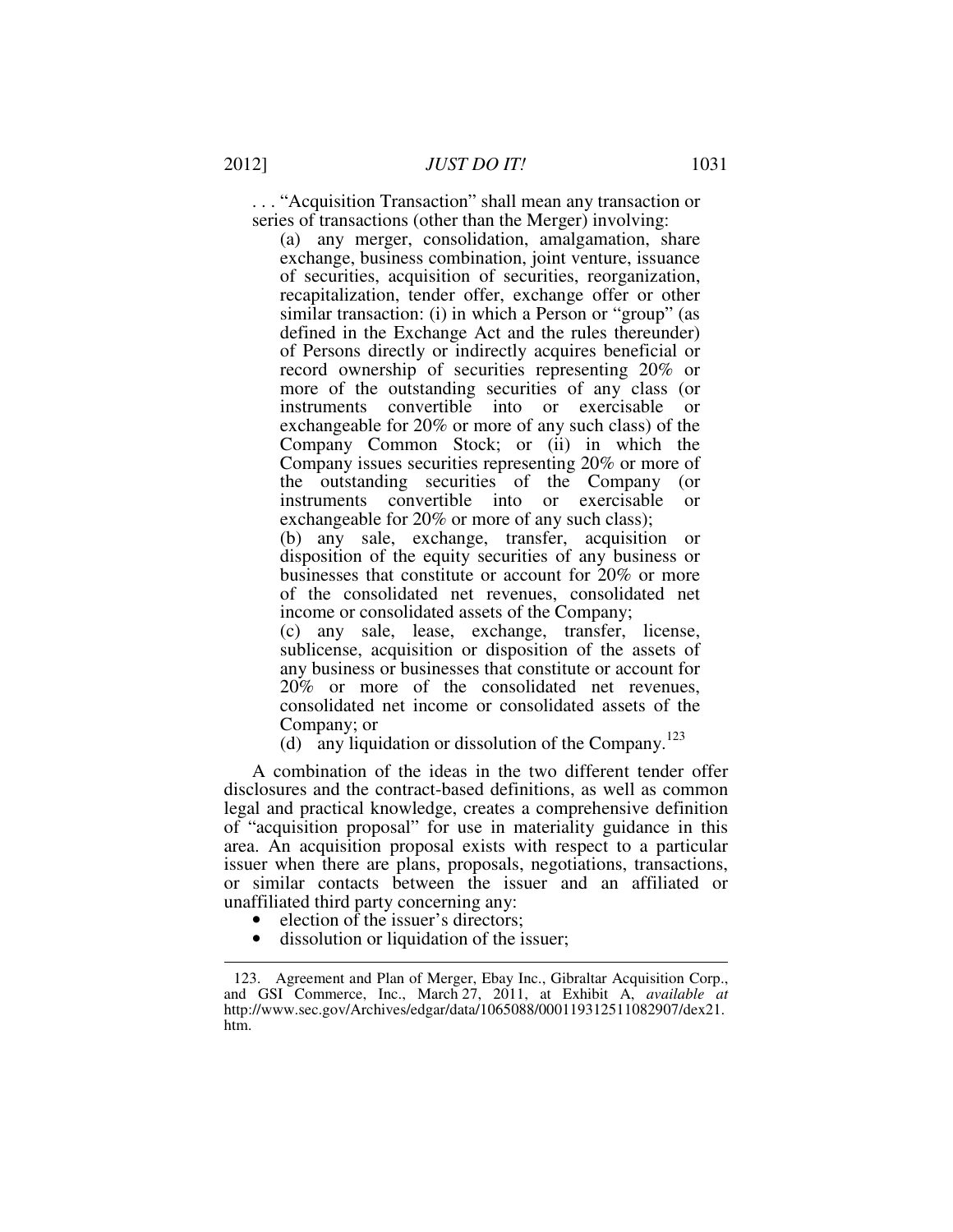. . . "Acquisition Transaction" shall mean any transaction or series of transactions (other than the Merger) involving:

> (a) any merger, consolidation, amalgamation, share exchange, business combination, joint venture, issuance of securities, acquisition of securities, reorganization, recapitalization, tender offer, exchange offer or other similar transaction: (i) in which a Person or "group" (as defined in the Exchange Act and the rules thereunder) of Persons directly or indirectly acquires beneficial or record ownership of securities representing 20% or more of the outstanding securities of any class (or instruments convertible into or exercisable or exchangeable for 20% or more of any such class) of the Company Common Stock; or (ii) in which the Company issues securities representing 20% or more of the outstanding securities of the Company (or instruments convertible into or exercisable or exchangeable for 20% or more of any such class);
>
> (b) any sale, exchange, transfer, acquisition or disposition of the equity securities of any business or businesses that constitute or account for 20% or more of the consolidated net revenues, consolidated net income or consolidated assets of the Company;
>
> (c) any sale, lease, exchange, transfer, license, sublicense, acquisition or disposition of the assets of any business or businesses that constitute or account for 20% or more of the consolidated net revenues, consolidated net income or consolidated assets of the Company; or
>
> (d) any liquidation or dissolution of the Company.[123]

A combination of the ideas in the two different tender offer disclosures and the contract-based definitions, as well as common legal and practical knowledge, creates a comprehensive definition of "acquisition proposal" for use in materiality guidance in this area. An acquisition proposal exists with respect to a particular issuer when there are plans, proposals, negotiations, transactions, or similar contacts between the issuer and an affiliated or unaffiliated third party concerning any:

- election of the issuer's directors;
- dissolution or liquidation of the issuer;

---

123. Agreement and Plan of Merger, Ebay Inc., Gibraltar Acquisition Corp., and GSI Commerce, Inc., March 27, 2011, at Exhibit A, *available at* http://www.sec.gov/Archives/edgar/data/1065088/000119312511082907/dex21.htm.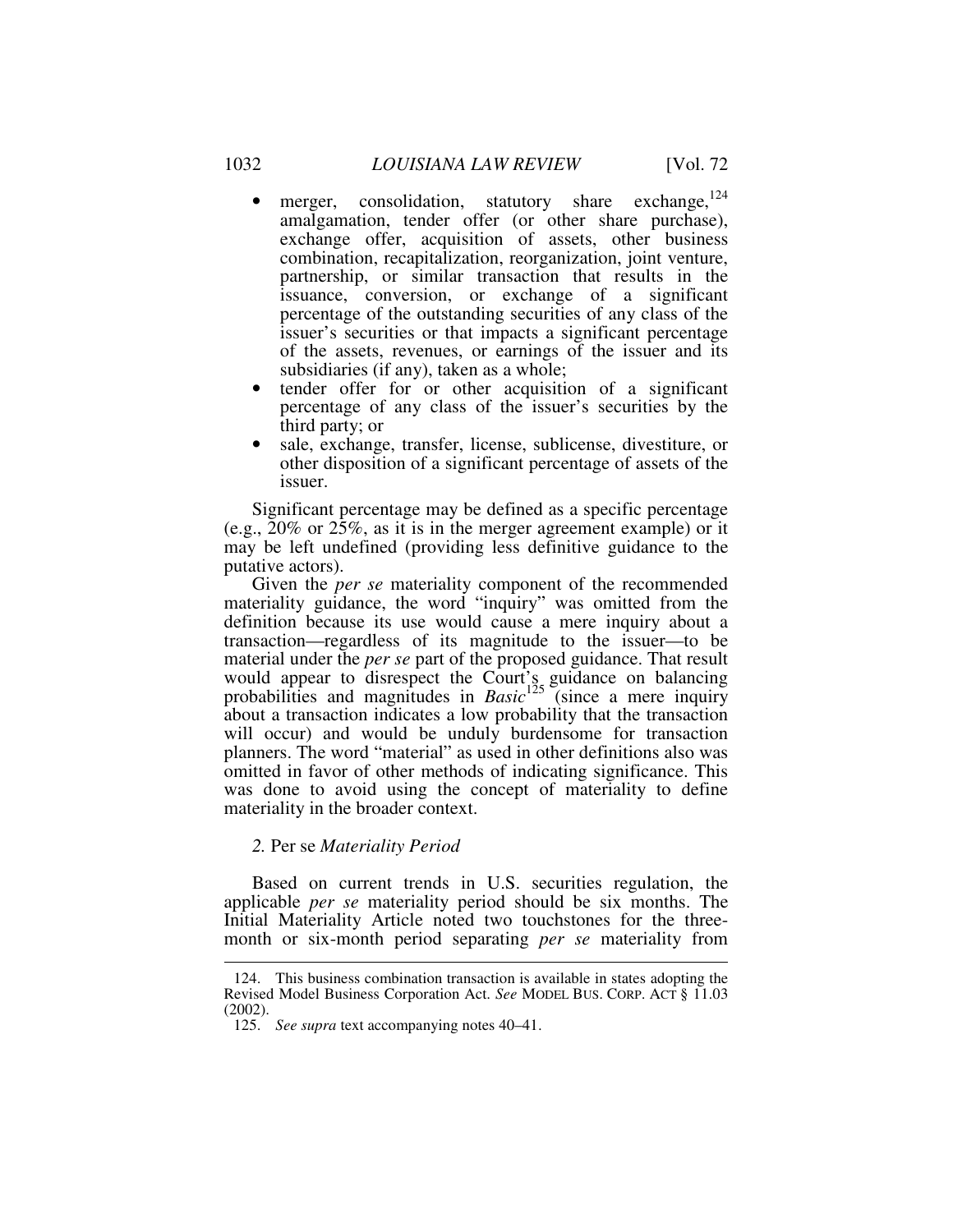- merger, consolidation, statutory share exchange,[124] amalgamation, tender offer (or other share purchase), exchange offer, acquisition of assets, other business combination, recapitalization, reorganization, joint venture, partnership, or similar transaction that results in the issuance, conversion, or exchange of a significant percentage of the outstanding securities of any class of the issuer's securities or that impacts a significant percentage of the assets, revenues, or earnings of the issuer and its subsidiaries (if any), taken as a whole;
- tender offer for or other acquisition of a significant percentage of any class of the issuer's securities by the third party; or
- sale, exchange, transfer, license, sublicense, divestiture, or other disposition of a significant percentage of assets of the issuer.

Significant percentage may be defined as a specific percentage (e.g., 20% or 25%, as it is in the merger agreement example) or it may be left undefined (providing less definitive guidance to the putative actors).

Given the *per se* materiality component of the recommended materiality guidance, the word "inquiry" was omitted from the definition because its use would cause a mere inquiry about a transaction—regardless of its magnitude to the issuer—to be material under the *per se* part of the proposed guidance. That result would appear to disrespect the Court's guidance on balancing probabilities and magnitudes in *Basic*[125] (since a mere inquiry about a transaction indicates a low probability that the transaction will occur) and would be unduly burdensome for transaction planners. The word "material" as used in other definitions also was omitted in favor of other methods of indicating significance. This was done to avoid using the concept of materiality to define materiality in the broader context.

### *2.* Per se *Materiality Period*

Based on current trends in U.S. securities regulation, the applicable *per se* materiality period should be six months. The Initial Materiality Article noted two touchstones for the three-month or six-month period separating *per se* materiality from

---

124. This business combination transaction is available in states adopting the Revised Model Business Corporation Act. *See* MODEL BUS. CORP. ACT § 11.03 (2002).

125. *See supra* text accompanying notes 40–41.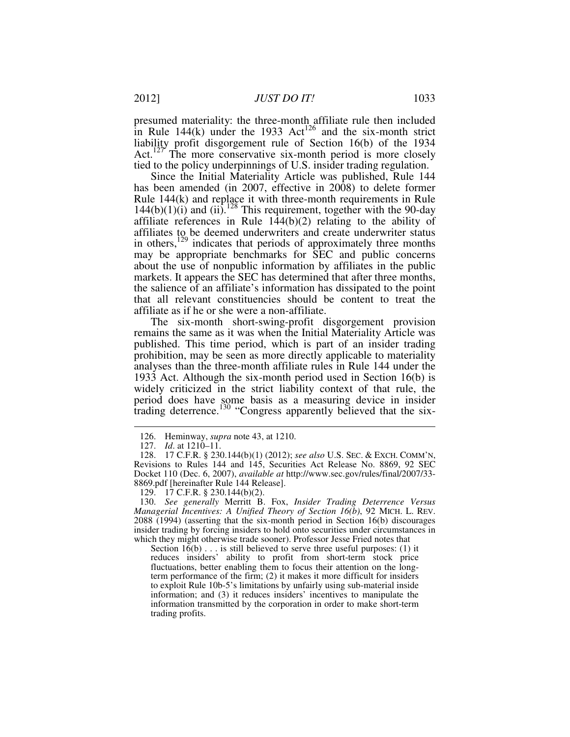presumed materiality: the three-month affiliate rule then included in Rule 144(k) under the 1933 Act[126] and the six-month strict liability profit disgorgement rule of Section 16(b) of the 1934 Act.[127] The more conservative six-month period is more closely tied to the policy underpinnings of U.S. insider trading regulation.

Since the Initial Materiality Article was published, Rule 144 has been amended (in 2007, effective in 2008) to delete former Rule 144(k) and replace it with three-month requirements in Rule 144(b)(1)(i) and (ii).[128] This requirement, together with the 90-day affiliate references in Rule 144(b)(2) relating to the ability of affiliates to be deemed underwriters and create underwriter status in others,[129] indicates that periods of approximately three months may be appropriate benchmarks for SEC and public concerns about the use of nonpublic information by affiliates in the public markets. It appears the SEC has determined that after three months, the salience of an affiliate's information has dissipated to the point that all relevant constituencies should be content to treat the affiliate as if he or she were a non-affiliate.

The six-month short-swing-profit disgorgement provision remains the same as it was when the Initial Materiality Article was published. This time period, which is part of an insider trading prohibition, may be seen as more directly applicable to materiality analyses than the three-month affiliate rules in Rule 144 under the 1933 Act. Although the six-month period used in Section 16(b) is widely criticized in the strict liability context of that rule, the period does have some basis as a measuring device in insider trading deterrence.[130] "Congress apparently believed that the six-

---

126. Heminway, *supra* note 43, at 1210.

127. *Id.* at 1210–11.

128. 17 C.F.R. § 230.144(b)(1) (2012); *see also* U.S. SEC. & EXCH. COMM'N, Revisions to Rules 144 and 145, Securities Act Release No. 8869, 92 SEC Docket 110 (Dec. 6, 2007), *available at* http://www.sec.gov/rules/final/2007/33-8869.pdf [hereinafter Rule 144 Release].

129. 17 C.F.R. § 230.144(b)(2).

130. *See generally* Merritt B. Fox, *Insider Trading Deterrence Versus Managerial Incentives: A Unified Theory of Section 16(b)*, 92 MICH. L. REV. 2088 (1994) (asserting that the six-month period in Section 16(b) discourages insider trading by forcing insiders to hold onto securities under circumstances in which they might otherwise trade sooner). Professor Jesse Fried notes that

> Section 16(b) . . . is still believed to serve three useful purposes: (1) it reduces insiders' ability to profit from short-term stock price fluctuations, better enabling them to focus their attention on the long-term performance of the firm; (2) it makes it more difficult for insiders to exploit Rule 10b-5's limitations by unfairly using sub-material inside information; and (3) it reduces insiders' incentives to manipulate the information transmitted by the corporation in order to make short-term trading profits.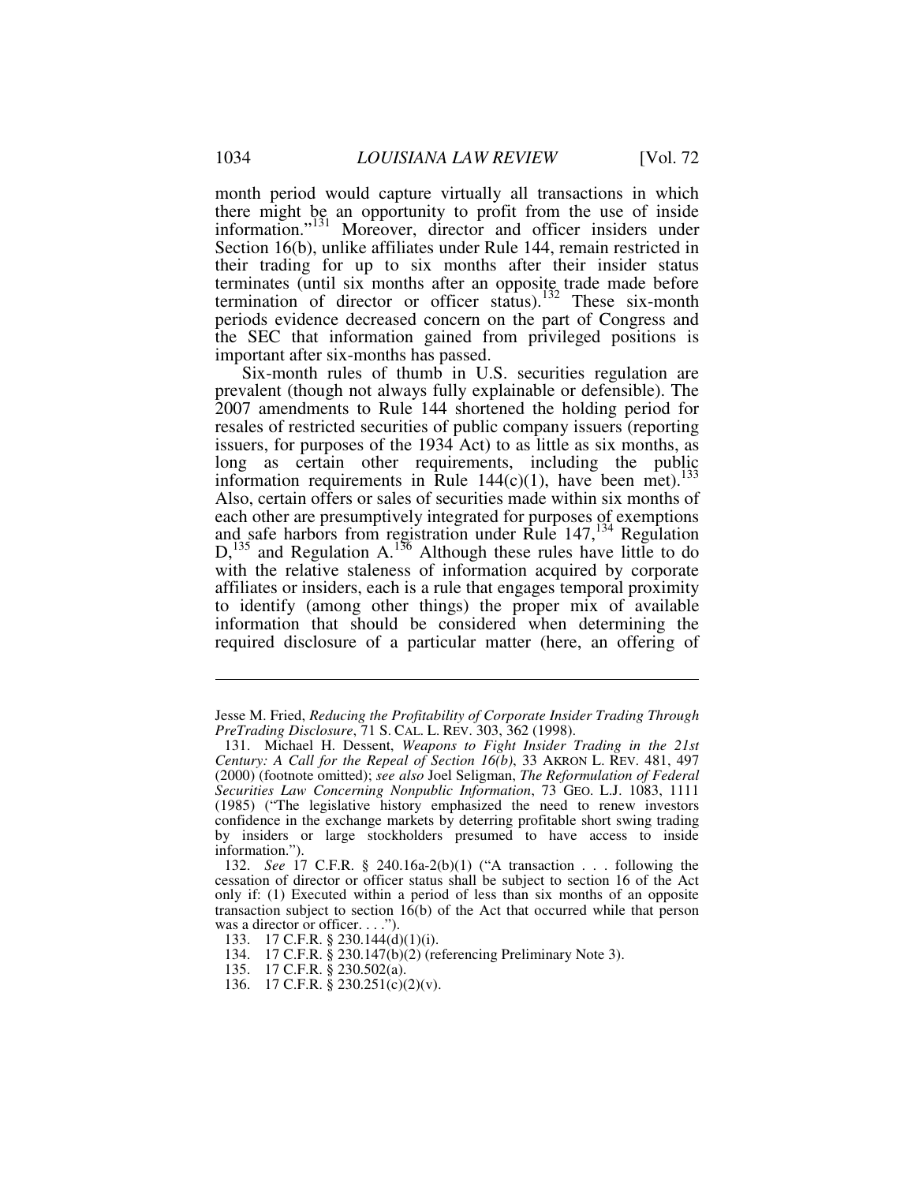month period would capture virtually all transactions in which there might be an opportunity to profit from the use of inside information."[131] Moreover, director and officer insiders under Section 16(b), unlike affiliates under Rule 144, remain restricted in their trading for up to six months after their insider status terminates (until six months after an opposite trade made before termination of director or officer status).[132] These six-month periods evidence decreased concern on the part of Congress and the SEC that information gained from privileged positions is important after six-months has passed.

Six-month rules of thumb in U.S. securities regulation are prevalent (though not always fully explainable or defensible). The 2007 amendments to Rule 144 shortened the holding period for resales of restricted securities of public company issuers (reporting issuers, for purposes of the 1934 Act) to as little as six months, as long as certain other requirements, including the public information requirements in Rule 144(c)(1), have been met).[133] Also, certain offers or sales of securities made within six months of each other are presumptively integrated for purposes of exemptions and safe harbors from registration under Rule 147,[134] Regulation D,[135] and Regulation A.[136] Although these rules have little to do with the relative staleness of information acquired by corporate affiliates or insiders, each is a rule that engages temporal proximity to identify (among other things) the proper mix of available information that should be considered when determining the required disclosure of a particular matter (here, an offering of

---

Jesse M. Fried, *Reducing the Profitability of Corporate Insider Trading Through PreTrading Disclosure*, 71 S. CAL. L. REV. 303, 362 (1998).

131. Michael H. Dessent, *Weapons to Fight Insider Trading in the 21st Century: A Call for the Repeal of Section 16(b)*, 33 AKRON L. REV. 481, 497 (2000) (footnote omitted); *see also* Joel Seligman, *The Reformulation of Federal Securities Law Concerning Nonpublic Information*, 73 GEO. L.J. 1083, 1111 (1985) ("The legislative history emphasized the need to renew investors confidence in the exchange markets by deterring profitable short swing trading by insiders or large stockholders presumed to have access to inside information.").

132. *See* 17 C.F.R. § 240.16a-2(b)(1) ("A transaction . . . following the cessation of director or officer status shall be subject to section 16 of the Act only if: (1) Executed within a period of less than six months of an opposite transaction subject to section 16(b) of the Act that occurred while that person was a director or officer. . . .").

133. 17 C.F.R. § 230.144(d)(1)(i).

134. 17 C.F.R. § 230.147(b)(2) (referencing Preliminary Note 3).

135. 17 C.F.R. § 230.502(a).

136. 17 C.F.R. § 230.251(c)(2)(v).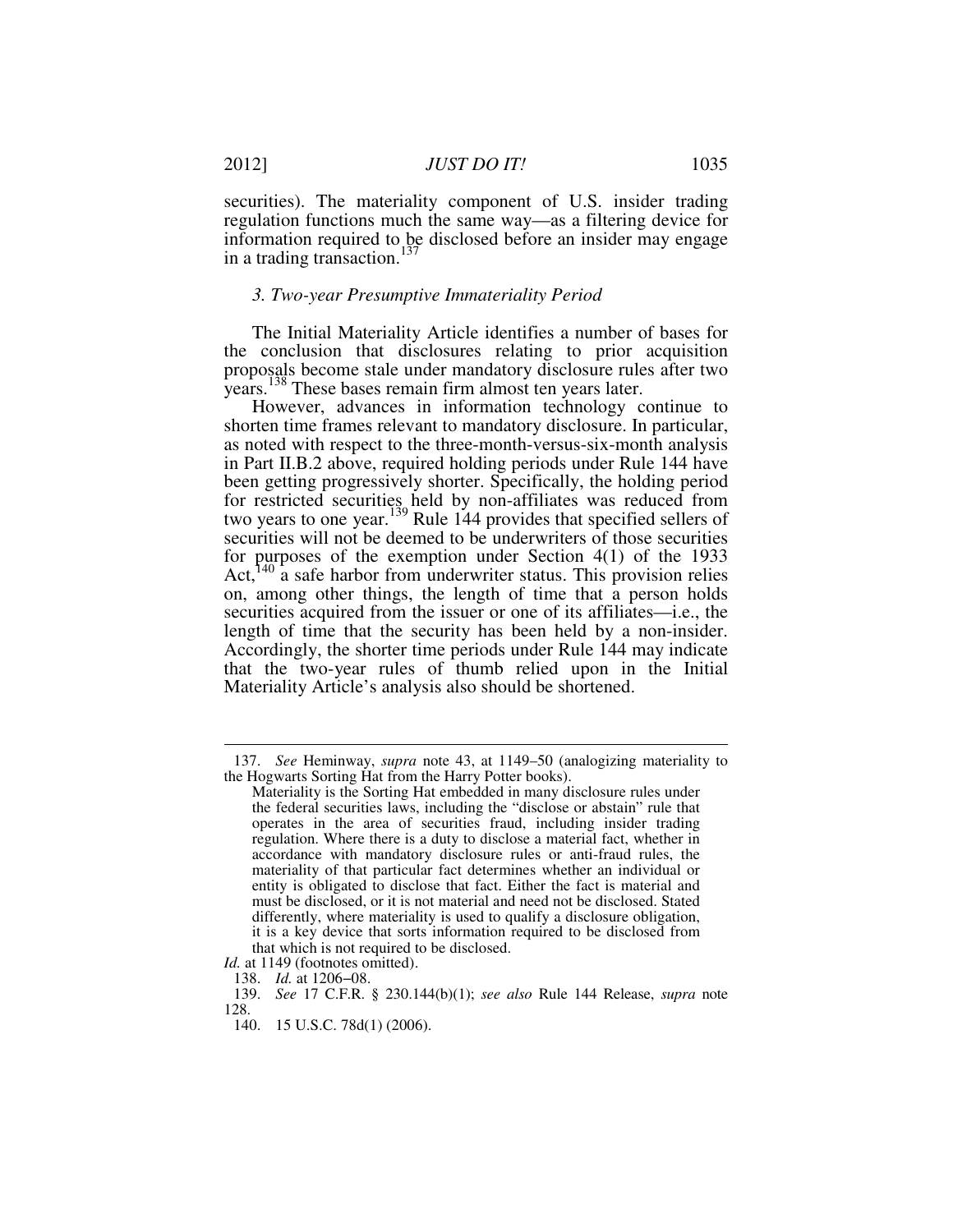securities). The materiality component of U.S. insider trading regulation functions much the same way—as a filtering device for information required to be disclosed before an insider may engage in a trading transaction.[137]

### *3. Two-year Presumptive Immateriality Period*

The Initial Materiality Article identifies a number of bases for the conclusion that disclosures relating to prior acquisition proposals become stale under mandatory disclosure rules after two years.[138] These bases remain firm almost ten years later.

However, advances in information technology continue to shorten time frames relevant to mandatory disclosure. In particular, as noted with respect to the three-month-versus-six-month analysis in Part II.B.2 above, required holding periods under Rule 144 have been getting progressively shorter. Specifically, the holding period for restricted securities held by non-affiliates was reduced from two years to one year.[139] Rule 144 provides that specified sellers of securities will not be deemed to be underwriters of those securities for purposes of the exemption under Section 4(1) of the 1933 Act,[140] a safe harbor from underwriter status. This provision relies on, among other things, the length of time that a person holds securities acquired from the issuer or one of its affiliates—i.e., the length of time that the security has been held by a non-insider. Accordingly, the shorter time periods under Rule 144 may indicate that the two-year rules of thumb relied upon in the Initial Materiality Article's analysis also should be shortened.

---

137. *See* Heminway, *supra* note 43, at 1149–50 (analogizing materiality to the Hogwarts Sorting Hat from the Harry Potter books).

> Materiality is the Sorting Hat embedded in many disclosure rules under the federal securities laws, including the "disclose or abstain" rule that operates in the area of securities fraud, including insider trading regulation. Where there is a duty to disclose a material fact, whether in accordance with mandatory disclosure rules or anti-fraud rules, the materiality of that particular fact determines whether an individual or entity is obligated to disclose that fact. Either the fact is material and must be disclosed, or it is not material and need not be disclosed. Stated differently, where materiality is used to qualify a disclosure obligation, it is a key device that sorts information required to be disclosed from that which is not required to be disclosed.

*Id.* at 1149 (footnotes omitted).

138. *Id.* at 1206–08.

139. *See* 17 C.F.R. § 230.144(b)(1); *see also* Rule 144 Release, *supra* note 128.

140. 15 U.S.C. 78d(1) (2006).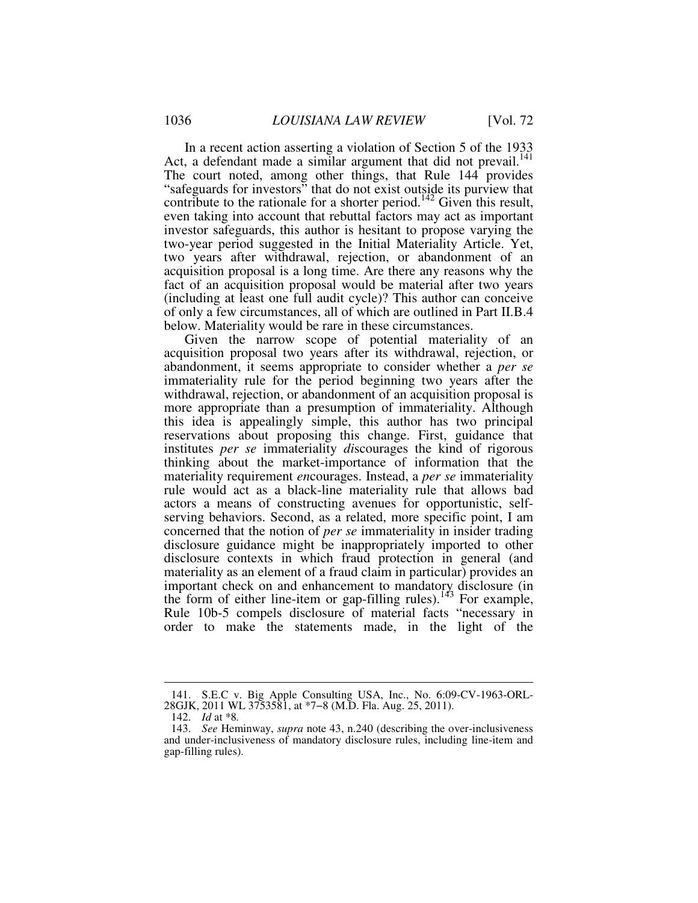In a recent action asserting a violation of Section 5 of the 1933 Act, a defendant made a similar argument that did not prevail.[141] The court noted, among other things, that Rule 144 provides "safeguards for investors" that do not exist outside its purview that contribute to the rationale for a shorter period.[142] Given this result, even taking into account that rebuttal factors may act as important investor safeguards, this author is hesitant to propose varying the two-year period suggested in the Initial Materiality Article. Yet, two years after withdrawal, rejection, or abandonment of an acquisition proposal is a long time. Are there any reasons why the fact of an acquisition proposal would be material after two years (including at least one full audit cycle)? This author can conceive of only a few circumstances, all of which are outlined in Part II.B.4 below. Materiality would be rare in these circumstances.

Given the narrow scope of potential materiality of an acquisition proposal two years after its withdrawal, rejection, or abandonment, it seems appropriate to consider whether a *per se* immateriality rule for the period beginning two years after the withdrawal, rejection, or abandonment of an acquisition proposal is more appropriate than a presumption of immateriality. Although this idea is appealingly simple, this author has two principal reservations about proposing this change. First, guidance that institutes *per se* immateriality *dis*courages the kind of rigorous thinking about the market-importance of information that the materiality requirement *en*courages. Instead, a *per se* immateriality rule would act as a black-line materiality rule that allows bad actors a means of constructing avenues for opportunistic, self-serving behaviors. Second, as a related, more specific point, I am concerned that the notion of *per se* immateriality in insider trading disclosure guidance might be inappropriately imported to other disclosure contexts in which fraud protection in general (and materiality as an element of a fraud claim in particular) provides an important check on and enhancement to mandatory disclosure (in the form of either line-item or gap-filling rules).[143] For example, Rule 10b-5 compels disclosure of material facts "necessary in order to make the statements made, in the light of the

---

141. S.E.C v. Big Apple Consulting USA, Inc., No. 6:09-CV-1963-ORL-28GJK, 2011 WL 3753581, at *7–8 (M.D. Fla. Aug. 25, 2011).

142. *Id* at *8.

143. *See* Heminway, *supra* note 43, n.240 (describing the over-inclusiveness and under-inclusiveness of mandatory disclosure rules, including line-item and gap-filling rules).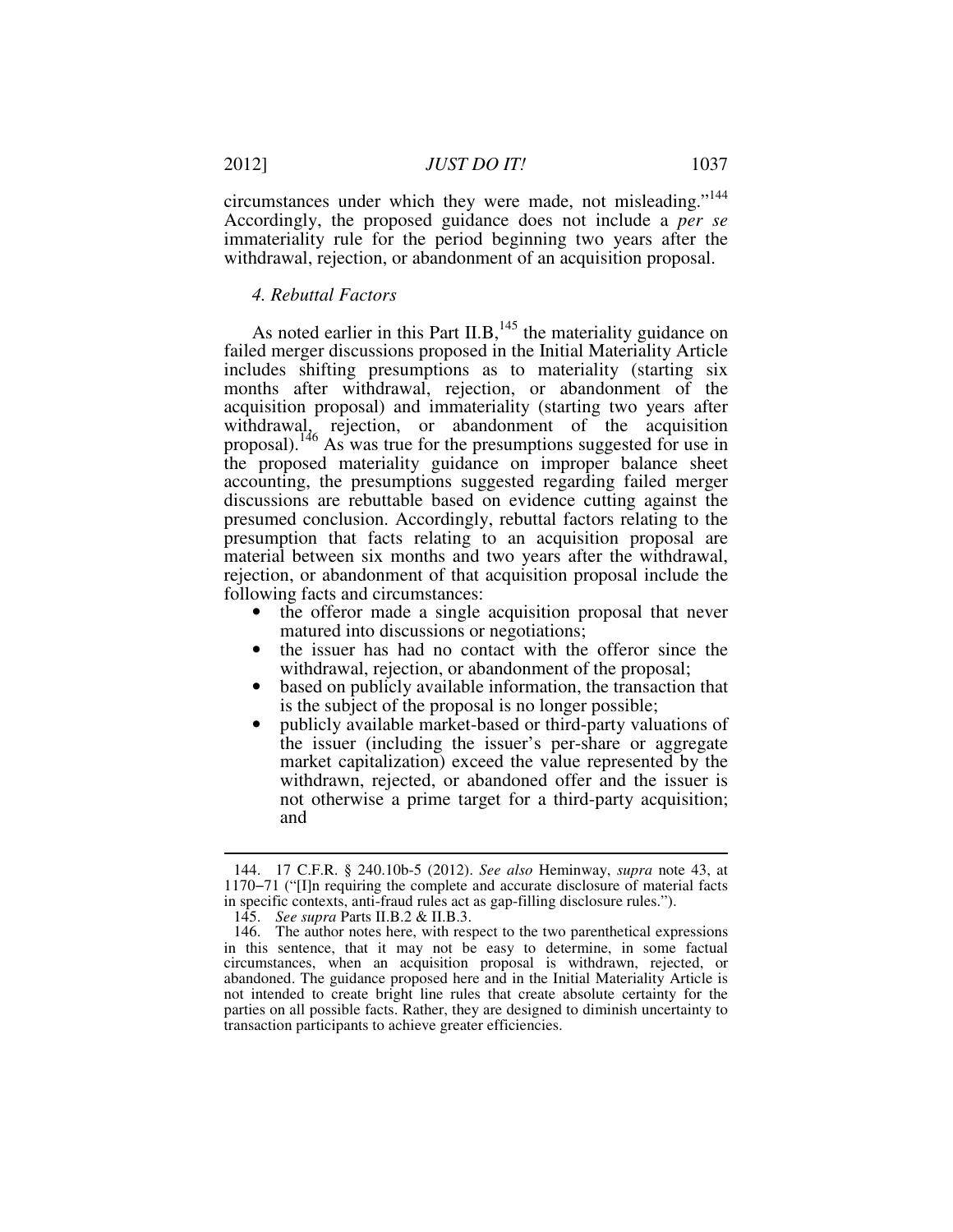circumstances under which they were made, not misleading."[144] Accordingly, the proposed guidance does not include a *per se* immateriality rule for the period beginning two years after the withdrawal, rejection, or abandonment of an acquisition proposal.

### *4. Rebuttal Factors*

As noted earlier in this Part II.B,[145] the materiality guidance on failed merger discussions proposed in the Initial Materiality Article includes shifting presumptions as to materiality (starting six months after withdrawal, rejection, or abandonment of the acquisition proposal) and immateriality (starting two years after withdrawal, rejection, or abandonment of the acquisition proposal).[146] As was true for the presumptions suggested for use in the proposed materiality guidance on improper balance sheet accounting, the presumptions suggested regarding failed merger discussions are rebuttable based on evidence cutting against the presumed conclusion. Accordingly, rebuttal factors relating to the presumption that facts relating to an acquisition proposal are material between six months and two years after the withdrawal, rejection, or abandonment of that acquisition proposal include the following facts and circumstances:

- the offeror made a single acquisition proposal that never matured into discussions or negotiations;
- the issuer has had no contact with the offeror since the withdrawal, rejection, or abandonment of the proposal;
- based on publicly available information, the transaction that is the subject of the proposal is no longer possible;
- publicly available market-based or third-party valuations of the issuer (including the issuer's per-share or aggregate market capitalization) exceed the value represented by the withdrawn, rejected, or abandoned offer and the issuer is not otherwise a prime target for a third-party acquisition; and

---

144. 17 C.F.R. § 240.10b-5 (2012). *See also* Heminway, *supra* note 43, at 1170–71 ("[I]n requiring the complete and accurate disclosure of material facts in specific contexts, anti-fraud rules act as gap-filling disclosure rules.").

145. *See supra* Parts II.B.2 & II.B.3.

146. The author notes here, with respect to the two parenthetical expressions in this sentence, that it may not be easy to determine, in some factual circumstances, when an acquisition proposal is withdrawn, rejected, or abandoned. The guidance proposed here and in the Initial Materiality Article is not intended to create bright line rules that create absolute certainty for the parties on all possible facts. Rather, they are designed to diminish uncertainty to transaction participants to achieve greater efficiencies.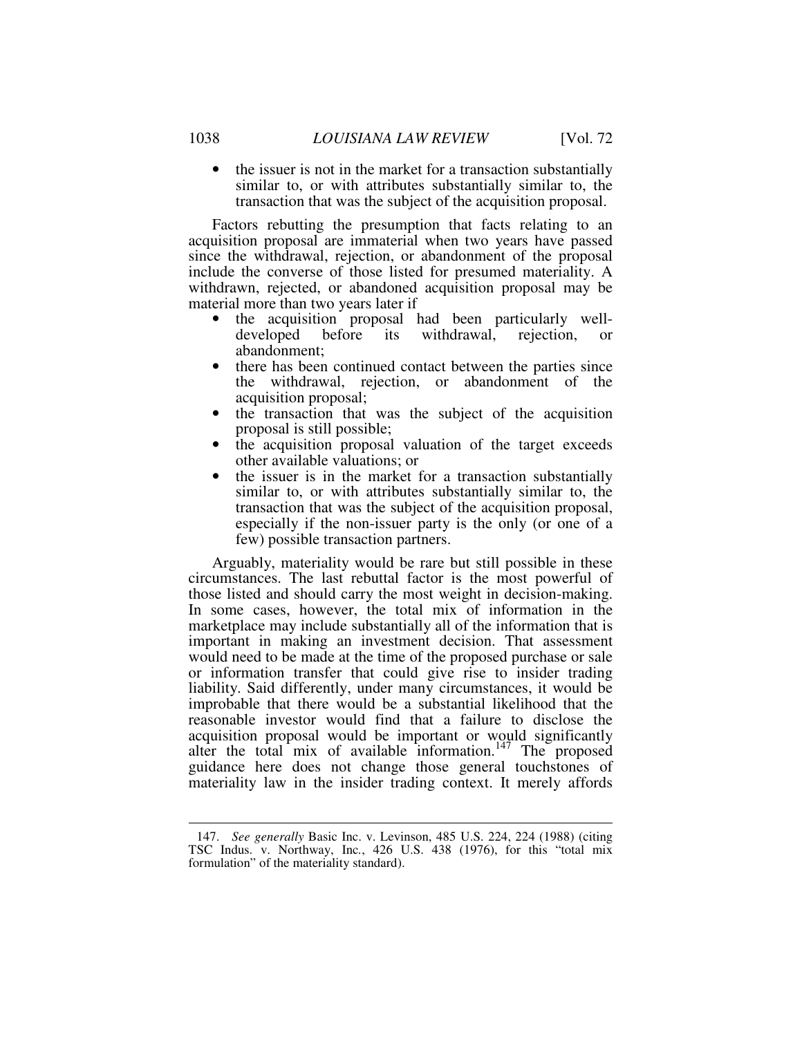- the issuer is not in the market for a transaction substantially similar to, or with attributes substantially similar to, the transaction that was the subject of the acquisition proposal.

Factors rebutting the presumption that facts relating to an acquisition proposal are immaterial when two years have passed since the withdrawal, rejection, or abandonment of the proposal include the converse of those listed for presumed materiality. A withdrawn, rejected, or abandoned acquisition proposal may be material more than two years later if

- the acquisition proposal had been particularly well-developed before its withdrawal, rejection, or abandonment;
- there has been continued contact between the parties since the withdrawal, rejection, or abandonment of the acquisition proposal;
- the transaction that was the subject of the acquisition proposal is still possible;
- the acquisition proposal valuation of the target exceeds other available valuations; or
- the issuer is in the market for a transaction substantially similar to, or with attributes substantially similar to, the transaction that was the subject of the acquisition proposal, especially if the non-issuer party is the only (or one of a few) possible transaction partners.

Arguably, materiality would be rare but still possible in these circumstances. The last rebuttal factor is the most powerful of those listed and should carry the most weight in decision-making. In some cases, however, the total mix of information in the marketplace may include substantially all of the information that is important in making an investment decision. That assessment would need to be made at the time of the proposed purchase or sale or information transfer that could give rise to insider trading liability. Said differently, under many circumstances, it would be improbable that there would be a substantial likelihood that the reasonable investor would find that a failure to disclose the acquisition proposal would be important or would significantly alter the total mix of available information.[147] The proposed guidance here does not change those general touchstones of materiality law in the insider trading context. It merely affords

---

147. *See generally* Basic Inc. v. Levinson, 485 U.S. 224, 224 (1988) (citing TSC Indus. v. Northway, Inc., 426 U.S. 438 (1976), for this "total mix formulation" of the materiality standard).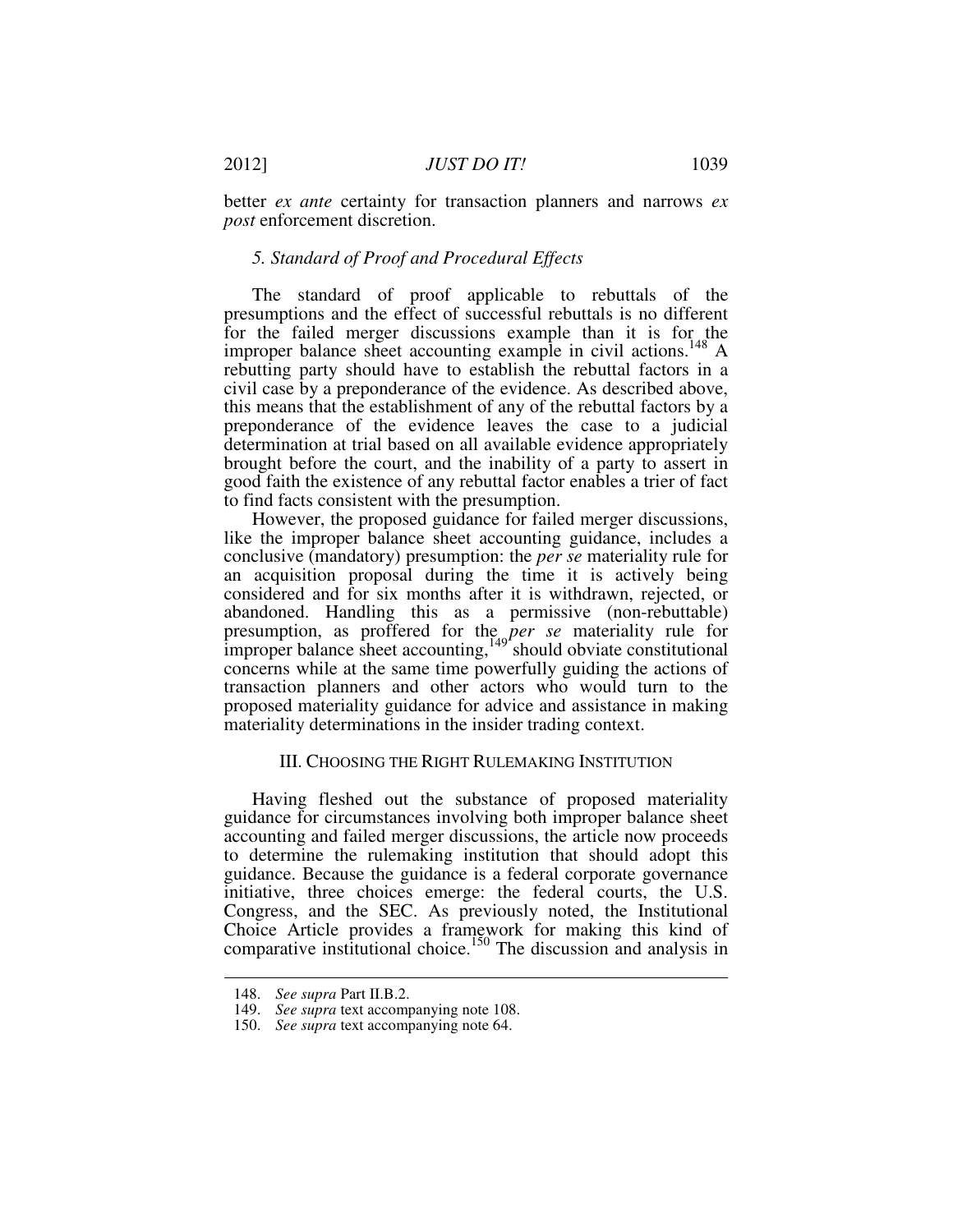better *ex ante* certainty for transaction planners and narrows *ex post* enforcement discretion.

### *5. Standard of Proof and Procedural Effects*

The standard of proof applicable to rebuttals of the presumptions and the effect of successful rebuttals is no different for the failed merger discussions example than it is for the improper balance sheet accounting example in civil actions.[148] A rebutting party should have to establish the rebuttal factors in a civil case by a preponderance of the evidence. As described above, this means that the establishment of any of the rebuttal factors by a preponderance of the evidence leaves the case to a judicial determination at trial based on all available evidence appropriately brought before the court, and the inability of a party to assert in good faith the existence of any rebuttal factor enables a trier of fact to find facts consistent with the presumption.

However, the proposed guidance for failed merger discussions, like the improper balance sheet accounting guidance, includes a conclusive (mandatory) presumption: the *per se* materiality rule for an acquisition proposal during the time it is actively being considered and for six months after it is withdrawn, rejected, or abandoned. Handling this as a permissive (non-rebuttable) presumption, as proffered for the *per se* materiality rule for improper balance sheet accounting,[149] should obviate constitutional concerns while at the same time powerfully guiding the actions of transaction planners and other actors who would turn to the proposed materiality guidance for advice and assistance in making materiality determinations in the insider trading context.

## III. CHOOSING THE RIGHT RULEMAKING INSTITUTION

Having fleshed out the substance of proposed materiality guidance for circumstances involving both improper balance sheet accounting and failed merger discussions, the article now proceeds to determine the rulemaking institution that should adopt this guidance. Because the guidance is a federal corporate governance initiative, three choices emerge: the federal courts, the U.S. Congress, and the SEC. As previously noted, the Institutional Choice Article provides a framework for making this kind of comparative institutional choice.[150] The discussion and analysis in

---

148. *See supra* Part II.B.2.

149. *See supra* text accompanying note 108.

150. *See supra* text accompanying note 64.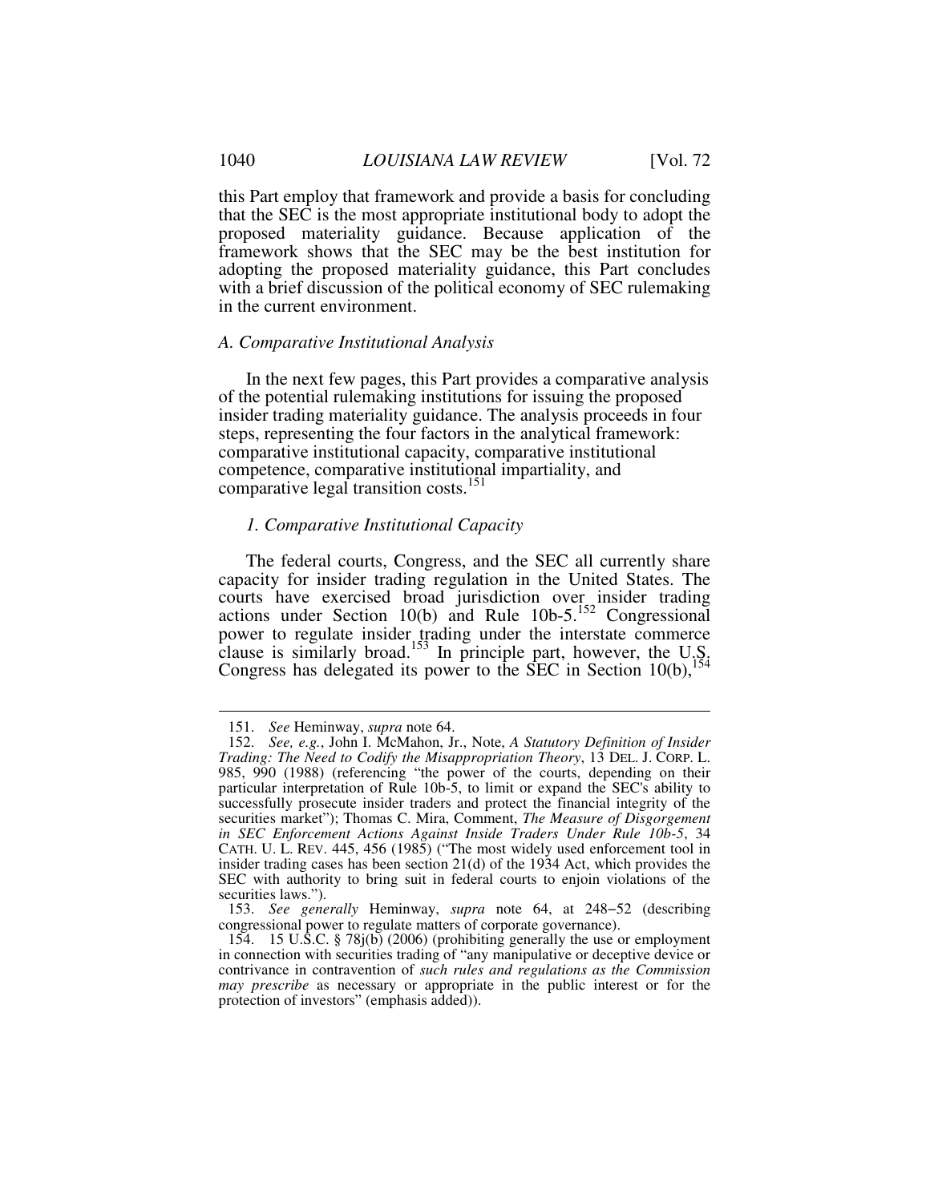this Part employ that framework and provide a basis for concluding that the SEC is the most appropriate institutional body to adopt the proposed materiality guidance. Because application of the framework shows that the SEC may be the best institution for adopting the proposed materiality guidance, this Part concludes with a brief discussion of the political economy of SEC rulemaking in the current environment.

### *A. Comparative Institutional Analysis*

In the next few pages, this Part provides a comparative analysis of the potential rulemaking institutions for issuing the proposed insider trading materiality guidance. The analysis proceeds in four steps, representing the four factors in the analytical framework: comparative institutional capacity, comparative institutional competence, comparative institutional impartiality, and comparative legal transition costs.[151]

#### *1. Comparative Institutional Capacity*

The federal courts, Congress, and the SEC all currently share capacity for insider trading regulation in the United States. The courts have exercised broad jurisdiction over insider trading actions under Section 10(b) and Rule 10b-5.[152] Congressional power to regulate insider trading under the interstate commerce clause is similarly broad.[153] In principle part, however, the U.S. Congress has delegated its power to the SEC in Section 10(b),[154]

---

151. *See* Heminway, *supra* note 64.

152. *See, e.g.*, John I. McMahon, Jr., Note, *A Statutory Definition of Insider Trading: The Need to Codify the Misappropriation Theory*, 13 DEL. J. CORP. L. 985, 990 (1988) (referencing "the power of the courts, depending on their particular interpretation of Rule 10b-5, to limit or expand the SEC's ability to successfully prosecute insider traders and protect the financial integrity of the securities market"); Thomas C. Mira, Comment, *The Measure of Disgorgement in SEC Enforcement Actions Against Inside Traders Under Rule 10b-5*, 34 CATH. U. L. REV. 445, 456 (1985) ("The most widely used enforcement tool in insider trading cases has been section 21(d) of the 1934 Act, which provides the SEC with authority to bring suit in federal courts to enjoin violations of the securities laws.").

153. *See generally* Heminway, *supra* note 64, at 248–52 (describing congressional power to regulate matters of corporate governance).

154. 15 U.S.C. § 78j(b) (2006) (prohibiting generally the use or employment in connection with securities trading of "any manipulative or deceptive device or contrivance in contravention of *such rules and regulations as the Commission may prescribe* as necessary or appropriate in the public interest or for the protection of investors" (emphasis added)).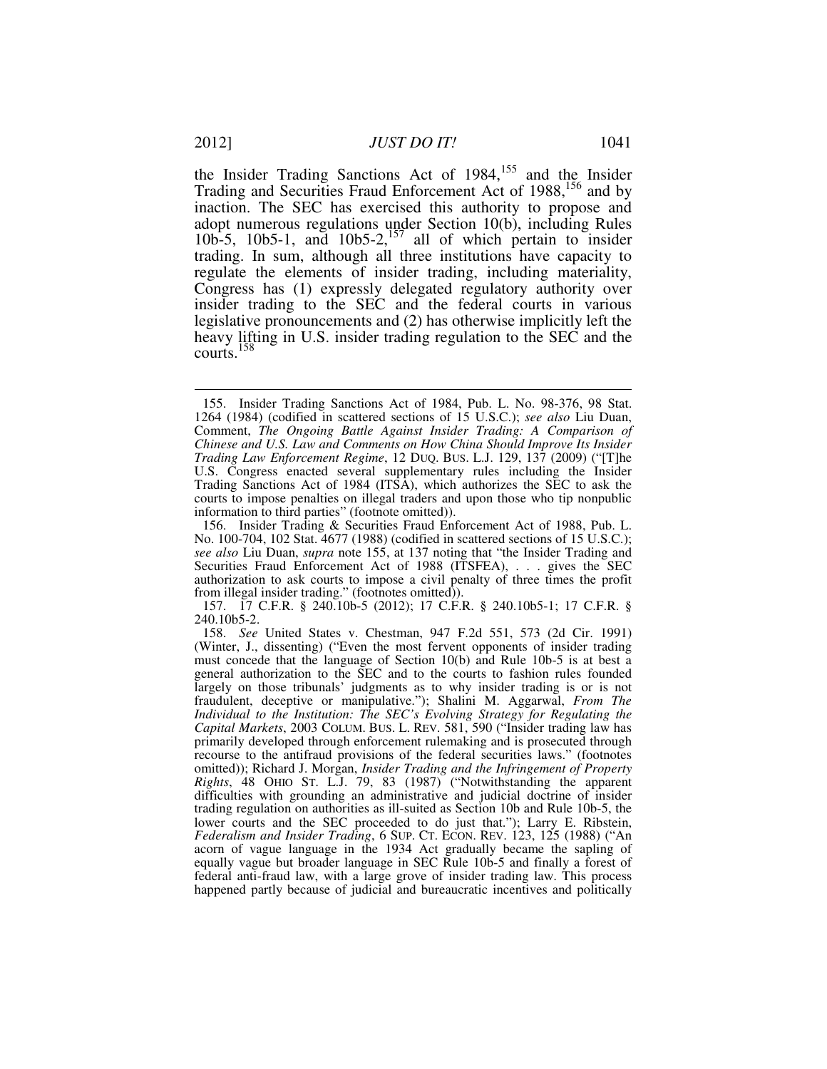the Insider Trading Sanctions Act of 1984,[155] and the Insider Trading and Securities Fraud Enforcement Act of 1988,[156] and by inaction. The SEC has exercised this authority to propose and adopt numerous regulations under Section 10(b), including Rules 10b-5, 10b5-1, and 10b5-2,[157] all of which pertain to insider trading. In sum, although all three institutions have capacity to regulate the elements of insider trading, including materiality, Congress has (1) expressly delegated regulatory authority over insider trading to the SEC and the federal courts in various legislative pronouncements and (2) has otherwise implicitly left the heavy lifting in U.S. insider trading regulation to the SEC and the courts.[158]

---

155. Insider Trading Sanctions Act of 1984, Pub. L. No. 98-376, 98 Stat. 1264 (1984) (codified in scattered sections of 15 U.S.C.); *see also* Liu Duan, Comment, *The Ongoing Battle Against Insider Trading: A Comparison of Chinese and U.S. Law and Comments on How China Should Improve Its Insider Trading Law Enforcement Regime*, 12 DUQ. BUS. L.J. 129, 137 (2009) ("[T]he U.S. Congress enacted several supplementary rules including the Insider Trading Sanctions Act of 1984 (ITSA), which authorizes the SEC to ask the courts to impose penalties on illegal traders and upon those who tip nonpublic information to third parties" (footnote omitted)).

156. Insider Trading & Securities Fraud Enforcement Act of 1988, Pub. L. No. 100-704, 102 Stat. 4677 (1988) (codified in scattered sections of 15 U.S.C.); *see also* Liu Duan, *supra* note 155, at 137 noting that "the Insider Trading and Securities Fraud Enforcement Act of 1988 (ITSFEA), . . . gives the SEC authorization to ask courts to impose a civil penalty of three times the profit from illegal insider trading." (footnotes omitted)).

157. 17 C.F.R. § 240.10b-5 (2012); 17 C.F.R. § 240.10b5-1; 17 C.F.R. § 240.10b5-2.

158. *See* United States v. Chestman, 947 F.2d 551, 573 (2d Cir. 1991) (Winter, J., dissenting) ("Even the most fervent opponents of insider trading must concede that the language of Section 10(b) and Rule 10b-5 is at best a general authorization to the SEC and to the courts to fashion rules founded largely on those tribunals' judgments as to why insider trading is or is not fraudulent, deceptive or manipulative."); Shalini M. Aggarwal, *From The Individual to the Institution: The SEC's Evolving Strategy for Regulating the Capital Markets*, 2003 COLUM. BUS. L. REV. 581, 590 ("Insider trading law has primarily developed through enforcement rulemaking and is prosecuted through recourse to the antifraud provisions of the federal securities laws." (footnotes omitted)); Richard J. Morgan, *Insider Trading and the Infringement of Property Rights*, 48 OHIO ST. L.J. 79, 83 (1987) ("Notwithstanding the apparent difficulties with grounding an administrative and judicial doctrine of insider trading regulation on authorities as ill-suited as Section 10b and Rule 10b-5, the lower courts and the SEC proceeded to do just that."); Larry E. Ribstein, *Federalism and Insider Trading*, 6 SUP. CT. ECON. REV. 123, 125 (1988) ("An acorn of vague language in the 1934 Act gradually became the sapling of equally vague but broader language in SEC Rule 10b-5 and finally a forest of federal anti-fraud law, with a large grove of insider trading law. This process happened partly because of judicial and bureaucratic incentives and politically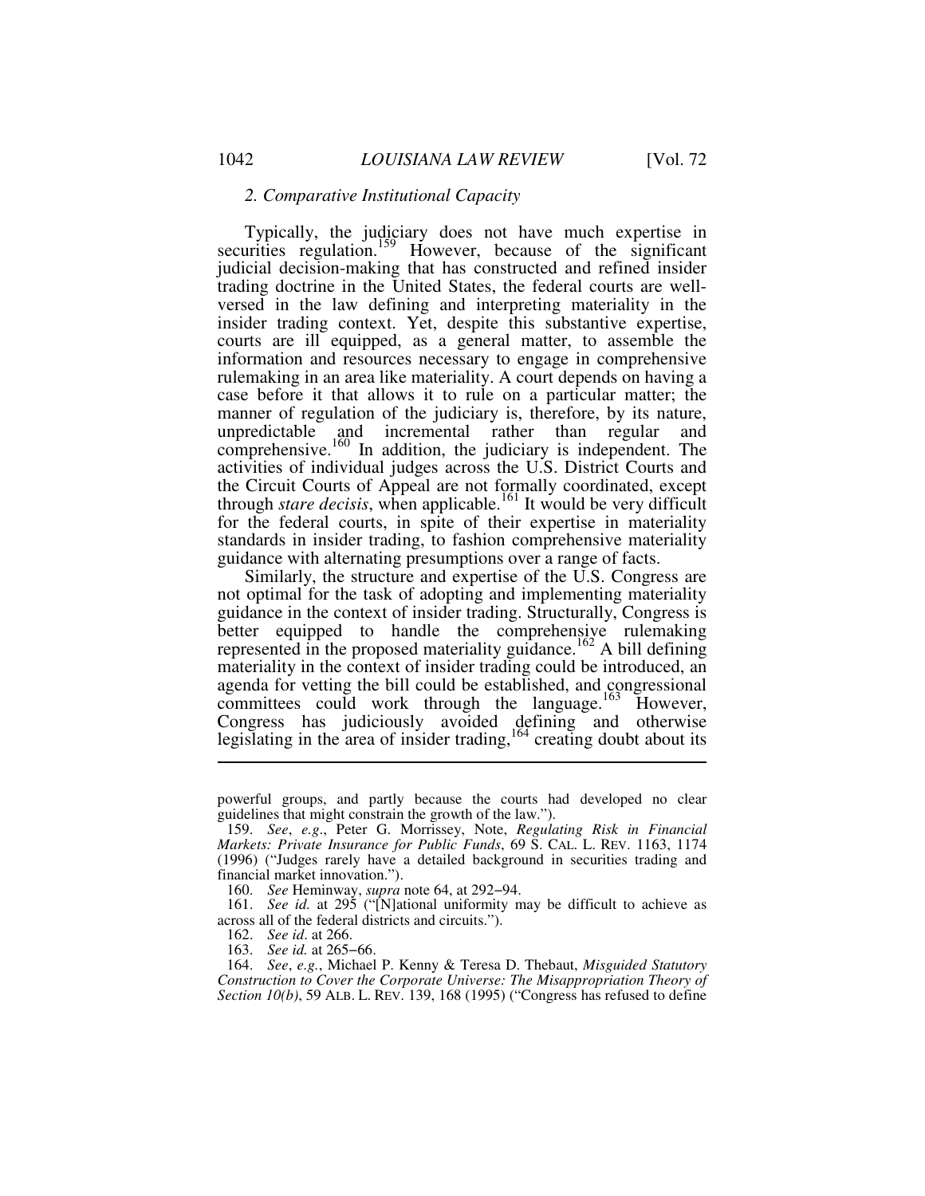*2. Comparative Institutional Capacity*

Typically, the judiciary does not have much expertise in securities regulation.[159] However, because of the significant judicial decision-making that has constructed and refined insider trading doctrine in the United States, the federal courts are well-versed in the law defining and interpreting materiality in the insider trading context. Yet, despite this substantive expertise, courts are ill equipped, as a general matter, to assemble the information and resources necessary to engage in comprehensive rulemaking in an area like materiality. A court depends on having a case before it that allows it to rule on a particular matter; the manner of regulation of the judiciary is, therefore, by its nature, unpredictable and incremental rather than regular and comprehensive.[160] In addition, the judiciary is independent. The activities of individual judges across the U.S. District Courts and the Circuit Courts of Appeal are not formally coordinated, except through *stare decisis*, when applicable.[161] It would be very difficult for the federal courts, in spite of their expertise in materiality standards in insider trading, to fashion comprehensive materiality guidance with alternating presumptions over a range of facts.

Similarly, the structure and expertise of the U.S. Congress are not optimal for the task of adopting and implementing materiality guidance in the context of insider trading. Structurally, Congress is better equipped to handle the comprehensive rulemaking represented in the proposed materiality guidance.[162] A bill defining materiality in the context of insider trading could be introduced, an agenda for vetting the bill could be established, and congressional committees could work through the language.[163] However, Congress has judiciously avoided defining and otherwise legislating in the area of insider trading,[164] creating doubt about its

---

powerful groups, and partly because the courts had developed no clear guidelines that might constrain the growth of the law.").

159. *See*, *e.g.*, Peter G. Morrissey, Note, *Regulating Risk in Financial Markets: Private Insurance for Public Funds*, 69 S. CAL. L. REV. 1163, 1174 (1996) ("Judges rarely have a detailed background in securities trading and financial market innovation.").

160. *See* Heminway, *supra* note 64, at 292–94.

161. *See id.* at 295 ("[N]ational uniformity may be difficult to achieve as across all of the federal districts and circuits.").

162. *See id*. at 266.

163. *See id.* at 265–66.

164. *See*, *e.g.*, Michael P. Kenny & Teresa D. Thebaut, *Misguided Statutory Construction to Cover the Corporate Universe: The Misappropriation Theory of Section 10(b)*, 59 ALB. L. REV. 139, 168 (1995) ("Congress has refused to define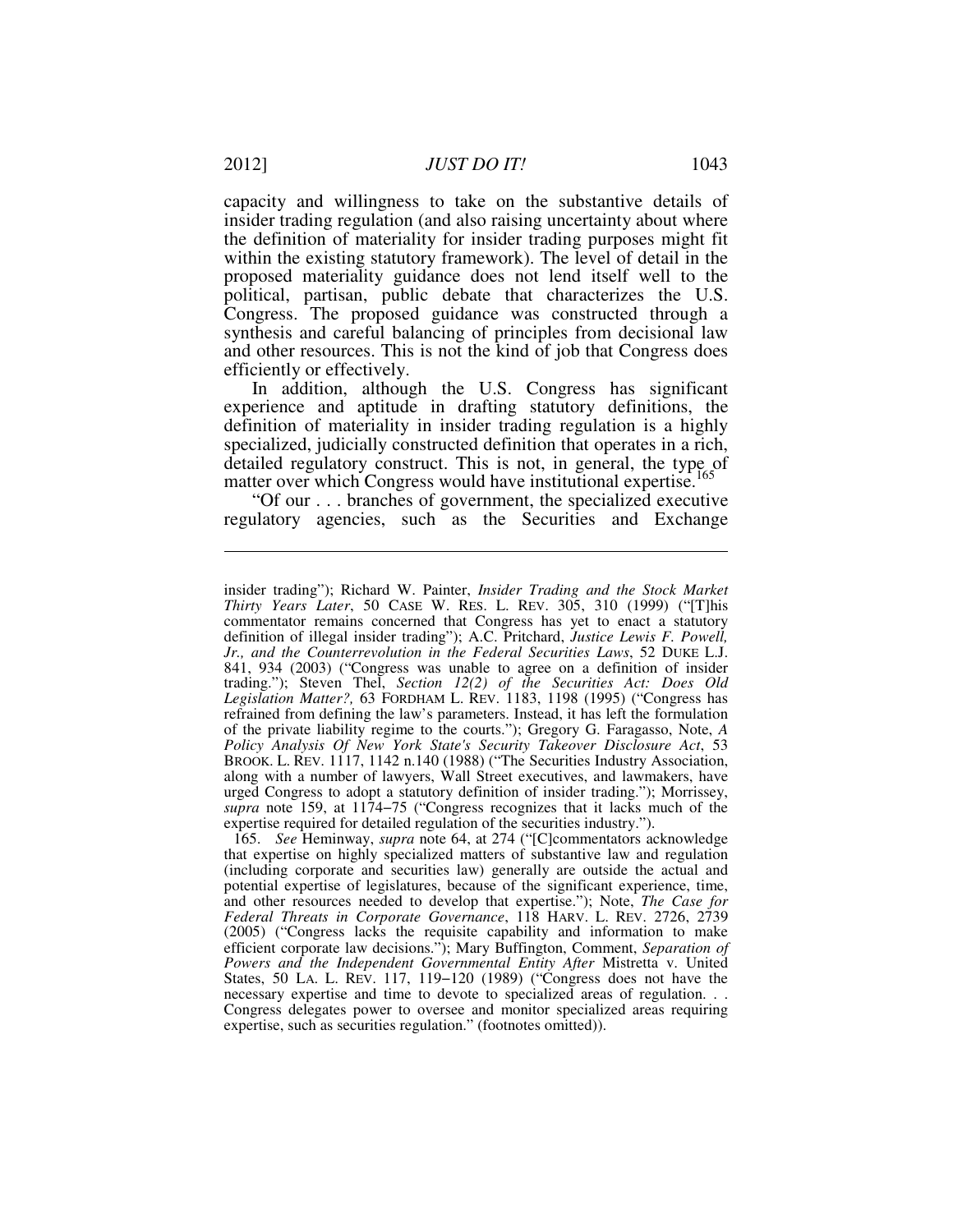capacity and willingness to take on the substantive details of insider trading regulation (and also raising uncertainty about where the definition of materiality for insider trading purposes might fit within the existing statutory framework). The level of detail in the proposed materiality guidance does not lend itself well to the political, partisan, public debate that characterizes the U.S. Congress. The proposed guidance was constructed through a synthesis and careful balancing of principles from decisional law and other resources. This is not the kind of job that Congress does efficiently or effectively.

In addition, although the U.S. Congress has significant experience and aptitude in drafting statutory definitions, the definition of materiality in insider trading regulation is a highly specialized, judicially constructed definition that operates in a rich, detailed regulatory construct. This is not, in general, the type of matter over which Congress would have institutional expertise.[165]

"Of our . . . branches of government, the specialized executive regulatory agencies, such as the Securities and Exchange

---

insider trading"); Richard W. Painter, *Insider Trading and the Stock Market Thirty Years Later*, 50 CASE W. RES. L. REV. 305, 310 (1999) ("[T]his commentator remains concerned that Congress has yet to enact a statutory definition of illegal insider trading"); A.C. Pritchard, *Justice Lewis F. Powell, Jr., and the Counterrevolution in the Federal Securities Laws*, 52 DUKE L.J. 841, 934 (2003) ("Congress was unable to agree on a definition of insider trading."); Steven Thel, *Section 12(2) of the Securities Act: Does Old Legislation Matter?,* 63 FORDHAM L. REV. 1183, 1198 (1995) ("Congress has refrained from defining the law's parameters. Instead, it has left the formulation of the private liability regime to the courts."); Gregory G. Faragasso, Note, *A Policy Analysis Of New York State's Security Takeover Disclosure Act*, 53 BROOK. L. REV. 1117, 1142 n.140 (1988) ("The Securities Industry Association, along with a number of lawyers, Wall Street executives, and lawmakers, have urged Congress to adopt a statutory definition of insider trading."); Morrissey, *supra* note 159, at 1174–75 ("Congress recognizes that it lacks much of the expertise required for detailed regulation of the securities industry.").

165. *See* Heminway, *supra* note 64, at 274 ("[C]commentators acknowledge that expertise on highly specialized matters of substantive law and regulation (including corporate and securities law) generally are outside the actual and potential expertise of legislatures, because of the significant experience, time, and other resources needed to develop that expertise."); Note, *The Case for Federal Threats in Corporate Governance*, 118 HARV. L. REV. 2726, 2739 (2005) ("Congress lacks the requisite capability and information to make efficient corporate law decisions."); Mary Buffington, Comment, *Separation of Powers and the Independent Governmental Entity After* Mistretta v. United States, 50 LA. L. REV. 117, 119–120 (1989) ("Congress does not have the necessary expertise and time to devote to specialized areas of regulation. . . Congress delegates power to oversee and monitor specialized areas requiring expertise, such as securities regulation." (footnotes omitted)).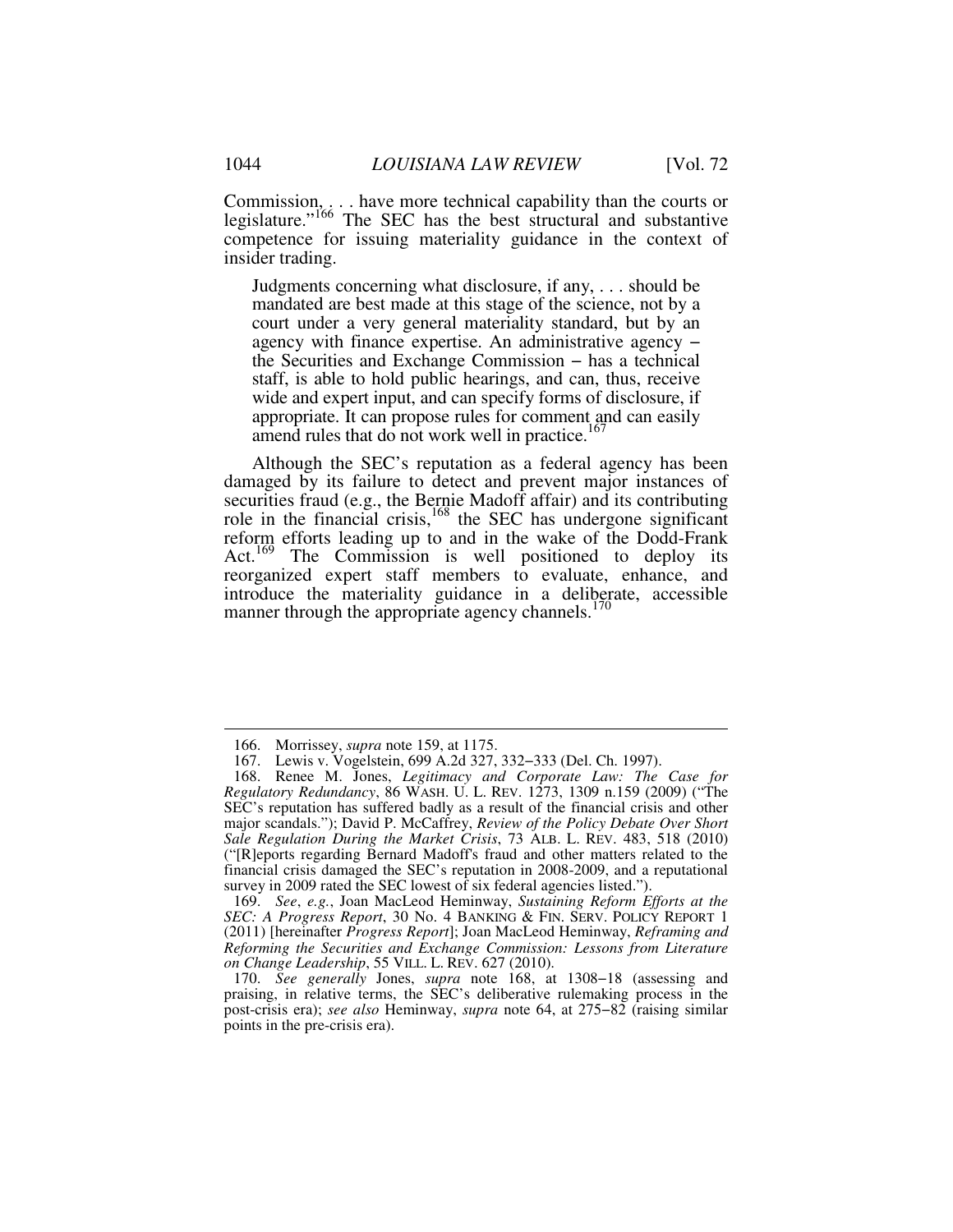Commission, . . . have more technical capability than the courts or legislature."[166] The SEC has the best structural and substantive competence for issuing materiality guidance in the context of insider trading.

> Judgments concerning what disclosure, if any, . . . should be mandated are best made at this stage of the science, not by a court under a very general materiality standard, but by an agency with finance expertise. An administrative agency – the Securities and Exchange Commission – has a technical staff, is able to hold public hearings, and can, thus, receive wide and expert input, and can specify forms of disclosure, if appropriate. It can propose rules for comment and can easily amend rules that do not work well in practice.[167]

Although the SEC's reputation as a federal agency has been damaged by its failure to detect and prevent major instances of securities fraud (e.g., the Bernie Madoff affair) and its contributing role in the financial crisis,[168] the SEC has undergone significant reform efforts leading up to and in the wake of the Dodd-Frank Act.[169] The Commission is well positioned to deploy its reorganized expert staff members to evaluate, enhance, and introduce the materiality guidance in a deliberate, accessible manner through the appropriate agency channels.[170]

---

166. Morrissey, *supra* note 159, at 1175.

167. Lewis v. Vogelstein, 699 A.2d 327, 332–333 (Del. Ch. 1997).

168. Renee M. Jones, *Legitimacy and Corporate Law: The Case for Regulatory Redundancy*, 86 WASH. U. L. REV. 1273, 1309 n.159 (2009) ("The SEC's reputation has suffered badly as a result of the financial crisis and other major scandals."); David P. McCaffrey, *Review of the Policy Debate Over Short Sale Regulation During the Market Crisis*, 73 ALB. L. REV. 483, 518 (2010) ("[R]eports regarding Bernard Madoff's fraud and other matters related to the financial crisis damaged the SEC's reputation in 2008-2009, and a reputational survey in 2009 rated the SEC lowest of six federal agencies listed.").

169. *See*, *e.g.*, Joan MacLeod Heminway, *Sustaining Reform Efforts at the SEC: A Progress Report*, 30 No. 4 BANKING & FIN. SERV. POLICY REPORT 1 (2011) [hereinafter *Progress Report*]; Joan MacLeod Heminway, *Reframing and Reforming the Securities and Exchange Commission: Lessons from Literature on Change Leadership*, 55 VILL. L. REV. 627 (2010).

170. *See generally* Jones, *supra* note 168, at 1308–18 (assessing and praising, in relative terms, the SEC's deliberative rulemaking process in the post-crisis era); *see also* Heminway, *supra* note 64, at 275–82 (raising similar points in the pre-crisis era).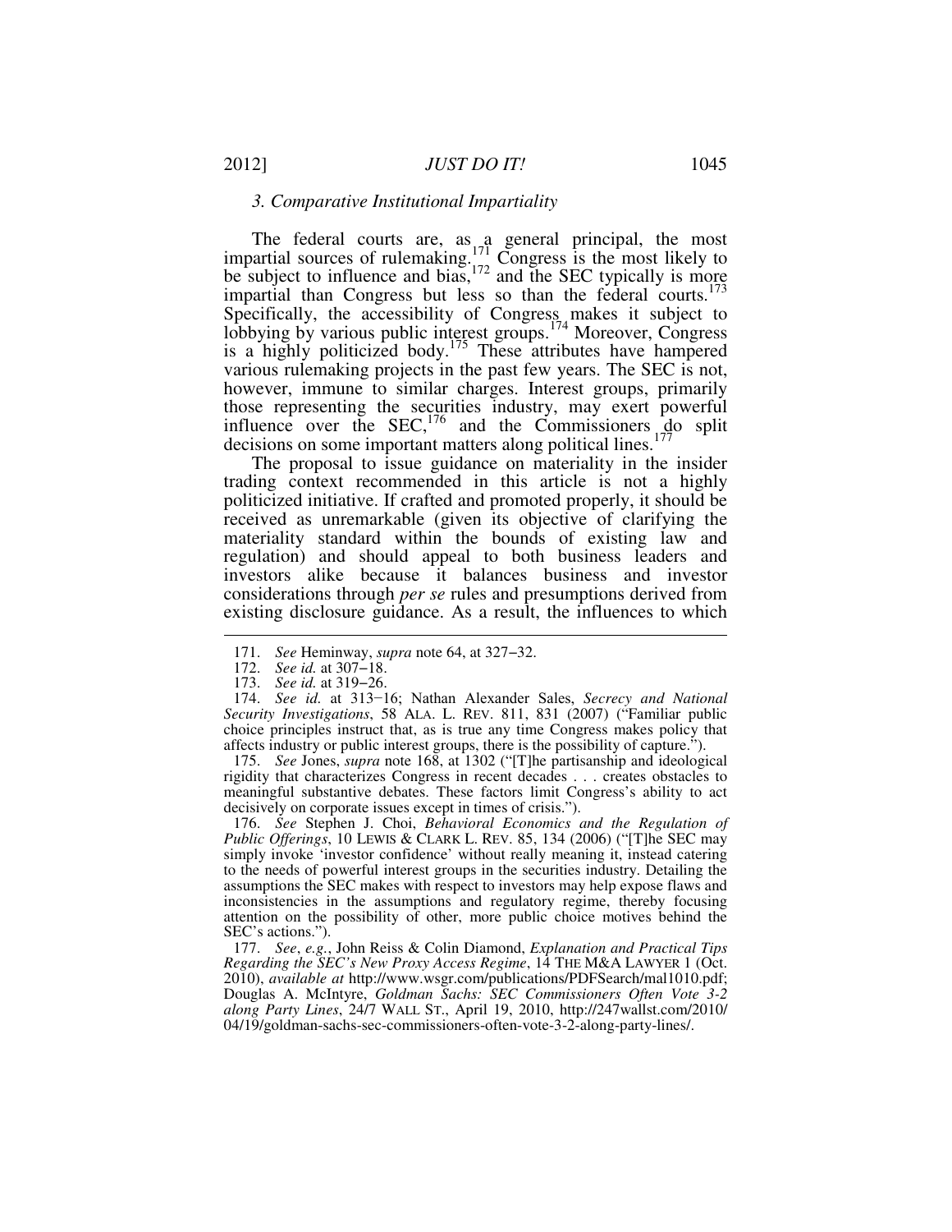### 3. Comparative Institutional Impartiality

The federal courts are, as a general principal, the most impartial sources of rulemaking.[171] Congress is the most likely to be subject to influence and bias,[172] and the SEC typically is more impartial than Congress but less so than the federal courts.[173] Specifically, the accessibility of Congress makes it subject to lobbying by various public interest groups.[174] Moreover, Congress is a highly politicized body.[175] These attributes have hampered various rulemaking projects in the past few years. The SEC is not, however, immune to similar charges. Interest groups, primarily those representing the securities industry, may exert powerful influence over the SEC,[176] and the Commissioners do split decisions on some important matters along political lines.[177]

The proposal to issue guidance on materiality in the insider trading context recommended in this article is not a highly politicized initiative. If crafted and promoted properly, it should be received as unremarkable (given its objective of clarifying the materiality standard within the bounds of existing law and regulation) and should appeal to both business leaders and investors alike because it balances business and investor considerations through *per se* rules and presumptions derived from existing disclosure guidance. As a result, the influences to which

---

171. *See* Heminway, *supra* note 64, at 327–32.

172. *See id.* at 307–18.

173. *See id.* at 319–26.

174. *See id.* at 313−16; Nathan Alexander Sales, *Secrecy and National Security Investigations*, 58 ALA. L. REV. 811, 831 (2007) ("Familiar public choice principles instruct that, as is true any time Congress makes policy that affects industry or public interest groups, there is the possibility of capture.").

175. *See* Jones, *supra* note 168, at 1302 ("[T]he partisanship and ideological rigidity that characterizes Congress in recent decades . . . creates obstacles to meaningful substantive debates. These factors limit Congress's ability to act decisively on corporate issues except in times of crisis.").

176. *See* Stephen J. Choi, *Behavioral Economics and the Regulation of Public Offerings*, 10 LEWIS & CLARK L. REV. 85, 134 (2006) ("[T]he SEC may simply invoke 'investor confidence' without really meaning it, instead catering to the needs of powerful interest groups in the securities industry. Detailing the assumptions the SEC makes with respect to investors may help expose flaws and inconsistencies in the assumptions and regulatory regime, thereby focusing attention on the possibility of other, more public choice motives behind the SEC's actions.").

177. *See*, *e.g.*, John Reiss & Colin Diamond, *Explanation and Practical Tips Regarding the SEC's New Proxy Access Regime*, 14 THE M&A LAWYER 1 (Oct. 2010), *available at* http://www.wsgr.com/publications/PDFSearch/mal1010.pdf; Douglas A. McIntyre, *Goldman Sachs: SEC Commissioners Often Vote 3-2 along Party Lines*, 24/7 WALL ST., April 19, 2010, http://247wallst.com/2010/04/19/goldman-sachs-sec-commissioners-often-vote-3-2-along-party-lines/.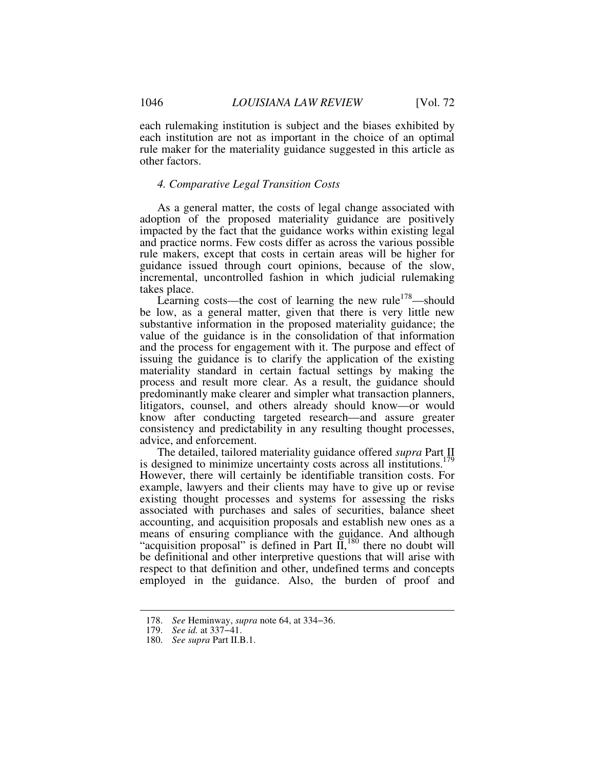each rulemaking institution is subject and the biases exhibited by each institution are not as important in the choice of an optimal rule maker for the materiality guidance suggested in this article as other factors.

### *4. Comparative Legal Transition Costs*

As a general matter, the costs of legal change associated with adoption of the proposed materiality guidance are positively impacted by the fact that the guidance works within existing legal and practice norms. Few costs differ as across the various possible rule makers, except that costs in certain areas will be higher for guidance issued through court opinions, because of the slow, incremental, uncontrolled fashion in which judicial rulemaking takes place.

Learning costs—the cost of learning the new rule[178]—should be low, as a general matter, given that there is very little new substantive information in the proposed materiality guidance; the value of the guidance is in the consolidation of that information and the process for engagement with it. The purpose and effect of issuing the guidance is to clarify the application of the existing materiality standard in certain factual settings by making the process and result more clear. As a result, the guidance should predominantly make clearer and simpler what transaction planners, litigators, counsel, and others already should know—or would know after conducting targeted research—and assure greater consistency and predictability in any resulting thought processes, advice, and enforcement.

The detailed, tailored materiality guidance offered *supra* Part II is designed to minimize uncertainty costs across all institutions.[179] However, there will certainly be identifiable transition costs. For example, lawyers and their clients may have to give up or revise existing thought processes and systems for assessing the risks associated with purchases and sales of securities, balance sheet accounting, and acquisition proposals and establish new ones as a means of ensuring compliance with the guidance. And although "acquisition proposal" is defined in Part II,[180] there no doubt will be definitional and other interpretive questions that will arise with respect to that definition and other, undefined terms and concepts employed in the guidance. Also, the burden of proof and

---

178. *See* Heminway, *supra* note 64, at 334–36.

179. *See id.* at 337–41.

180. *See supra* Part II.B.1.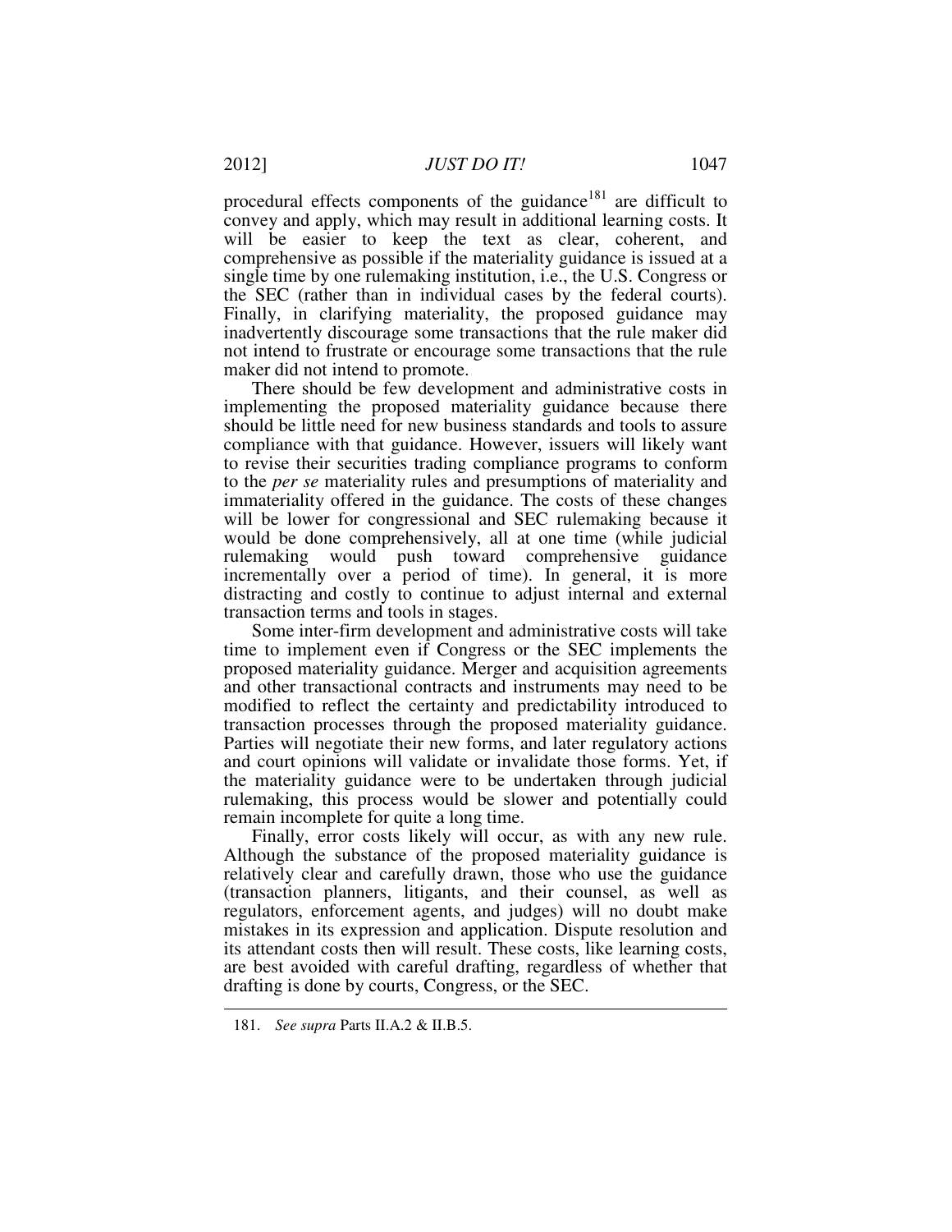procedural effects components of the guidance[181] are difficult to convey and apply, which may result in additional learning costs. It will be easier to keep the text as clear, coherent, and comprehensive as possible if the materiality guidance is issued at a single time by one rulemaking institution, i.e., the U.S. Congress or the SEC (rather than in individual cases by the federal courts). Finally, in clarifying materiality, the proposed guidance may inadvertently discourage some transactions that the rule maker did not intend to frustrate or encourage some transactions that the rule maker did not intend to promote.

There should be few development and administrative costs in implementing the proposed materiality guidance because there should be little need for new business standards and tools to assure compliance with that guidance. However, issuers will likely want to revise their securities trading compliance programs to conform to the *per se* materiality rules and presumptions of materiality and immateriality offered in the guidance. The costs of these changes will be lower for congressional and SEC rulemaking because it would be done comprehensively, all at one time (while judicial rulemaking would push toward comprehensive guidance incrementally over a period of time). In general, it is more distracting and costly to continue to adjust internal and external transaction terms and tools in stages.

Some inter-firm development and administrative costs will take time to implement even if Congress or the SEC implements the proposed materiality guidance. Merger and acquisition agreements and other transactional contracts and instruments may need to be modified to reflect the certainty and predictability introduced to transaction processes through the proposed materiality guidance. Parties will negotiate their new forms, and later regulatory actions and court opinions will validate or invalidate those forms. Yet, if the materiality guidance were to be undertaken through judicial rulemaking, this process would be slower and potentially could remain incomplete for quite a long time.

Finally, error costs likely will occur, as with any new rule. Although the substance of the proposed materiality guidance is relatively clear and carefully drawn, those who use the guidance (transaction planners, litigants, and their counsel, as well as regulators, enforcement agents, and judges) will no doubt make mistakes in its expression and application. Dispute resolution and its attendant costs then will result. These costs, like learning costs, are best avoided with careful drafting, regardless of whether that drafting is done by courts, Congress, or the SEC.

---

181. *See supra* Parts II.A.2 & II.B.5.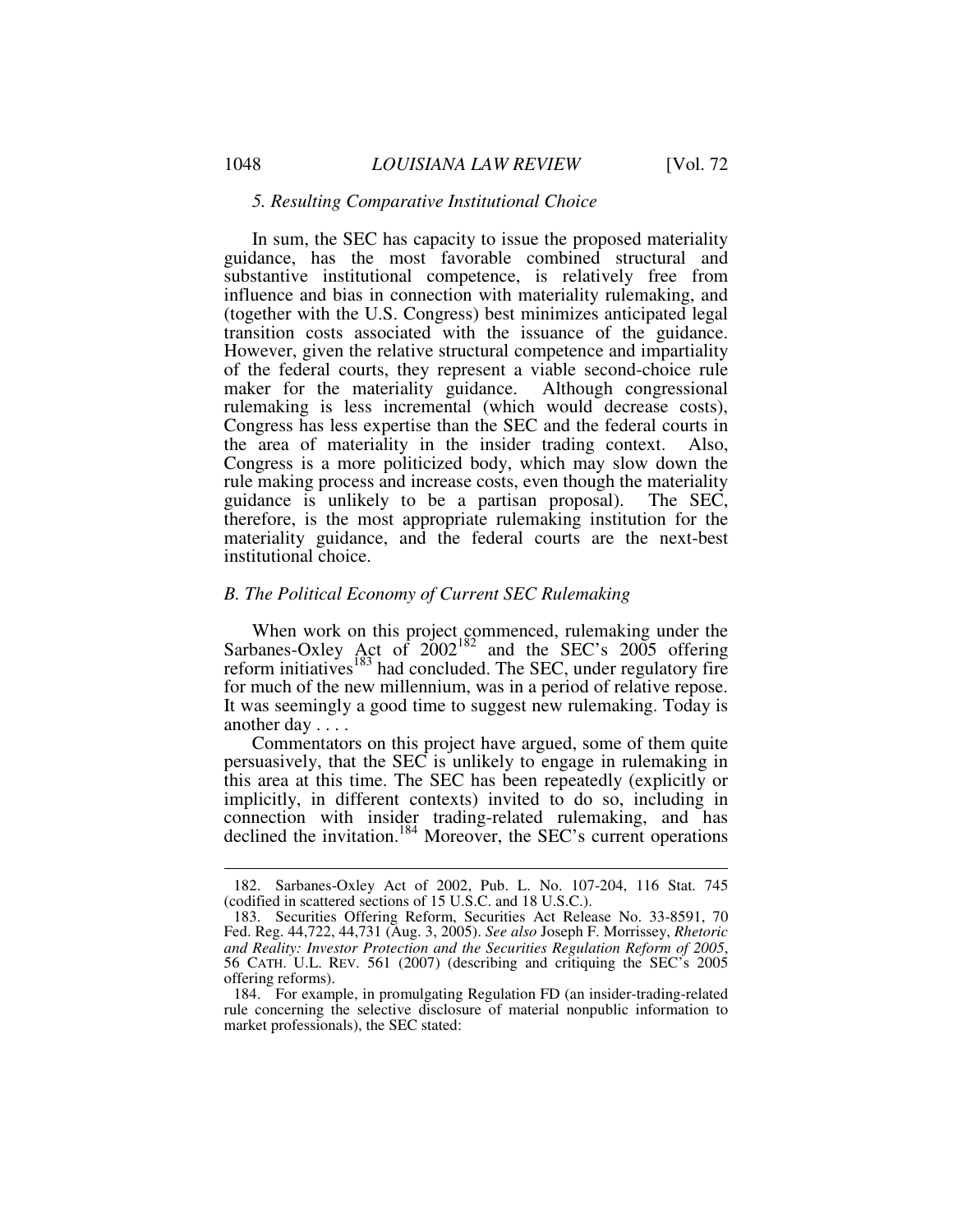### *5. Resulting Comparative Institutional Choice*

In sum, the SEC has capacity to issue the proposed materiality guidance, has the most favorable combined structural and substantive institutional competence, is relatively free from influence and bias in connection with materiality rulemaking, and (together with the U.S. Congress) best minimizes anticipated legal transition costs associated with the issuance of the guidance. However, given the relative structural competence and impartiality of the federal courts, they represent a viable second-choice rule maker for the materiality guidance. Although congressional rulemaking is less incremental (which would decrease costs), Congress has less expertise than the SEC and the federal courts in the area of materiality in the insider trading context. Also, Congress is a more politicized body, which may slow down the rule making process and increase costs, even though the materiality guidance is unlikely to be a partisan proposal). The SEC, therefore, is the most appropriate rulemaking institution for the materiality guidance, and the federal courts are the next-best institutional choice.

## *B. The Political Economy of Current SEC Rulemaking*

When work on this project commenced, rulemaking under the Sarbanes-Oxley Act of 2002[182] and the SEC's 2005 offering reform initiatives[183] had concluded. The SEC, under regulatory fire for much of the new millennium, was in a period of relative repose. It was seemingly a good time to suggest new rulemaking. Today is another day . . . .

Commentators on this project have argued, some of them quite persuasively, that the SEC is unlikely to engage in rulemaking in this area at this time. The SEC has been repeatedly (explicitly or implicitly, in different contexts) invited to do so, including in connection with insider trading-related rulemaking, and has declined the invitation.[184] Moreover, the SEC's current operations

---

182. Sarbanes-Oxley Act of 2002, Pub. L. No. 107-204, 116 Stat. 745 (codified in scattered sections of 15 U.S.C. and 18 U.S.C.).

183. Securities Offering Reform, Securities Act Release No. 33-8591, 70 Fed. Reg. 44,722, 44,731 (Aug. 3, 2005). *See also* Joseph F. Morrissey, *Rhetoric and Reality: Investor Protection and the Securities Regulation Reform of 2005*, 56 CATH. U.L. REV. 561 (2007) (describing and critiquing the SEC's 2005 offering reforms).

184. For example, in promulgating Regulation FD (an insider-trading-related rule concerning the selective disclosure of material nonpublic information to market professionals), the SEC stated: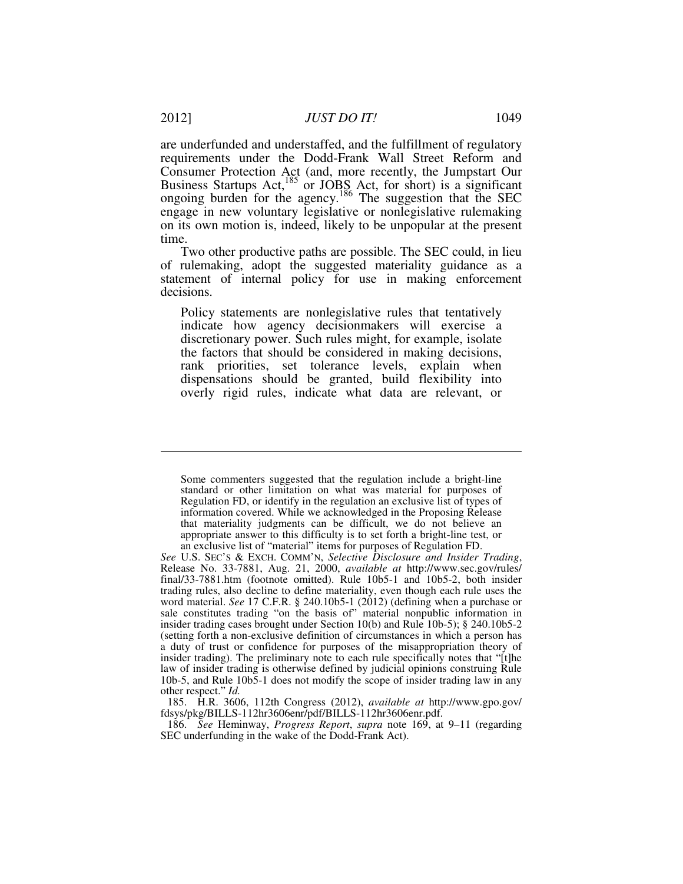are underfunded and understaffed, and the fulfillment of regulatory requirements under the Dodd-Frank Wall Street Reform and Consumer Protection Act (and, more recently, the Jumpstart Our Business Startups Act,[185] or JOBS Act, for short) is a significant ongoing burden for the agency.[186] The suggestion that the SEC engage in new voluntary legislative or nonlegislative rulemaking on its own motion is, indeed, likely to be unpopular at the present time.

Two other productive paths are possible. The SEC could, in lieu of rulemaking, adopt the suggested materiality guidance as a statement of internal policy for use in making enforcement decisions.

> Policy statements are nonlegislative rules that tentatively indicate how agency decisionmakers will exercise a discretionary power. Such rules might, for example, isolate the factors that should be considered in making decisions, rank priorities, set tolerance levels, explain when dispensations should be granted, build flexibility into overly rigid rules, indicate what data are relevant, or

---

> Some commenters suggested that the regulation include a bright-line standard or other limitation on what was material for purposes of Regulation FD, or identify in the regulation an exclusive list of types of information covered. While we acknowledged in the Proposing Release that materiality judgments can be difficult, we do not believe an appropriate answer to this difficulty is to set forth a bright-line test, or an exclusive list of "material" items for purposes of Regulation FD.

*See* U.S. SEC'S & EXCH. COMM'N, *Selective Disclosure and Insider Trading*, Release No. 33-7881, Aug. 21, 2000, *available at* http://www.sec.gov/rules/final/33-7881.htm (footnote omitted). Rule 10b5-1 and 10b5-2, both insider trading rules, also decline to define materiality, even though each rule uses the word material. *See* 17 C.F.R. § 240.10b5-1 (2012) (defining when a purchase or sale constitutes trading "on the basis of" material nonpublic information in insider trading cases brought under Section 10(b) and Rule 10b-5); § 240.10b5-2 (setting forth a non-exclusive definition of circumstances in which a person has a duty of trust or confidence for purposes of the misappropriation theory of insider trading). The preliminary note to each rule specifically notes that "[t]he law of insider trading is otherwise defined by judicial opinions construing Rule 10b-5, and Rule 10b5-1 does not modify the scope of insider trading law in any other respect." *Id.*

185. H.R. 3606, 112th Congress (2012), *available at* http://www.gpo.gov/fdsys/pkg/BILLS-112hr3606enr/pdf/BILLS-112hr3606enr.pdf.

186. *See* Heminway, *Progress Report*, *supra* note 169, at 9–11 (regarding SEC underfunding in the wake of the Dodd-Frank Act).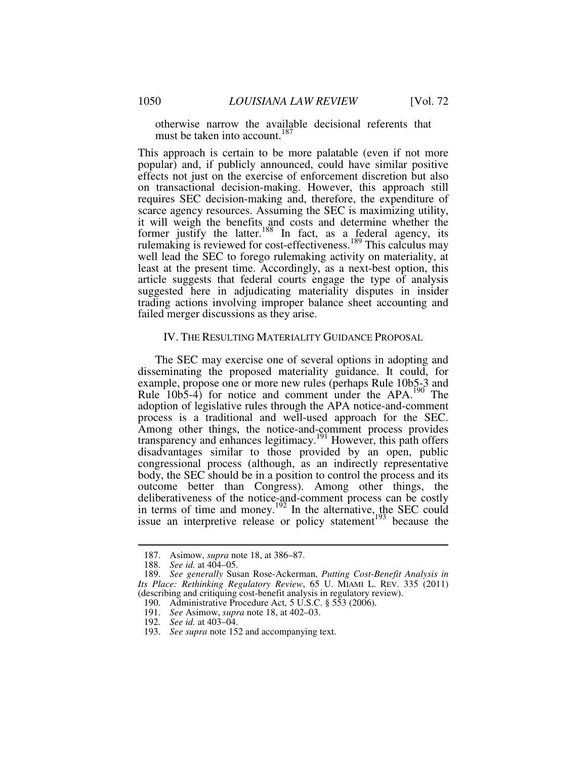otherwise narrow the available decisional referents that must be taken into account.[187]

This approach is certain to be more palatable (even if not more popular) and, if publicly announced, could have similar positive effects not just on the exercise of enforcement discretion but also on transactional decision-making. However, this approach still requires SEC decision-making and, therefore, the expenditure of scarce agency resources. Assuming the SEC is maximizing utility, it will weigh the benefits and costs and determine whether the former justify the latter.[188] In fact, as a federal agency, its rulemaking is reviewed for cost-effectiveness.[189] This calculus may well lead the SEC to forego rulemaking activity on materiality, at least at the present time. Accordingly, as a next-best option, this article suggests that federal courts engage the type of analysis suggested here in adjudicating materiality disputes in insider trading actions involving improper balance sheet accounting and failed merger discussions as they arise.

## IV. THE RESULTING MATERIALITY GUIDANCE PROPOSAL

The SEC may exercise one of several options in adopting and disseminating the proposed materiality guidance. It could, for example, propose one or more new rules (perhaps Rule 10b5-3 and Rule 10b5-4) for notice and comment under the APA.[190] The adoption of legislative rules through the APA notice-and-comment process is a traditional and well-used approach for the SEC. Among other things, the notice-and-comment process provides transparency and enhances legitimacy.[191] However, this path offers disadvantages similar to those provided by an open, public congressional process (although, as an indirectly representative body, the SEC should be in a position to control the process and its outcome better than Congress). Among other things, the deliberativeness of the notice-and-comment process can be costly in terms of time and money.[192] In the alternative, the SEC could issue an interpretive release or policy statement[193] because the

---

187. Asimow, *supra* note 18, at 386–87.

188. *See id.* at 404–05.

189. *See generally* Susan Rose-Ackerman, *Putting Cost-Benefit Analysis in Its Place: Rethinking Regulatory Review*, 65 U. MIAMI L. REV. 335 (2011) (describing and critiquing cost-benefit analysis in regulatory review).

190. Administrative Procedure Act, 5 U.S.C. § 553 (2006).

191. *See* Asimow, *supra* note 18, at 402–03.

192. *See id.* at 403–04.

193. *See supra* note 152 and accompanying text.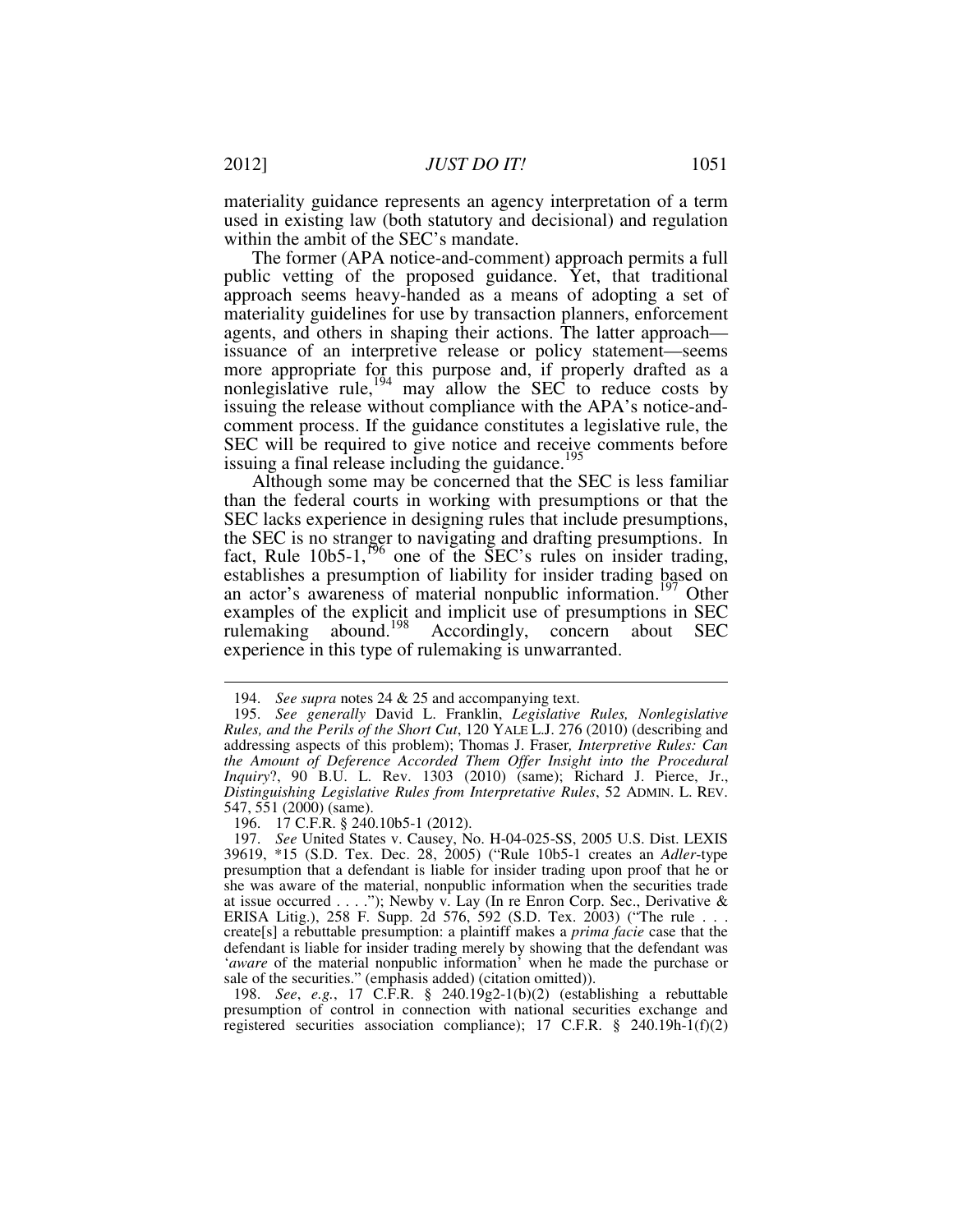materiality guidance represents an agency interpretation of a term used in existing law (both statutory and decisional) and regulation within the ambit of the SEC's mandate.

The former (APA notice-and-comment) approach permits a full public vetting of the proposed guidance. Yet, that traditional approach seems heavy-handed as a means of adopting a set of materiality guidelines for use by transaction planners, enforcement agents, and others in shaping their actions. The latter approach—issuance of an interpretive release or policy statement—seems more appropriate for this purpose and, if properly drafted as a nonlegislative rule,[194] may allow the SEC to reduce costs by issuing the release without compliance with the APA's notice-and-comment process. If the guidance constitutes a legislative rule, the SEC will be required to give notice and receive comments before issuing a final release including the guidance.[195]

Although some may be concerned that the SEC is less familiar than the federal courts in working with presumptions or that the SEC lacks experience in designing rules that include presumptions, the SEC is no stranger to navigating and drafting presumptions. In fact, Rule 10b5-1,[196] one of the SEC's rules on insider trading, establishes a presumption of liability for insider trading based on an actor's awareness of material nonpublic information.[197] Other examples of the explicit and implicit use of presumptions in SEC rulemaking abound.[198] Accordingly, concern about SEC experience in this type of rulemaking is unwarranted.

---

194. *See supra* notes 24 & 25 and accompanying text.

195. *See generally* David L. Franklin, *Legislative Rules, Nonlegislative Rules, and the Perils of the Short Cut*, 120 YALE L.J. 276 (2010) (describing and addressing aspects of this problem); Thomas J. Fraser, *Interpretive Rules: Can the Amount of Deference Accorded Them Offer Insight into the Procedural Inquiry*?, 90 B.U. L. Rev. 1303 (2010) (same); Richard J. Pierce, Jr., *Distinguishing Legislative Rules from Interpretative Rules*, 52 ADMIN. L. REV. 547, 551 (2000) (same).

196. 17 C.F.R. § 240.10b5-1 (2012).

197. *See* United States v. Causey, No. H-04-025-SS, 2005 U.S. Dist. LEXIS 39619, *15 (S.D. Tex. Dec. 28, 2005) ("Rule 10b5-1 creates an *Adler*-type presumption that a defendant is liable for insider trading upon proof that he or she was aware of the material, nonpublic information when the securities trade at issue occurred . . . ."); Newby v. Lay (In re Enron Corp. Sec., Derivative & ERISA Litig.), 258 F. Supp. 2d 576, 592 (S.D. Tex. 2003) ("The rule . . . create[s] a rebuttable presumption: a plaintiff makes a *prima facie* case that the defendant is liable for insider trading merely by showing that the defendant was '*aware* of the material nonpublic information' when he made the purchase or sale of the securities." (emphasis added) (citation omitted)).

198. *See*, *e.g.*, 17 C.F.R. § 240.19g2-1(b)(2) (establishing a rebuttable presumption of control in connection with national securities exchange and registered securities association compliance); 17 C.F.R. § 240.19h-1(f)(2)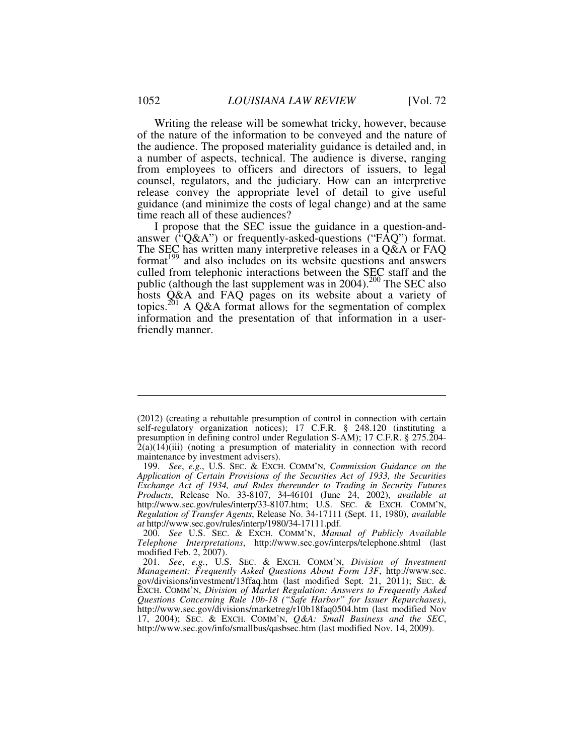Writing the release will be somewhat tricky, however, because of the nature of the information to be conveyed and the nature of the audience. The proposed materiality guidance is detailed and, in a number of aspects, technical. The audience is diverse, ranging from employees to officers and directors of issuers, to legal counsel, regulators, and the judiciary. How can an interpretive release convey the appropriate level of detail to give useful guidance (and minimize the costs of legal change) and at the same time reach all of these audiences?

I propose that the SEC issue the guidance in a question-and-answer ("Q&A") or frequently-asked-questions ("FAQ") format. The SEC has written many interpretive releases in a Q&A or FAQ format[199] and also includes on its website questions and answers culled from telephonic interactions between the SEC staff and the public (although the last supplement was in 2004).[200] The SEC also hosts Q&A and FAQ pages on its website about a variety of topics.[201] A Q&A format allows for the segmentation of complex information and the presentation of that information in a user-friendly manner.

---

(2012) (creating a rebuttable presumption of control in connection with certain self-regulatory organization notices); 17 C.F.R. § 248.120 (instituting a presumption in defining control under Regulation S-AM); 17 C.F.R. § 275.204-2(a)(14)(iii) (noting a presumption of materiality in connection with record maintenance by investment advisers).

199. *See*, *e.g.*, U.S. SEC. & EXCH. COMM'N, *Commission Guidance on the Application of Certain Provisions of the Securities Act of 1933, the Securities Exchange Act of 1934, and Rules thereunder to Trading in Security Futures Products*, Release No. 33-8107, 34-46101 (June 24, 2002), *available at* http://www.sec.gov/rules/interp/33-8107.htm; U.S. SEC. & EXCH. COMM'N, *Regulation of Transfer Agents*, Release No. 34-17111 (Sept. 11, 1980), *available at* http://www.sec.gov/rules/interp/1980/34-17111.pdf.

200. *See* U.S. SEC. & EXCH. COMM'N, *Manual of Publicly Available Telephone Interpretations*, http://www.sec.gov/interps/telephone.shtml (last modified Feb. 2, 2007).

201. *See*, *e.g.*, U.S. SEC. & EXCH. COMM'N, *Division of Investment Management: Frequently Asked Questions About Form 13F*, http://www.sec.gov/divisions/investment/13ffaq.htm (last modified Sept. 21, 2011); SEC. & EXCH. COMM'N, *Division of Market Regulation: Answers to Frequently Asked Questions Concerning Rule 10b-18 ("Safe Harbor" for Issuer Repurchases)*, http://www.sec.gov/divisions/marketreg/r10b18faq0504.htm (last modified Nov 17, 2004); SEC. & EXCH. COMM'N, *Q&A: Small Business and the SEC*, http://www.sec.gov/info/smallbus/qasbsec.htm (last modified Nov. 14, 2009).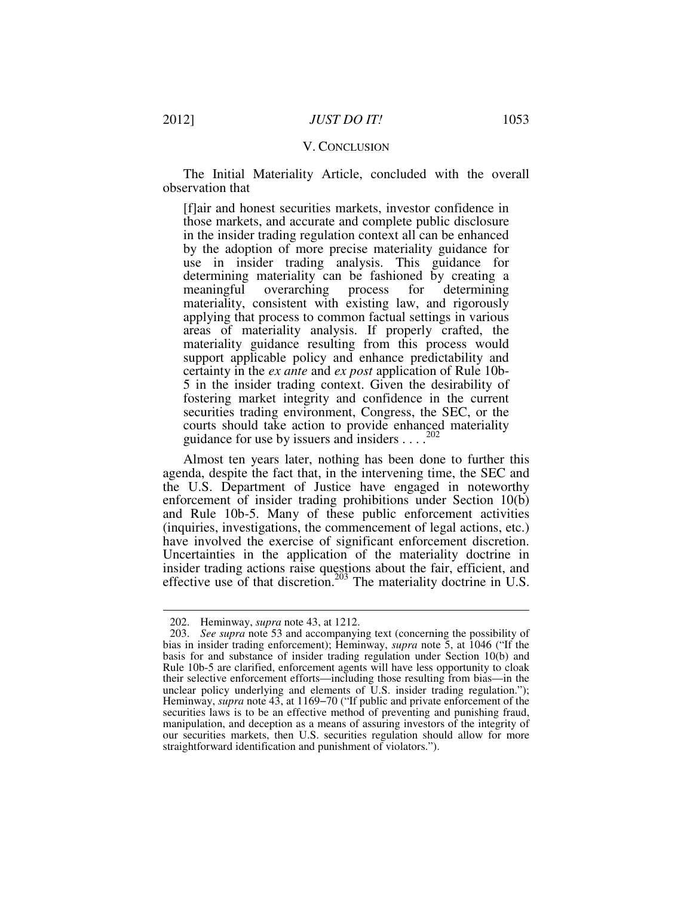## V. CONCLUSION

The Initial Materiality Article, concluded with the overall observation that

> [f]air and honest securities markets, investor confidence in those markets, and accurate and complete public disclosure in the insider trading regulation context all can be enhanced by the adoption of more precise materiality guidance for use in insider trading analysis. This guidance for determining materiality can be fashioned by creating a meaningful overarching process for determining materiality, consistent with existing law, and rigorously applying that process to common factual settings in various areas of materiality analysis. If properly crafted, the materiality guidance resulting from this process would support applicable policy and enhance predictability and certainty in the *ex ante* and *ex post* application of Rule 10b-5 in the insider trading context. Given the desirability of fostering market integrity and confidence in the current securities trading environment, Congress, the SEC, or the courts should take action to provide enhanced materiality guidance for use by issuers and insiders . . . .[202]

Almost ten years later, nothing has been done to further this agenda, despite the fact that, in the intervening time, the SEC and the U.S. Department of Justice have engaged in noteworthy enforcement of insider trading prohibitions under Section 10(b) and Rule 10b-5. Many of these public enforcement activities (inquiries, investigations, the commencement of legal actions, etc.) have involved the exercise of significant enforcement discretion. Uncertainties in the application of the materiality doctrine in insider trading actions raise questions about the fair, efficient, and effective use of that discretion.[203] The materiality doctrine in U.S.

---

202. Heminway, *supra* note 43, at 1212.

203. *See supra* note 53 and accompanying text (concerning the possibility of bias in insider trading enforcement); Heminway, *supra* note 5, at 1046 ("If the basis for and substance of insider trading regulation under Section 10(b) and Rule 10b-5 are clarified, enforcement agents will have less opportunity to cloak their selective enforcement efforts—including those resulting from bias—in the unclear policy underlying and elements of U.S. insider trading regulation."); Heminway, *supra* note 43, at 1169–70 ("If public and private enforcement of the securities laws is to be an effective method of preventing and punishing fraud, manipulation, and deception as a means of assuring investors of the integrity of our securities markets, then U.S. securities regulation should allow for more straightforward identification and punishment of violators.").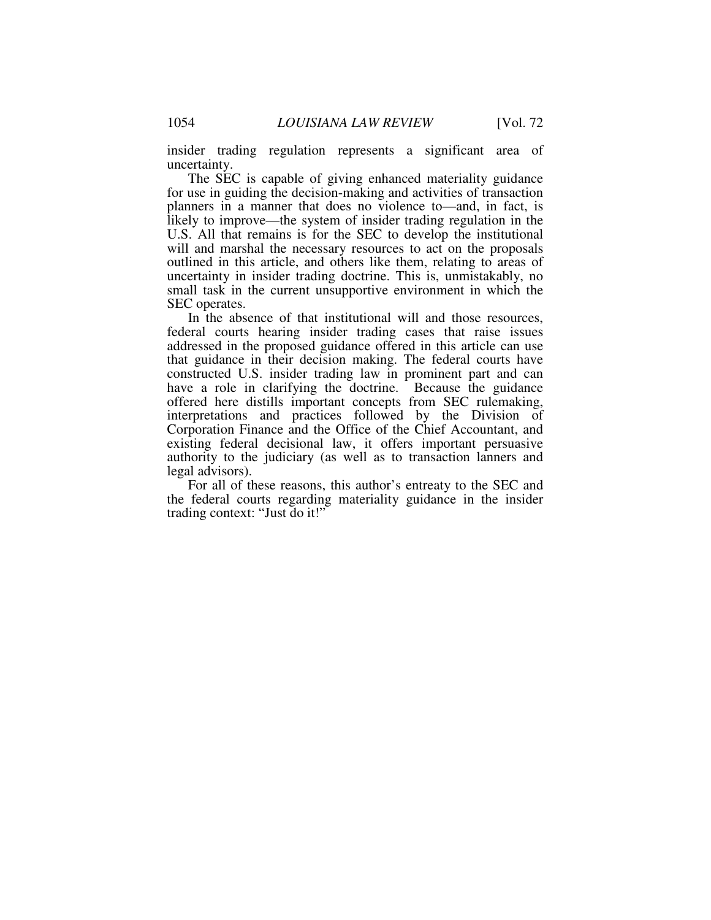insider trading regulation represents a significant area of uncertainty.

The SEC is capable of giving enhanced materiality guidance for use in guiding the decision-making and activities of transaction planners in a manner that does no violence to—and, in fact, is likely to improve—the system of insider trading regulation in the U.S. All that remains is for the SEC to develop the institutional will and marshal the necessary resources to act on the proposals outlined in this article, and others like them, relating to areas of uncertainty in insider trading doctrine. This is, unmistakably, no small task in the current unsupportive environment in which the SEC operates.

In the absence of that institutional will and those resources, federal courts hearing insider trading cases that raise issues addressed in the proposed guidance offered in this article can use that guidance in their decision making. The federal courts have constructed U.S. insider trading law in prominent part and can have a role in clarifying the doctrine. Because the guidance offered here distills important concepts from SEC rulemaking, interpretations and practices followed by the Division of Corporation Finance and the Office of the Chief Accountant, and existing federal decisional law, it offers important persuasive authority to the judiciary (as well as to transaction lanners and legal advisors).

For all of these reasons, this author's entreaty to the SEC and the federal courts regarding materiality guidance in the insider trading context: "Just do it!"